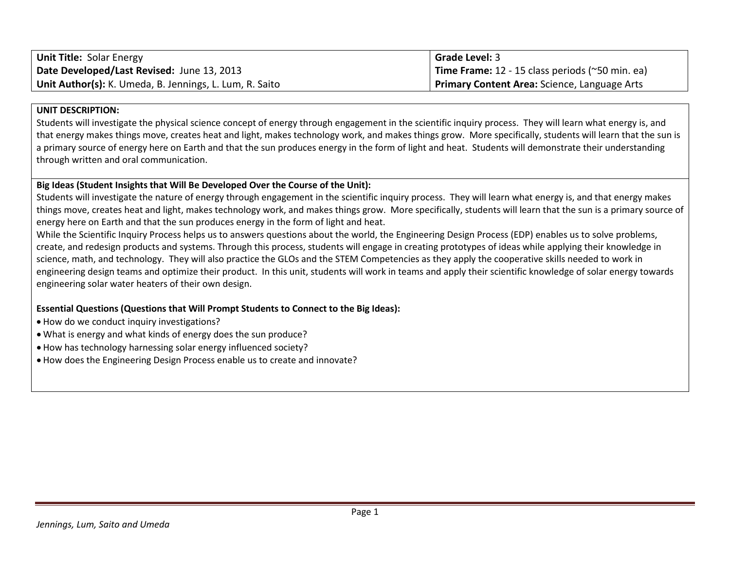| **Unit Title:** Solar Energy | **Grade Level:** 3 |
| --- | --- |
| **Date Developed/Last Revised:** June 13, 2013 | **Time Frame:** 12 - 15 class periods (~50 min. ea) |
| **Unit Author(s):** K. Umeda, B. Jennings, L. Lum, R. Saito | **Primary Content Area:** Science, Language Arts |

**UNIT DESCRIPTION:**

Students will investigate the physical science concept of energy through engagement in the scientific inquiry process. They will learn what energy is, and that energy makes things move, creates heat and light, makes technology work, and makes things grow. More specifically, students will learn that the sun is a primary source of energy here on Earth and that the sun produces energy in the form of light and heat. Students will demonstrate their understanding through written and oral communication.

**Big Ideas (Student Insights that Will Be Developed Over the Course of the Unit):**

Students will investigate the nature of energy through engagement in the scientific inquiry process. They will learn what energy is, and that energy makes things move, creates heat and light, makes technology work, and makes things grow. More specifically, students will learn that the sun is a primary source of energy here on Earth and that the sun produces energy in the form of light and heat.

While the Scientific Inquiry Process helps us to answers questions about the world, the Engineering Design Process (EDP) enables us to solve problems, create, and redesign products and systems. Through this process, students will engage in creating prototypes of ideas while applying their knowledge in science, math, and technology. They will also practice the GLOs and the STEM Competencies as they apply the cooperative skills needed to work in engineering design teams and optimize their product. In this unit, students will work in teams and apply their scientific knowledge of solar energy towards engineering solar water heaters of their own design.

**Essential Questions (Questions that Will Prompt Students to Connect to the Big Ideas):**

- How do we conduct inquiry investigations?
- What is energy and what kinds of energy does the sun produce?
- How has technology harnessing solar energy influenced society?
- How does the Engineering Design Process enable us to create and innovate?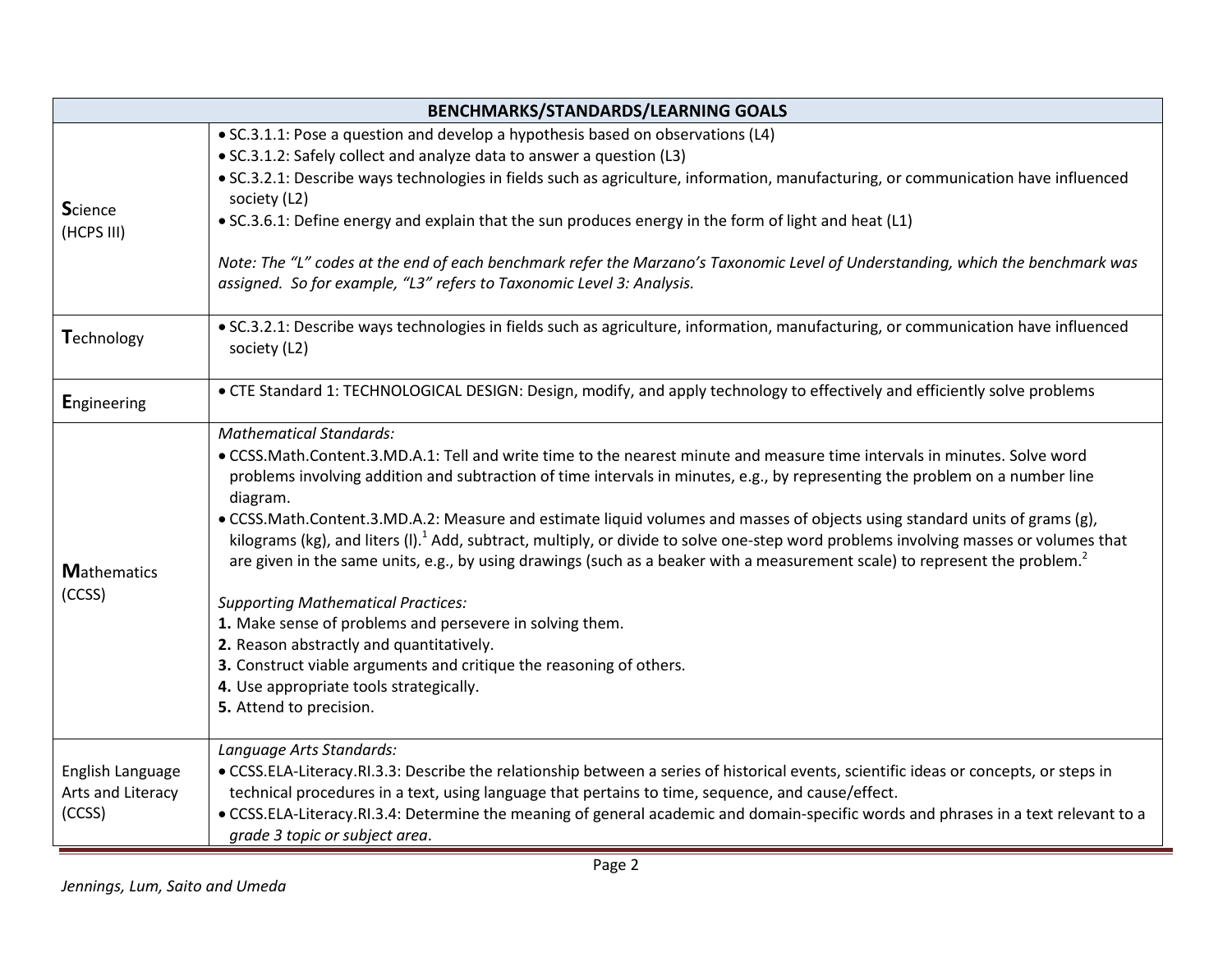| BENCHMARKS/STANDARDS/LEARNING GOALS | |
|---|---|
| **S**cience (HCPS III) | • SC.3.1.1: Pose a question and develop a hypothesis based on observations (L4)<br>• SC.3.1.2: Safely collect and analyze data to answer a question (L3)<br>• SC.3.2.1: Describe ways technologies in fields such as agriculture, information, manufacturing, or communication have influenced society (L2)<br>• SC.3.6.1: Define energy and explain that the sun produces energy in the form of light and heat (L1)<br><br>*Note: The "L" codes at the end of each benchmark refer the Marzano's Taxonomic Level of Understanding, which the benchmark was assigned. So for example, "L3" refers to Taxonomic Level 3: Analysis.* |
| **T**echnology | • SC.3.2.1: Describe ways technologies in fields such as agriculture, information, manufacturing, or communication have influenced society (L2) |
| **E**ngineering | • CTE Standard 1: TECHNOLOGICAL DESIGN: Design, modify, and apply technology to effectively and efficiently solve problems |
| **M**athematics (CCSS) | *Mathematical Standards:*<br>• CCSS.Math.Content.3.MD.A.1: Tell and write time to the nearest minute and measure time intervals in minutes. Solve word problems involving addition and subtraction of time intervals in minutes, e.g., by representing the problem on a number line diagram.<br>• CCSS.Math.Content.3.MD.A.2: Measure and estimate liquid volumes and masses of objects using standard units of grams (g), kilograms (kg), and liters (l).[1] Add, subtract, multiply, or divide to solve one-step word problems involving masses or volumes that are given in the same units, e.g., by using drawings (such as a beaker with a measurement scale) to represent the problem.[2]<br><br>*Supporting Mathematical Practices:*<br>**1.** Make sense of problems and persevere in solving them.<br>**2.** Reason abstractly and quantitatively.<br>**3.** Construct viable arguments and critique the reasoning of others.<br>**4.** Use appropriate tools strategically.<br>**5.** Attend to precision. |
| English Language Arts and Literacy (CCSS) | *Language Arts Standards:*<br>• CCSS.ELA-Literacy.RI.3.3: Describe the relationship between a series of historical events, scientific ideas or concepts, or steps in technical procedures in a text, using language that pertains to time, sequence, and cause/effect.<br>• CCSS.ELA-Literacy.RI.3.4: Determine the meaning of general academic and domain-specific words and phrases in a text relevant to a *grade 3 topic or subject area*. |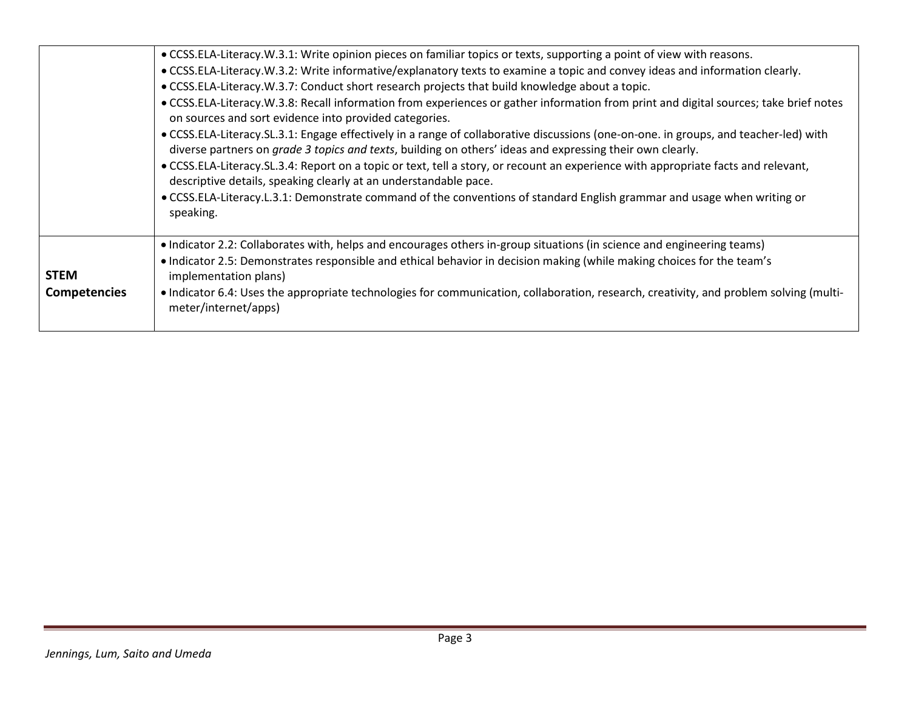| | |
|---|---|
| | • CCSS.ELA-Literacy.W.3.1: Write opinion pieces on familiar topics or texts, supporting a point of view with reasons.<br>• CCSS.ELA-Literacy.W.3.2: Write informative/explanatory texts to examine a topic and convey ideas and information clearly.<br>• CCSS.ELA-Literacy.W.3.7: Conduct short research projects that build knowledge about a topic.<br>• CCSS.ELA-Literacy.W.3.8: Recall information from experiences or gather information from print and digital sources; take brief notes on sources and sort evidence into provided categories.<br>• CCSS.ELA-Literacy.SL.3.1: Engage effectively in a range of collaborative discussions (one-on-one. in groups, and teacher-led) with diverse partners on *grade 3 topics and texts*, building on others' ideas and expressing their own clearly.<br>• CCSS.ELA-Literacy.SL.3.4: Report on a topic or text, tell a story, or recount an experience with appropriate facts and relevant, descriptive details, speaking clearly at an understandable pace.<br>• CCSS.ELA-Literacy.L.3.1: Demonstrate command of the conventions of standard English grammar and usage when writing or speaking. |
| **STEM Competencies** | • Indicator 2.2: Collaborates with, helps and encourages others in-group situations (in science and engineering teams)<br>• Indicator 2.5: Demonstrates responsible and ethical behavior in decision making (while making choices for the team's implementation plans)<br>• Indicator 6.4: Uses the appropriate technologies for communication, collaboration, research, creativity, and problem solving (multi-meter/internet/apps) |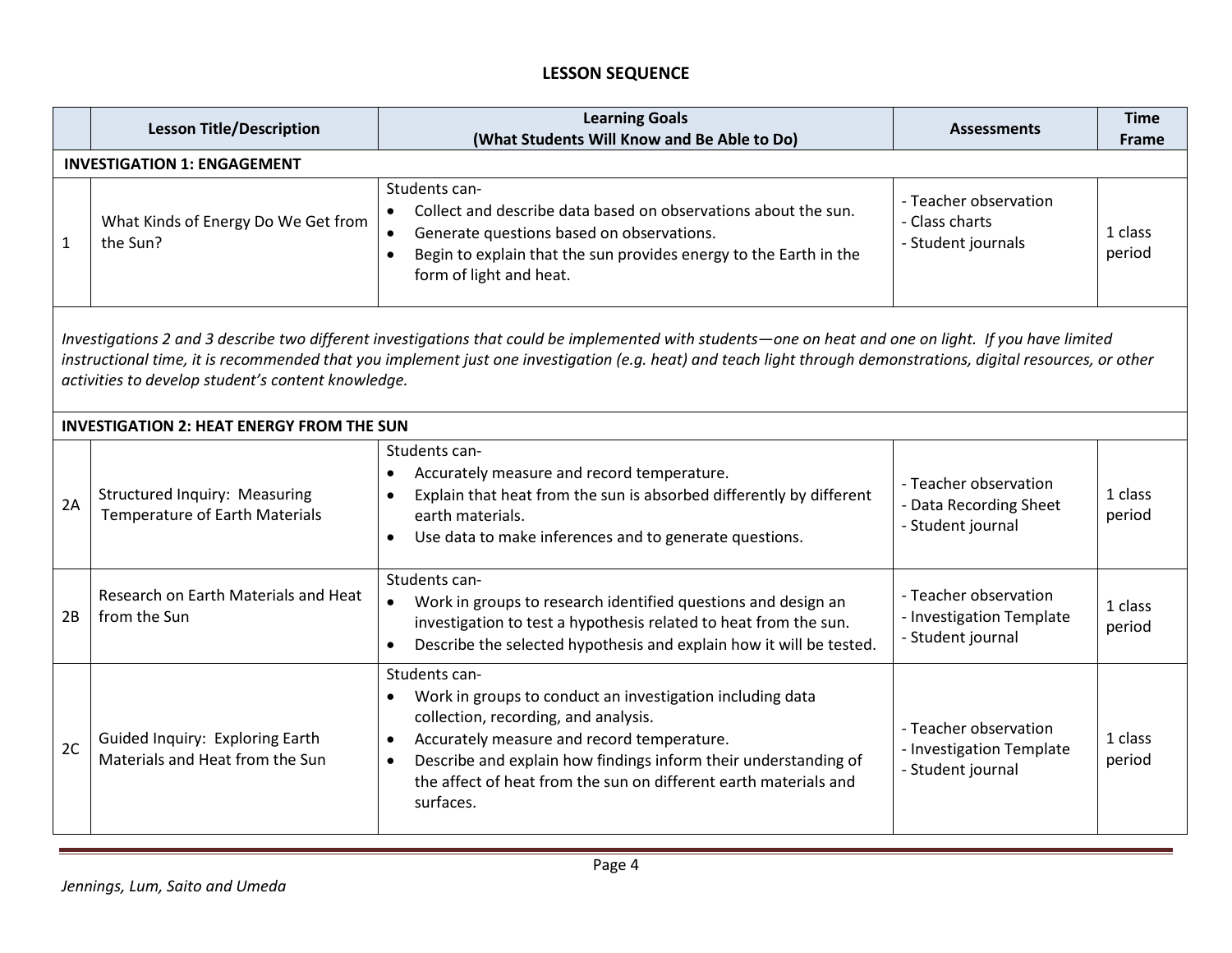# LESSON SEQUENCE

| | Lesson Title/Description | Learning Goals (What Students Will Know and Be Able to Do) | Assessments | Time Frame |
|---|---|---|---|---|
| **INVESTIGATION 1: ENGAGEMENT** | | | | |
| 1 | What Kinds of Energy Do We Get from the Sun? | Students can-<br>• Collect and describe data based on observations about the sun.<br>• Generate questions based on observations.<br>• Begin to explain that the sun provides energy to the Earth in the form of light and heat. | - Teacher observation<br>- Class charts<br>- Student journals | 1 class period |
| *Investigations 2 and 3 describe two different investigations that could be implemented with students—one on heat and one on light. If you have limited instructional time, it is recommended that you implement just one investigation (e.g. heat) and teach light through demonstrations, digital resources, or other activities to develop student's content knowledge.* | | | | |
| **INVESTIGATION 2: HEAT ENERGY FROM THE SUN** | | | | |
| 2A | Structured Inquiry: Measuring Temperature of Earth Materials | Students can-<br>• Accurately measure and record temperature.<br>• Explain that heat from the sun is absorbed differently by different earth materials.<br>• Use data to make inferences and to generate questions. | - Teacher observation<br>- Data Recording Sheet<br>- Student journal | 1 class period |
| 2B | Research on Earth Materials and Heat from the Sun | Students can-<br>• Work in groups to research identified questions and design an investigation to test a hypothesis related to heat from the sun.<br>• Describe the selected hypothesis and explain how it will be tested. | - Teacher observation<br>- Investigation Template<br>- Student journal | 1 class period |
| 2C | Guided Inquiry: Exploring Earth Materials and Heat from the Sun | Students can-<br>• Work in groups to conduct an investigation including data collection, recording, and analysis.<br>• Accurately measure and record temperature.<br>• Describe and explain how findings inform their understanding of the affect of heat from the sun on different earth materials and surfaces. | - Teacher observation<br>- Investigation Template<br>- Student journal | 1 class period |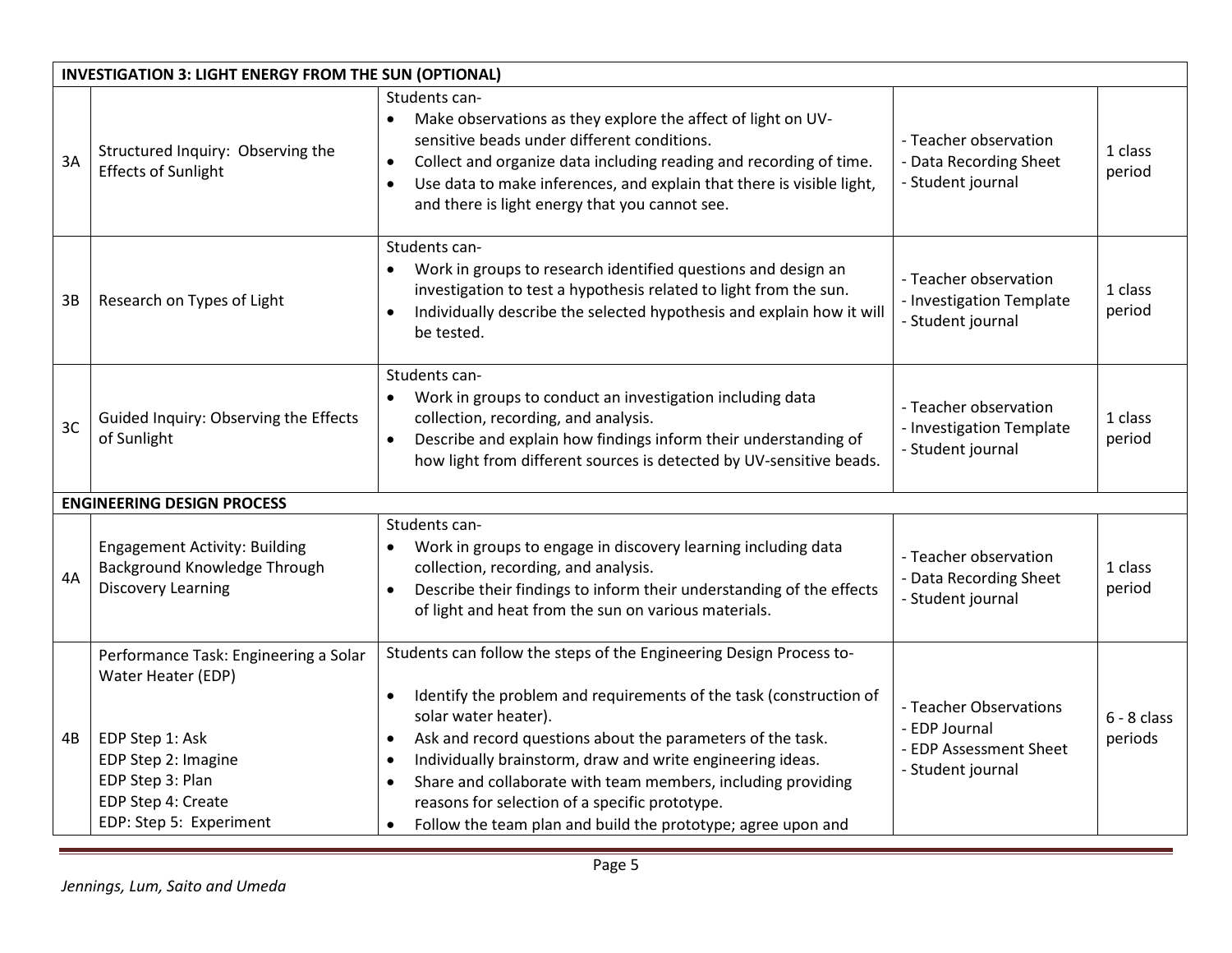| INVESTIGATION 3: LIGHT ENERGY FROM THE SUN (OPTIONAL) | | | | |
|---|---|---|---|---|
| 3A | Structured Inquiry: Observing the Effects of Sunlight | Students can-<br>• Make observations as they explore the affect of light on UV-sensitive beads under different conditions.<br>• Collect and organize data including reading and recording of time.<br>• Use data to make inferences, and explain that there is visible light, and there is light energy that you cannot see. | - Teacher observation<br>- Data Recording Sheet<br>- Student journal | 1 class period |
| 3B | Research on Types of Light | Students can-<br>• Work in groups to research identified questions and design an investigation to test a hypothesis related to light from the sun.<br>• Individually describe the selected hypothesis and explain how it will be tested. | - Teacher observation<br>- Investigation Template<br>- Student journal | 1 class period |
| 3C | Guided Inquiry: Observing the Effects of Sunlight | Students can-<br>• Work in groups to conduct an investigation including data collection, recording, and analysis.<br>• Describe and explain how findings inform their understanding of how light from different sources is detected by UV-sensitive beads. | - Teacher observation<br>- Investigation Template<br>- Student journal | 1 class period |
| **ENGINEERING DESIGN PROCESS** | | | | |
| 4A | Engagement Activity: Building Background Knowledge Through Discovery Learning | Students can-<br>• Work in groups to engage in discovery learning including data collection, recording, and analysis.<br>• Describe their findings to inform their understanding of the effects of light and heat from the sun on various materials. | - Teacher observation<br>- Data Recording Sheet<br>- Student journal | 1 class period |
| 4B | Performance Task: Engineering a Solar Water Heater (EDP)<br><br>EDP Step 1: Ask<br>EDP Step 2: Imagine<br>EDP Step 3: Plan<br>EDP Step 4: Create<br>EDP: Step 5: Experiment | Students can follow the steps of the Engineering Design Process to-<br>• Identify the problem and requirements of the task (construction of solar water heater).<br>• Ask and record questions about the parameters of the task.<br>• Individually brainstorm, draw and write engineering ideas.<br>• Share and collaborate with team members, including providing reasons for selection of a specific prototype.<br>• Follow the team plan and build the prototype; agree upon and | - Teacher Observations<br>- EDP Journal<br>- EDP Assessment Sheet<br>- Student journal | 6 - 8 class periods |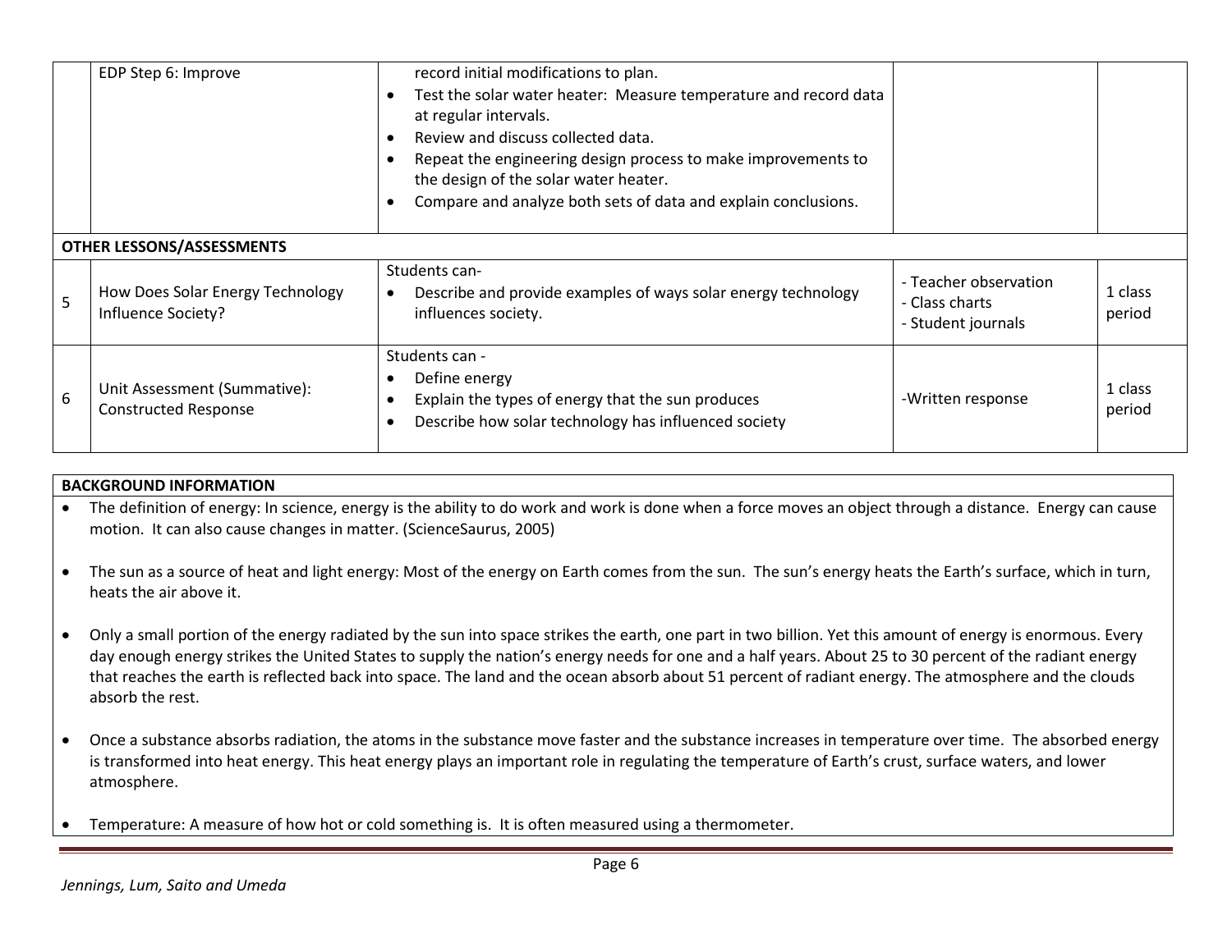| | | | | |
|---|---|---|---|---|
| | EDP Step 6: Improve | record initial modifications to plan.<br>• Test the solar water heater: Measure temperature and record data at regular intervals.<br>• Review and discuss collected data.<br>• Repeat the engineering design process to make improvements to the design of the solar water heater.<br>• Compare and analyze both sets of data and explain conclusions. | | |
| **OTHER LESSONS/ASSESSMENTS** | | | | |
| 5 | How Does Solar Energy Technology Influence Society? | Students can-<br>• Describe and provide examples of ways solar energy technology influences society. | - Teacher observation<br>- Class charts<br>- Student journals | 1 class period |
| 6 | Unit Assessment (Summative): Constructed Response | Students can -<br>• Define energy<br>• Explain the types of energy that the sun produces<br>• Describe how solar technology has influenced society | -Written response | 1 class period |

**BACKGROUND INFORMATION**

- The definition of energy: In science, energy is the ability to do work and work is done when a force moves an object through a distance. Energy can cause motion. It can also cause changes in matter. (ScienceSaurus, 2005)

- The sun as a source of heat and light energy: Most of the energy on Earth comes from the sun. The sun's energy heats the Earth's surface, which in turn, heats the air above it.

- Only a small portion of the energy radiated by the sun into space strikes the earth, one part in two billion. Yet this amount of energy is enormous. Every day enough energy strikes the United States to supply the nation's energy needs for one and a half years. About 25 to 30 percent of the radiant energy that reaches the earth is reflected back into space. The land and the ocean absorb about 51 percent of radiant energy. The atmosphere and the clouds absorb the rest.

- Once a substance absorbs radiation, the atoms in the substance move faster and the substance increases in temperature over time. The absorbed energy is transformed into heat energy. This heat energy plays an important role in regulating the temperature of Earth's crust, surface waters, and lower atmosphere.

- Temperature: A measure of how hot or cold something is. It is often measured using a thermometer.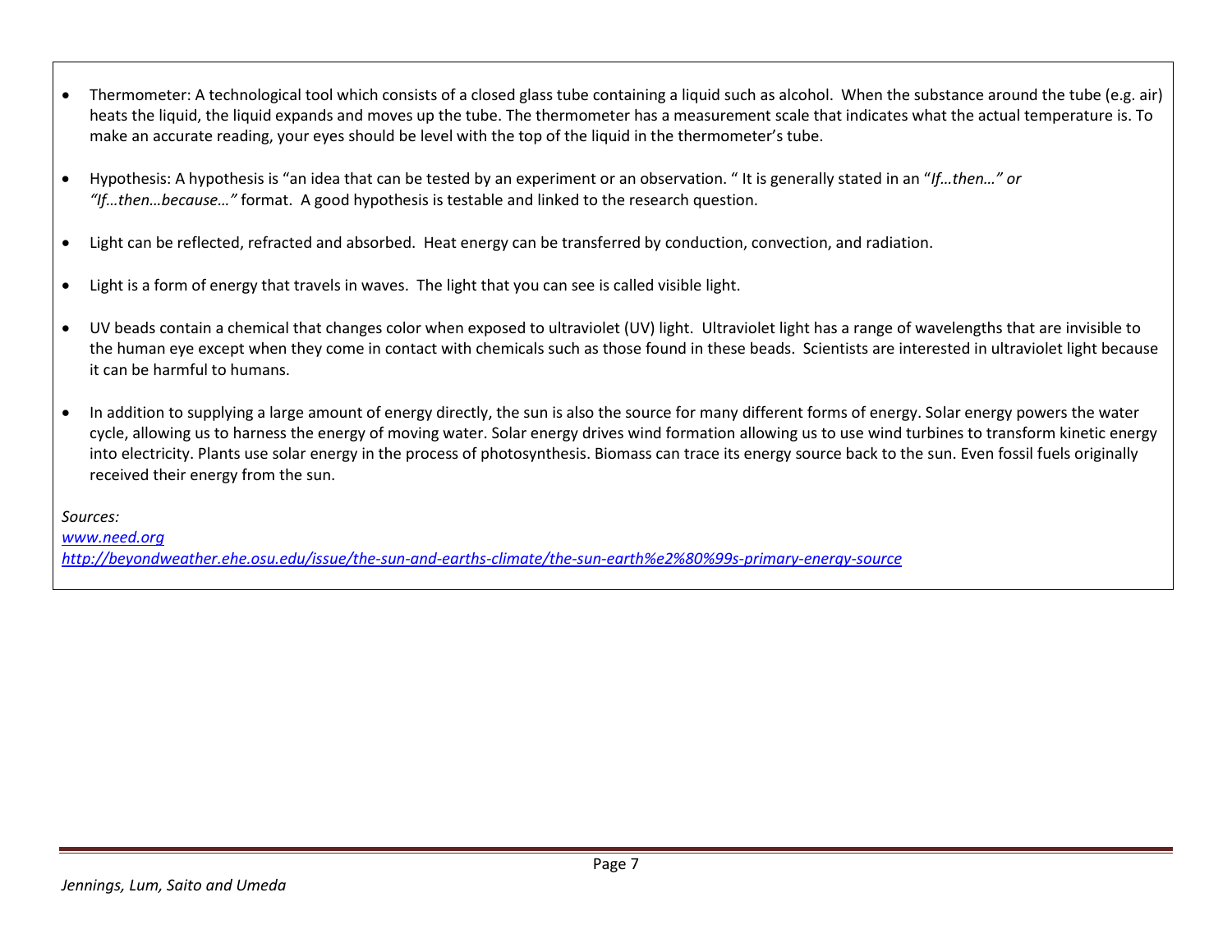- Thermometer: A technological tool which consists of a closed glass tube containing a liquid such as alcohol. When the substance around the tube (e.g. air) heats the liquid, the liquid expands and moves up the tube. The thermometer has a measurement scale that indicates what the actual temperature is. To make an accurate reading, your eyes should be level with the top of the liquid in the thermometer's tube.

- Hypothesis: A hypothesis is "an idea that can be tested by an experiment or an observation. " It is generally stated in an "*If…then…" or "If…then…because…"* format. A good hypothesis is testable and linked to the research question.

- Light can be reflected, refracted and absorbed. Heat energy can be transferred by conduction, convection, and radiation.

- Light is a form of energy that travels in waves. The light that you can see is called visible light.

- UV beads contain a chemical that changes color when exposed to ultraviolet (UV) light. Ultraviolet light has a range of wavelengths that are invisible to the human eye except when they come in contact with chemicals such as those found in these beads. Scientists are interested in ultraviolet light because it can be harmful to humans.

- In addition to supplying a large amount of energy directly, the sun is also the source for many different forms of energy. Solar energy powers the water cycle, allowing us to harness the energy of moving water. Solar energy drives wind formation allowing us to use wind turbines to transform kinetic energy into electricity. Plants use solar energy in the process of photosynthesis. Biomass can trace its energy source back to the sun. Even fossil fuels originally received their energy from the sun.

*Sources:*
*www.need.org*
*http://beyondweather.ehe.osu.edu/issue/the-sun-and-earths-climate/the-sun-earth%e2%80%99s-primary-energy-source*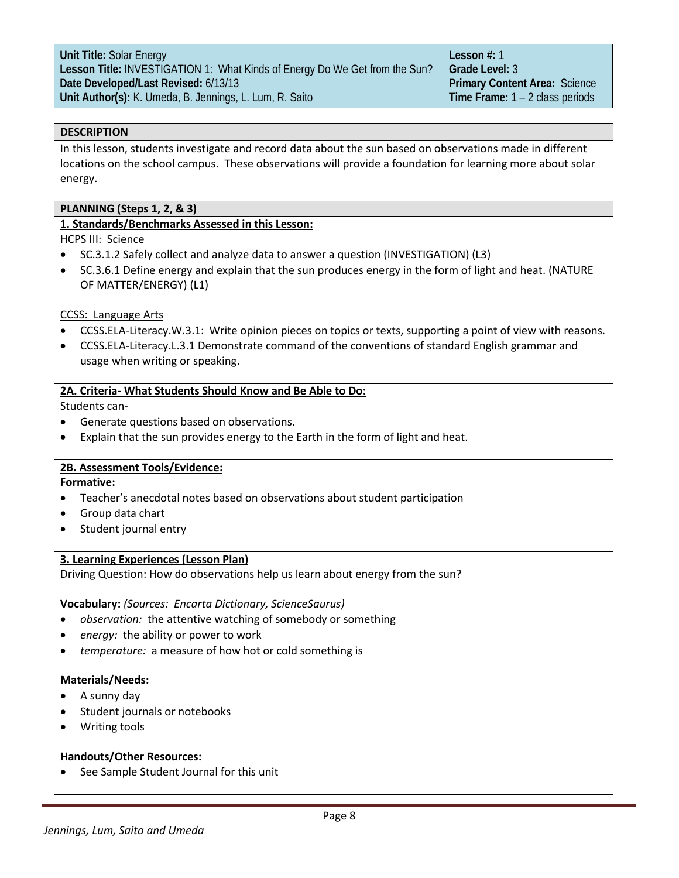| Unit Title: Solar Energy<br>Lesson Title: INVESTIGATION 1: What Kinds of Energy Do We Get from the Sun?<br>Date Developed/Last Revised: 6/13/13<br>Unit Author(s): K. Umeda, B. Jennings, L. Lum, R. Saito | Lesson #: 1<br>Grade Level: 3<br>Primary Content Area: Science<br>Time Frame: 1 – 2 class periods |
|---|---|

## DESCRIPTION

In this lesson, students investigate and record data about the sun based on observations made in different locations on the school campus. These observations will provide a foundation for learning more about solar energy.

## PLANNING (Steps 1, 2, & 3)

### 1. Standards/Benchmarks Assessed in this Lesson:

HCPS III: Science

- SC.3.1.2 Safely collect and analyze data to answer a question (INVESTIGATION) (L3)
- SC.3.6.1 Define energy and explain that the sun produces energy in the form of light and heat. (NATURE OF MATTER/ENERGY) (L1)

CCSS: Language Arts

- CCSS.ELA-Literacy.W.3.1: Write opinion pieces on topics or texts, supporting a point of view with reasons.
- CCSS.ELA-Literacy.L.3.1 Demonstrate command of the conventions of standard English grammar and usage when writing or speaking.

### 2A. Criteria- What Students Should Know and Be Able to Do:

Students can-

- Generate questions based on observations.
- Explain that the sun provides energy to the Earth in the form of light and heat.

### 2B. Assessment Tools/Evidence:

**Formative:**

- Teacher's anecdotal notes based on observations about student participation
- Group data chart
- Student journal entry

### 3. Learning Experiences (Lesson Plan)

Driving Question: How do observations help us learn about energy from the sun?

**Vocabulary:** *(Sources: Encarta Dictionary, ScienceSaurus)*

- *observation:* the attentive watching of somebody or something
- *energy:* the ability or power to work
- *temperature:* a measure of how hot or cold something is

**Materials/Needs:**

- A sunny day
- Student journals or notebooks
- Writing tools

**Handouts/Other Resources:**

- See Sample Student Journal for this unit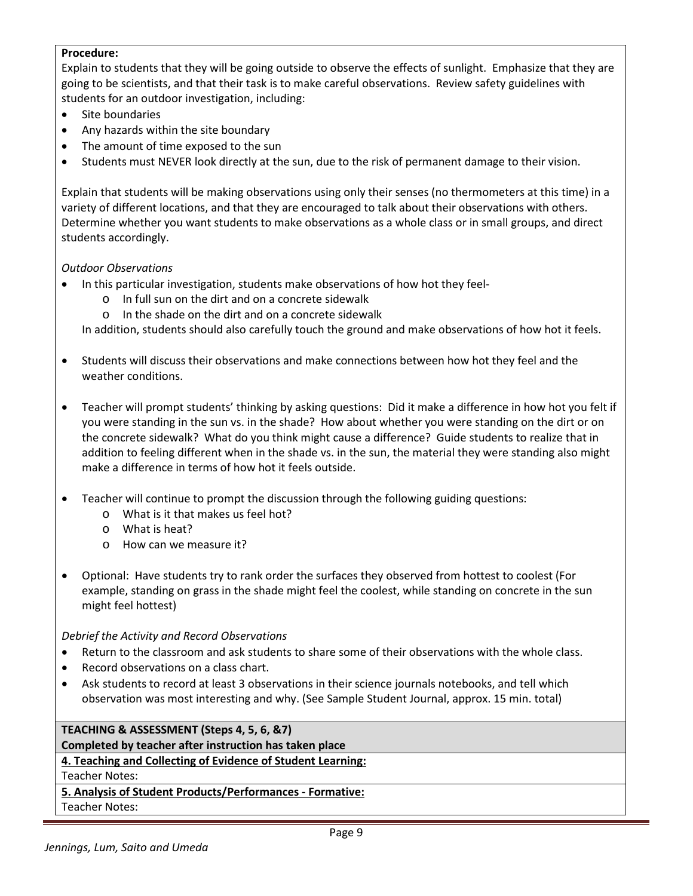**Procedure:**

Explain to students that they will be going outside to observe the effects of sunlight. Emphasize that they are going to be scientists, and that their task is to make careful observations. Review safety guidelines with students for an outdoor investigation, including:

- Site boundaries
- Any hazards within the site boundary
- The amount of time exposed to the sun
- Students must NEVER look directly at the sun, due to the risk of permanent damage to their vision.

Explain that students will be making observations using only their senses (no thermometers at this time) in a variety of different locations, and that they are encouraged to talk about their observations with others. Determine whether you want students to make observations as a whole class or in small groups, and direct students accordingly.

*Outdoor Observations*

- In this particular investigation, students make observations of how hot they feel-
    - In full sun on the dirt and on a concrete sidewalk
    - In the shade on the dirt and on a concrete sidewalk

  In addition, students should also carefully touch the ground and make observations of how hot it feels.

- Students will discuss their observations and make connections between how hot they feel and the weather conditions.

- Teacher will prompt students' thinking by asking questions: Did it make a difference in how hot you felt if you were standing in the sun vs. in the shade? How about whether you were standing on the dirt or on the concrete sidewalk? What do you think might cause a difference? Guide students to realize that in addition to feeling different when in the shade vs. in the sun, the material they were standing also might make a difference in terms of how hot it feels outside.

- Teacher will continue to prompt the discussion through the following guiding questions:
    - What is it that makes us feel hot?
    - What is heat?
    - How can we measure it?

- Optional: Have students try to rank order the surfaces they observed from hottest to coolest (For example, standing on grass in the shade might feel the coolest, while standing on concrete in the sun might feel hottest)

*Debrief the Activity and Record Observations*

- Return to the classroom and ask students to share some of their observations with the whole class.
- Record observations on a class chart.
- Ask students to record at least 3 observations in their science journals notebooks, and tell which observation was most interesting and why. (See Sample Student Journal, approx. 15 min. total)

**TEACHING & ASSESSMENT (Steps 4, 5, 6, &7)**

**Completed by teacher after instruction has taken place**

**4. Teaching and Collecting of Evidence of Student Learning:**

Teacher Notes:

**5. Analysis of Student Products/Performances - Formative:**

Teacher Notes: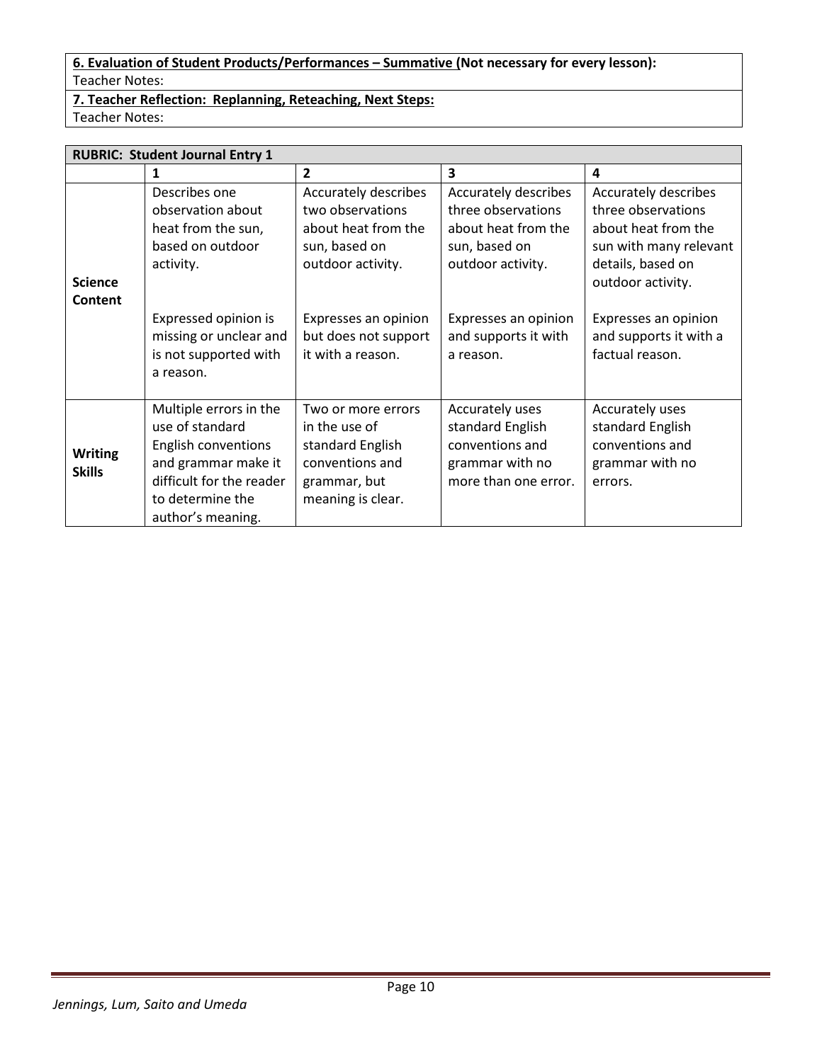**6. Evaluation of Student Products/Performances – Summative (Not necessary for every lesson):**

Teacher Notes:

**7. Teacher Reflection: Replanning, Reteaching, Next Steps:**

Teacher Notes:

| **RUBRIC: Student Journal Entry 1** | | | | |
|---|---|---|---|---|
| | **1** | **2** | **3** | **4** |
| **Science Content** | Describes one observation about heat from the sun, based on outdoor activity.<br><br>Expressed opinion is missing or unclear and is not supported with a reason. | Accurately describes two observations about heat from the sun, based on outdoor activity.<br><br>Expresses an opinion but does not support it with a reason. | Accurately describes three observations about heat from the sun, based on outdoor activity.<br><br>Expresses an opinion and supports it with a reason. | Accurately describes three observations about heat from the sun with many relevant details, based on outdoor activity.<br><br>Expresses an opinion and supports it with a factual reason. |
| **Writing Skills** | Multiple errors in the use of standard English conventions and grammar make it difficult for the reader to determine the author's meaning. | Two or more errors in the use of standard English conventions and grammar, but meaning is clear. | Accurately uses standard English conventions and grammar with no more than one error. | Accurately uses standard English conventions and grammar with no errors. |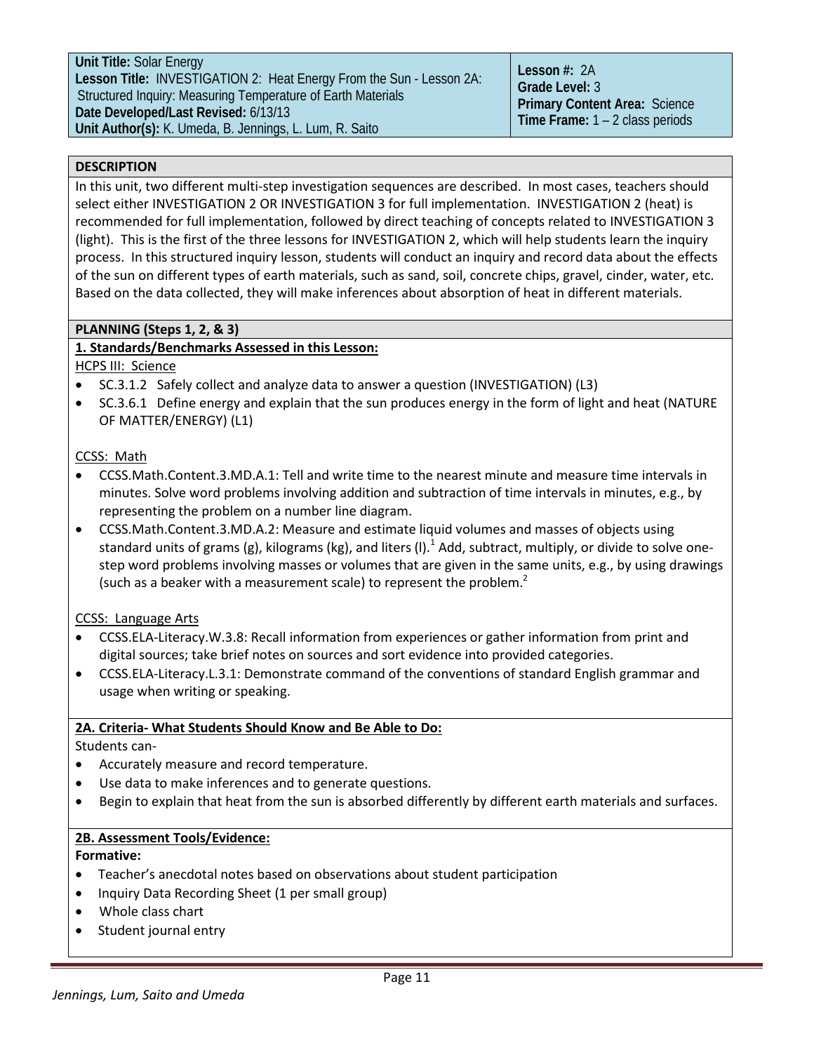| | |
|---|---|
| **Unit Title:** Solar Energy<br>**Lesson Title:** INVESTIGATION 2: Heat Energy From the Sun - Lesson 2A: Structured Inquiry: Measuring Temperature of Earth Materials<br>**Date Developed/Last Revised:** 6/13/13<br>**Unit Author(s):** K. Umeda, B. Jennings, L. Lum, R. Saito | **Lesson #:** 2A<br>**Grade Level:** 3<br>**Primary Content Area:** Science<br>**Time Frame:** 1 – 2 class periods |

## DESCRIPTION

In this unit, two different multi-step investigation sequences are described. In most cases, teachers should select either INVESTIGATION 2 OR INVESTIGATION 3 for full implementation. INVESTIGATION 2 (heat) is recommended for full implementation, followed by direct teaching of concepts related to INVESTIGATION 3 (light). This is the first of the three lessons for INVESTIGATION 2, which will help students learn the inquiry process. In this structured inquiry lesson, students will conduct an inquiry and record data about the effects of the sun on different types of earth materials, such as sand, soil, concrete chips, gravel, cinder, water, etc. Based on the data collected, they will make inferences about absorption of heat in different materials.

## PLANNING (Steps 1, 2, & 3)

### 1. Standards/Benchmarks Assessed in this Lesson:

HCPS III: Science

- SC.3.1.2 Safely collect and analyze data to answer a question (INVESTIGATION) (L3)
- SC.3.6.1 Define energy and explain that the sun produces energy in the form of light and heat (NATURE OF MATTER/ENERGY) (L1)

CCSS: Math

- CCSS.Math.Content.3.MD.A.1: Tell and write time to the nearest minute and measure time intervals in minutes. Solve word problems involving addition and subtraction of time intervals in minutes, e.g., by representing the problem on a number line diagram.
- CCSS.Math.Content.3.MD.A.2: Measure and estimate liquid volumes and masses of objects using standard units of grams (g), kilograms (kg), and liters (l).[1] Add, subtract, multiply, or divide to solve one-step word problems involving masses or volumes that are given in the same units, e.g., by using drawings (such as a beaker with a measurement scale) to represent the problem.[2]

CCSS: Language Arts

- CCSS.ELA-Literacy.W.3.8: Recall information from experiences or gather information from print and digital sources; take brief notes on sources and sort evidence into provided categories.
- CCSS.ELA-Literacy.L.3.1: Demonstrate command of the conventions of standard English grammar and usage when writing or speaking.

### 2A. Criteria- What Students Should Know and Be Able to Do:

Students can-

- Accurately measure and record temperature.
- Use data to make inferences and to generate questions.
- Begin to explain that heat from the sun is absorbed differently by different earth materials and surfaces.

### 2B. Assessment Tools/Evidence:

**Formative:**

- Teacher's anecdotal notes based on observations about student participation
- Inquiry Data Recording Sheet (1 per small group)
- Whole class chart
- Student journal entry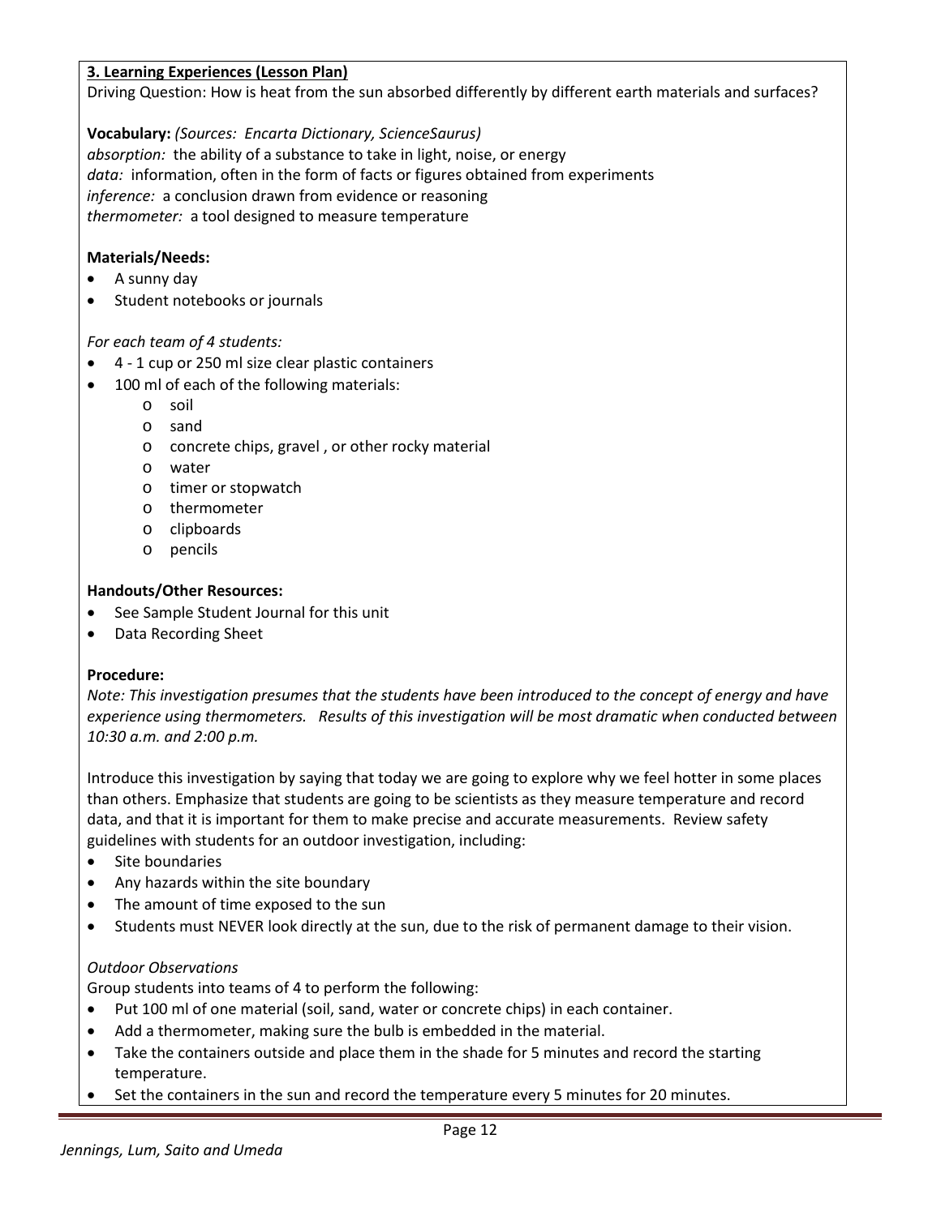**3. Learning Experiences (Lesson Plan)**

Driving Question: How is heat from the sun absorbed differently by different earth materials and surfaces?

**Vocabulary:** *(Sources: Encarta Dictionary, ScienceSaurus)*
*absorption:* the ability of a substance to take in light, noise, or energy
*data:* information, often in the form of facts or figures obtained from experiments
*inference:* a conclusion drawn from evidence or reasoning
*thermometer:* a tool designed to measure temperature

**Materials/Needs:**

- A sunny day
- Student notebooks or journals

*For each team of 4 students:*

- 4 - 1 cup or 250 ml size clear plastic containers
- 100 ml of each of the following materials:
  - soil
  - sand
  - concrete chips, gravel , or other rocky material
  - water
  - timer or stopwatch
  - thermometer
  - clipboards
  - pencils

**Handouts/Other Resources:**

- See Sample Student Journal for this unit
- Data Recording Sheet

**Procedure:**

*Note: This investigation presumes that the students have been introduced to the concept of energy and have experience using thermometers. Results of this investigation will be most dramatic when conducted between 10:30 a.m. and 2:00 p.m.*

Introduce this investigation by saying that today we are going to explore why we feel hotter in some places than others. Emphasize that students are going to be scientists as they measure temperature and record data, and that it is important for them to make precise and accurate measurements. Review safety guidelines with students for an outdoor investigation, including:

- Site boundaries
- Any hazards within the site boundary
- The amount of time exposed to the sun
- Students must NEVER look directly at the sun, due to the risk of permanent damage to their vision.

*Outdoor Observations*

Group students into teams of 4 to perform the following:

- Put 100 ml of one material (soil, sand, water or concrete chips) in each container.
- Add a thermometer, making sure the bulb is embedded in the material.
- Take the containers outside and place them in the shade for 5 minutes and record the starting temperature.
- Set the containers in the sun and record the temperature every 5 minutes for 20 minutes.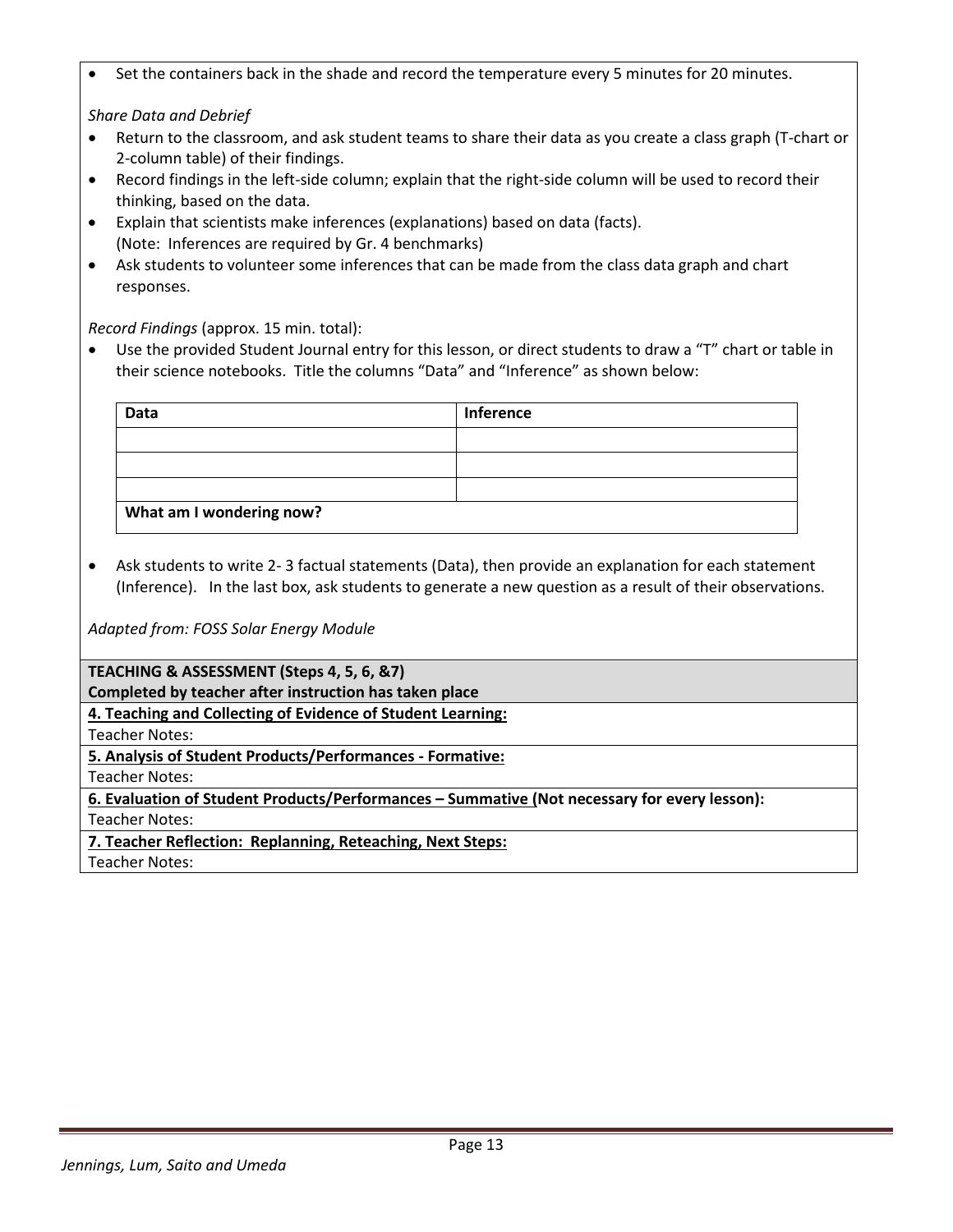- Set the containers back in the shade and record the temperature every 5 minutes for 20 minutes.

*Share Data and Debrief*

- Return to the classroom, and ask student teams to share their data as you create a class graph (T-chart or 2-column table) of their findings.
- Record findings in the left-side column; explain that the right-side column will be used to record their thinking, based on the data.
- Explain that scientists make inferences (explanations) based on data (facts). (Note: Inferences are required by Gr. 4 benchmarks)
- Ask students to volunteer some inferences that can be made from the class data graph and chart responses.

*Record Findings* (approx. 15 min. total):

- Use the provided Student Journal entry for this lesson, or direct students to draw a "T" chart or table in their science notebooks. Title the columns "Data" and "Inference" as shown below:

| Data | Inference |
|---|---|
| | |
| | |
| | |
| **What am I wondering now?** | |

- Ask students to write 2- 3 factual statements (Data), then provide an explanation for each statement (Inference). In the last box, ask students to generate a new question as a result of their observations.

*Adapted from: FOSS Solar Energy Module*

**TEACHING & ASSESSMENT (Steps 4, 5, 6, &7)**
**Completed by teacher after instruction has taken place**

**4. Teaching and Collecting of Evidence of Student Learning:**

Teacher Notes:

**5. Analysis of Student Products/Performances - Formative:**

Teacher Notes:

**6. Evaluation of Student Products/Performances – Summative (Not necessary for every lesson):**

Teacher Notes:

**7. Teacher Reflection: Replanning, Reteaching, Next Steps:**

Teacher Notes: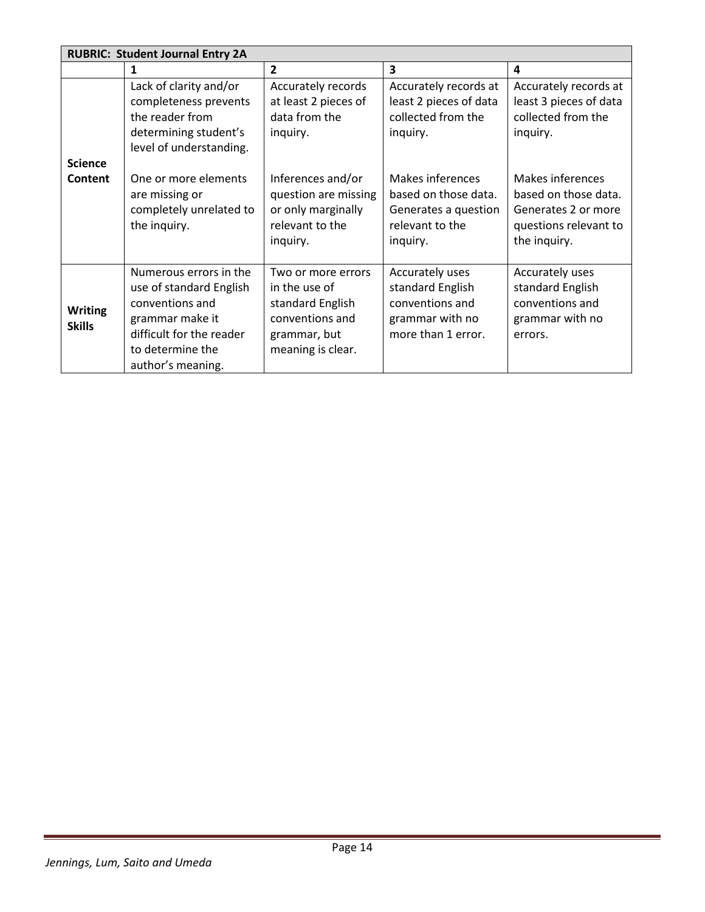| RUBRIC: Student Journal Entry 2A | | | | |
|---|---|---|---|---|
| | **1** | **2** | **3** | **4** |
| **Science Content** | Lack of clarity and/or completeness prevents the reader from determining student's level of understanding.<br><br>One or more elements are missing or completely unrelated to the inquiry. | Accurately records at least 2 pieces of data from the inquiry.<br><br>Inferences and/or question are missing or only marginally relevant to the inquiry. | Accurately records at least 2 pieces of data collected from the inquiry.<br><br>Makes inferences based on those data. Generates a question relevant to the inquiry. | Accurately records at least 3 pieces of data collected from the inquiry.<br><br>Makes inferences based on those data. Generates 2 or more questions relevant to the inquiry. |
| **Writing Skills** | Numerous errors in the use of standard English conventions and grammar make it difficult for the reader to determine the author's meaning. | Two or more errors in the use of standard English conventions and grammar, but meaning is clear. | Accurately uses standard English conventions and grammar with no more than 1 error. | Accurately uses standard English conventions and grammar with no errors. |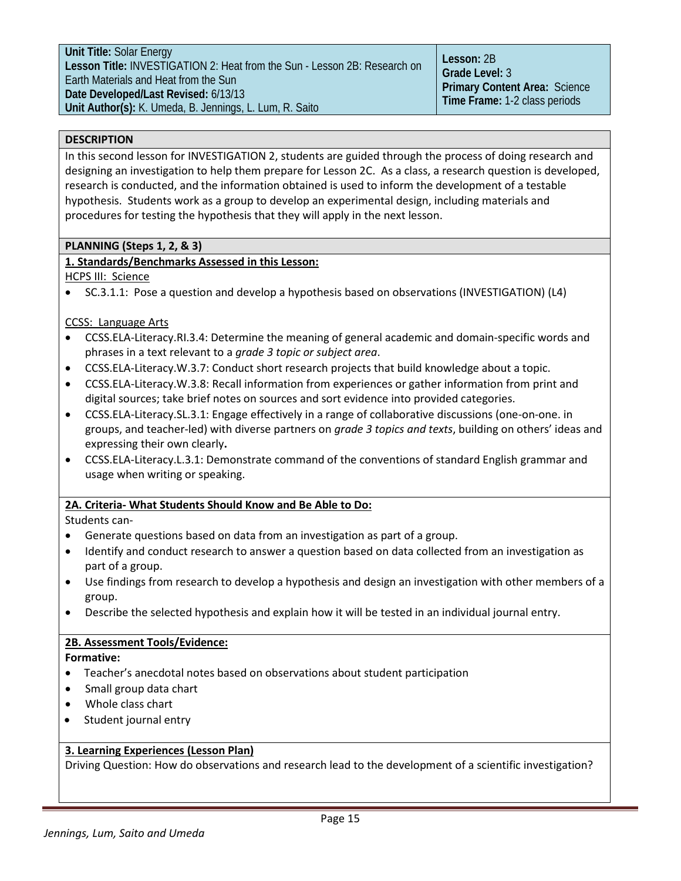| Unit Title: Solar Energy<br>Lesson Title: INVESTIGATION 2: Heat from the Sun - Lesson 2B: Research on Earth Materials and Heat from the Sun<br>Date Developed/Last Revised: 6/13/13<br>Unit Author(s): K. Umeda, B. Jennings, L. Lum, R. Saito | Lesson: 2B<br>Grade Level: 3<br>Primary Content Area: Science<br>Time Frame: 1-2 class periods |
|---|---|

## DESCRIPTION

In this second lesson for INVESTIGATION 2, students are guided through the process of doing research and designing an investigation to help them prepare for Lesson 2C. As a class, a research question is developed, research is conducted, and the information obtained is used to inform the development of a testable hypothesis. Students work as a group to develop an experimental design, including materials and procedures for testing the hypothesis that they will apply in the next lesson.

## PLANNING (Steps 1, 2, & 3)

### 1. Standards/Benchmarks Assessed in this Lesson:

HCPS III: Science

- SC.3.1.1: Pose a question and develop a hypothesis based on observations (INVESTIGATION) (L4)

CCSS: Language Arts

- CCSS.ELA-Literacy.RI.3.4: Determine the meaning of general academic and domain-specific words and phrases in a text relevant to a *grade 3 topic or subject area*.
- CCSS.ELA-Literacy.W.3.7: Conduct short research projects that build knowledge about a topic.
- CCSS.ELA-Literacy.W.3.8: Recall information from experiences or gather information from print and digital sources; take brief notes on sources and sort evidence into provided categories.
- CCSS.ELA-Literacy.SL.3.1: Engage effectively in a range of collaborative discussions (one-on-one. in groups, and teacher-led) with diverse partners on *grade 3 topics and texts*, building on others' ideas and expressing their own clearly**.**
- CCSS.ELA-Literacy.L.3.1: Demonstrate command of the conventions of standard English grammar and usage when writing or speaking.

### 2A. Criteria- What Students Should Know and Be Able to Do:

Students can-

- Generate questions based on data from an investigation as part of a group.
- Identify and conduct research to answer a question based on data collected from an investigation as part of a group.
- Use findings from research to develop a hypothesis and design an investigation with other members of a group.
- Describe the selected hypothesis and explain how it will be tested in an individual journal entry.

### 2B. Assessment Tools/Evidence:

**Formative:**

- Teacher's anecdotal notes based on observations about student participation
- Small group data chart
- Whole class chart
- Student journal entry

### 3. Learning Experiences (Lesson Plan)

Driving Question: How do observations and research lead to the development of a scientific investigation?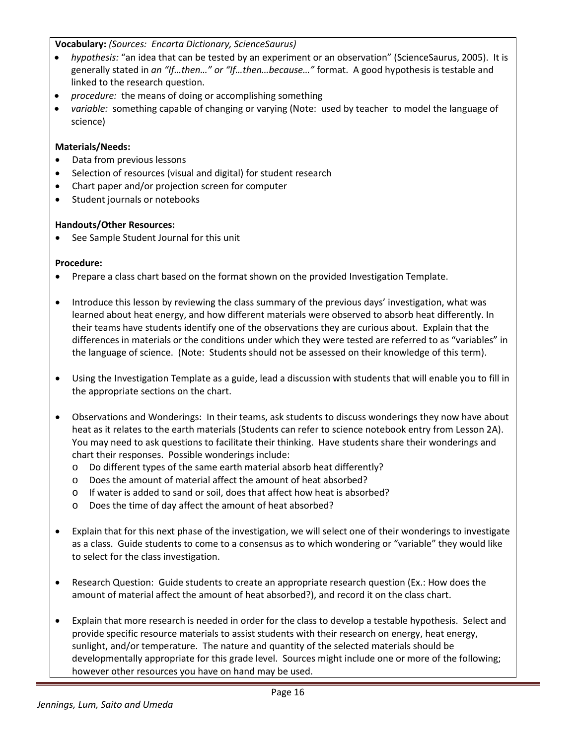**Vocabulary:** *(Sources: Encarta Dictionary, ScienceSaurus)*

- *hypothesis:* "an idea that can be tested by an experiment or an observation" (ScienceSaurus, 2005). It is generally stated in *an "If…then…" or "If…then…because…"* format. A good hypothesis is testable and linked to the research question.
- *procedure:* the means of doing or accomplishing something
- *variable:* something capable of changing or varying (Note: used by teacher to model the language of science)

**Materials/Needs:**

- Data from previous lessons
- Selection of resources (visual and digital) for student research
- Chart paper and/or projection screen for computer
- Student journals or notebooks

**Handouts/Other Resources:**

- See Sample Student Journal for this unit

**Procedure:**

- Prepare a class chart based on the format shown on the provided Investigation Template.
- Introduce this lesson by reviewing the class summary of the previous days' investigation, what was learned about heat energy, and how different materials were observed to absorb heat differently. In their teams have students identify one of the observations they are curious about. Explain that the differences in materials or the conditions under which they were tested are referred to as "variables" in the language of science. (Note: Students should not be assessed on their knowledge of this term).
- Using the Investigation Template as a guide, lead a discussion with students that will enable you to fill in the appropriate sections on the chart.
- Observations and Wonderings: In their teams, ask students to discuss wonderings they now have about heat as it relates to the earth materials (Students can refer to science notebook entry from Lesson 2A). You may need to ask questions to facilitate their thinking. Have students share their wonderings and chart their responses. Possible wonderings include:
  - Do different types of the same earth material absorb heat differently?
  - Does the amount of material affect the amount of heat absorbed?
  - If water is added to sand or soil, does that affect how heat is absorbed?
  - Does the time of day affect the amount of heat absorbed?
- Explain that for this next phase of the investigation, we will select one of their wonderings to investigate as a class. Guide students to come to a consensus as to which wondering or "variable" they would like to select for the class investigation.
- Research Question: Guide students to create an appropriate research question (Ex.: How does the amount of material affect the amount of heat absorbed?), and record it on the class chart.
- Explain that more research is needed in order for the class to develop a testable hypothesis. Select and provide specific resource materials to assist students with their research on energy, heat energy, sunlight, and/or temperature. The nature and quantity of the selected materials should be developmentally appropriate for this grade level. Sources might include one or more of the following; however other resources you have on hand may be used.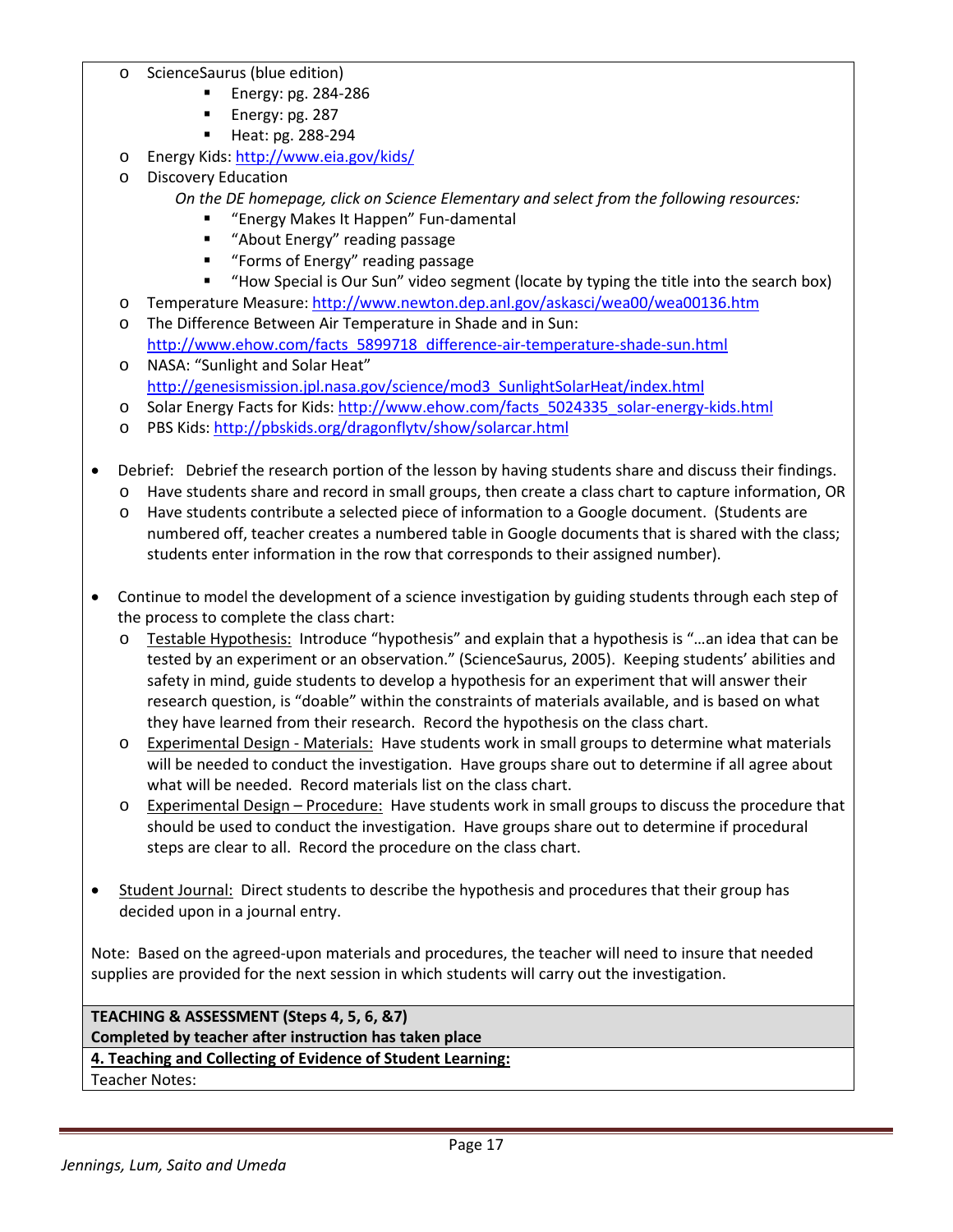- ScienceSaurus (blue edition)
  - Energy: pg. 284-286
  - Energy: pg. 287
  - Heat: pg. 288-294
- Energy Kids: http://www.eia.gov/kids/
- Discovery Education

  *On the DE homepage, click on Science Elementary and select from the following resources:*
  - "Energy Makes It Happen" Fun-damental
  - "About Energy" reading passage
  - "Forms of Energy" reading passage
  - "How Special is Our Sun" video segment (locate by typing the title into the search box)
- Temperature Measure: http://www.newton.dep.anl.gov/askasci/wea00/wea00136.htm
- The Difference Between Air Temperature in Shade and in Sun: http://www.ehow.com/facts_5899718_difference-air-temperature-shade-sun.html
- NASA: "Sunlight and Solar Heat" http://genesismission.jpl.nasa.gov/science/mod3_SunlightSolarHeat/index.html
- Solar Energy Facts for Kids: http://www.ehow.com/facts_5024335_solar-energy-kids.html
- PBS Kids: http://pbskids.org/dragonflytv/show/solarcar.html

- Debrief: Debrief the research portion of the lesson by having students share and discuss their findings.
  - Have students share and record in small groups, then create a class chart to capture information, OR
  - Have students contribute a selected piece of information to a Google document. (Students are numbered off, teacher creates a numbered table in Google documents that is shared with the class; students enter information in the row that corresponds to their assigned number).

- Continue to model the development of a science investigation by guiding students through each step of the process to complete the class chart:
  - Testable Hypothesis: Introduce "hypothesis" and explain that a hypothesis is "…an idea that can be tested by an experiment or an observation." (ScienceSaurus, 2005). Keeping students' abilities and safety in mind, guide students to develop a hypothesis for an experiment that will answer their research question, is "doable" within the constraints of materials available, and is based on what they have learned from their research. Record the hypothesis on the class chart.
  - Experimental Design - Materials: Have students work in small groups to determine what materials will be needed to conduct the investigation. Have groups share out to determine if all agree about what will be needed. Record materials list on the class chart.
  - Experimental Design – Procedure: Have students work in small groups to discuss the procedure that should be used to conduct the investigation. Have groups share out to determine if procedural steps are clear to all. Record the procedure on the class chart.

- Student Journal: Direct students to describe the hypothesis and procedures that their group has decided upon in a journal entry.

Note: Based on the agreed-upon materials and procedures, the teacher will need to insure that needed supplies are provided for the next session in which students will carry out the investigation.

**TEACHING & ASSESSMENT (Steps 4, 5, 6, &7)**
**Completed by teacher after instruction has taken place**

**4. Teaching and Collecting of Evidence of Student Learning:**

Teacher Notes: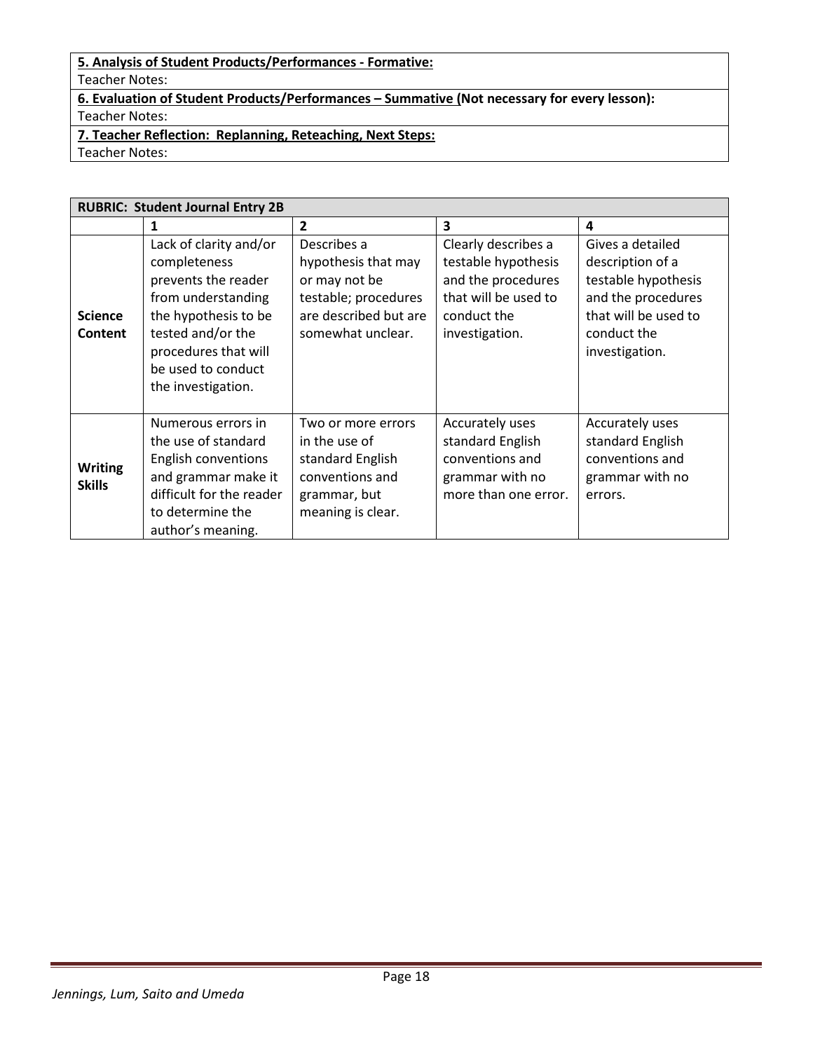| **5. Analysis of Student Products/Performances - Formative:** |
|---|
| Teacher Notes: |
| **6. Evaluation of Student Products/Performances – Summative (Not necessary for every lesson):** |
| Teacher Notes: |
| **7. Teacher Reflection: Replanning, Reteaching, Next Steps:** |
| Teacher Notes: |

| **RUBRIC: Student Journal Entry 2B** | | | | |
|---|---|---|---|---|
| | **1** | **2** | **3** | **4** |
| **Science Content** | Lack of clarity and/or completeness prevents the reader from understanding the hypothesis to be tested and/or the procedures that will be used to conduct the investigation. | Describes a hypothesis that may or may not be testable; procedures are described but are somewhat unclear. | Clearly describes a testable hypothesis and the procedures that will be used to conduct the investigation. | Gives a detailed description of a testable hypothesis and the procedures that will be used to conduct the investigation. |
| **Writing Skills** | Numerous errors in the use of standard English conventions and grammar make it difficult for the reader to determine the author's meaning. | Two or more errors in the use of standard English conventions and grammar, but meaning is clear. | Accurately uses standard English conventions and grammar with no more than one error. | Accurately uses standard English conventions and grammar with no errors. |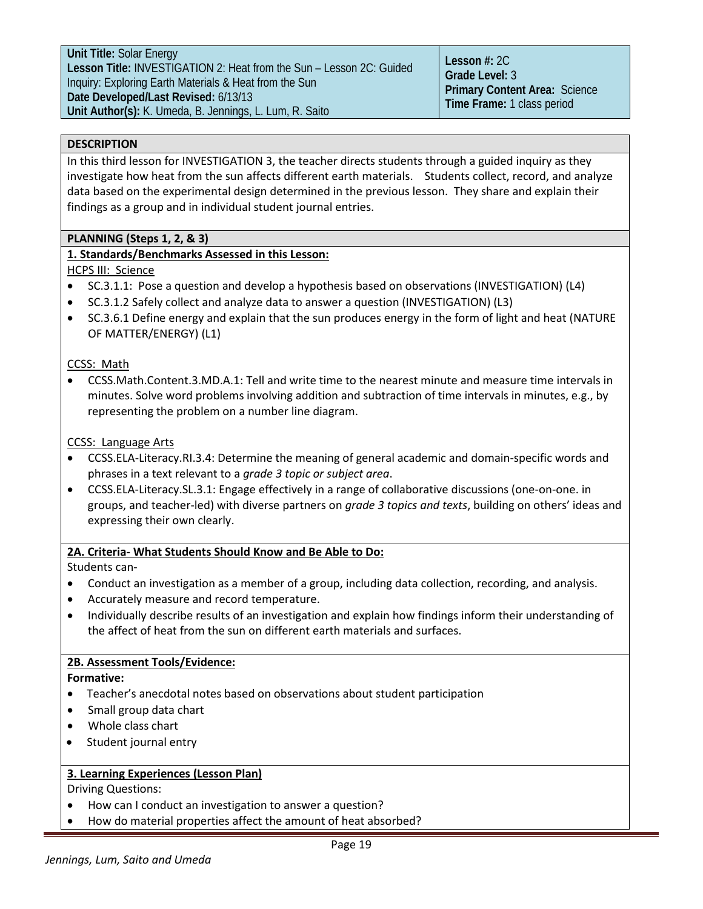| **Unit Title:** Solar Energy<br>**Lesson Title:** INVESTIGATION 2: Heat from the Sun – Lesson 2C: Guided Inquiry: Exploring Earth Materials & Heat from the Sun<br>**Date Developed/Last Revised:** 6/13/13<br>**Unit Author(s):** K. Umeda, B. Jennings, L. Lum, R. Saito | **Lesson #:** 2C<br>**Grade Level:** 3<br>**Primary Content Area:** Science<br>**Time Frame:** 1 class period |
|---|---|

## DESCRIPTION

In this third lesson for INVESTIGATION 3, the teacher directs students through a guided inquiry as they investigate how heat from the sun affects different earth materials. Students collect, record, and analyze data based on the experimental design determined in the previous lesson. They share and explain their findings as a group and in individual student journal entries.

## PLANNING (Steps 1, 2, & 3)

### 1. Standards/Benchmarks Assessed in this Lesson:

HCPS III: Science

- SC.3.1.1: Pose a question and develop a hypothesis based on observations (INVESTIGATION) (L4)
- SC.3.1.2 Safely collect and analyze data to answer a question (INVESTIGATION) (L3)
- SC.3.6.1 Define energy and explain that the sun produces energy in the form of light and heat (NATURE OF MATTER/ENERGY) (L1)

CCSS: Math

- CCSS.Math.Content.3.MD.A.1: Tell and write time to the nearest minute and measure time intervals in minutes. Solve word problems involving addition and subtraction of time intervals in minutes, e.g., by representing the problem on a number line diagram.

CCSS: Language Arts

- CCSS.ELA-Literacy.RI.3.4: Determine the meaning of general academic and domain-specific words and phrases in a text relevant to a *grade 3 topic or subject area*.
- CCSS.ELA-Literacy.SL.3.1: Engage effectively in a range of collaborative discussions (one-on-one. in groups, and teacher-led) with diverse partners on *grade 3 topics and texts*, building on others' ideas and expressing their own clearly.

### 2A. Criteria- What Students Should Know and Be Able to Do:

Students can-

- Conduct an investigation as a member of a group, including data collection, recording, and analysis.
- Accurately measure and record temperature.
- Individually describe results of an investigation and explain how findings inform their understanding of the affect of heat from the sun on different earth materials and surfaces.

### 2B. Assessment Tools/Evidence:

**Formative:**

- Teacher's anecdotal notes based on observations about student participation
- Small group data chart
- Whole class chart
- Student journal entry

### 3. Learning Experiences (Lesson Plan)

Driving Questions:

- How can I conduct an investigation to answer a question?
- How do material properties affect the amount of heat absorbed?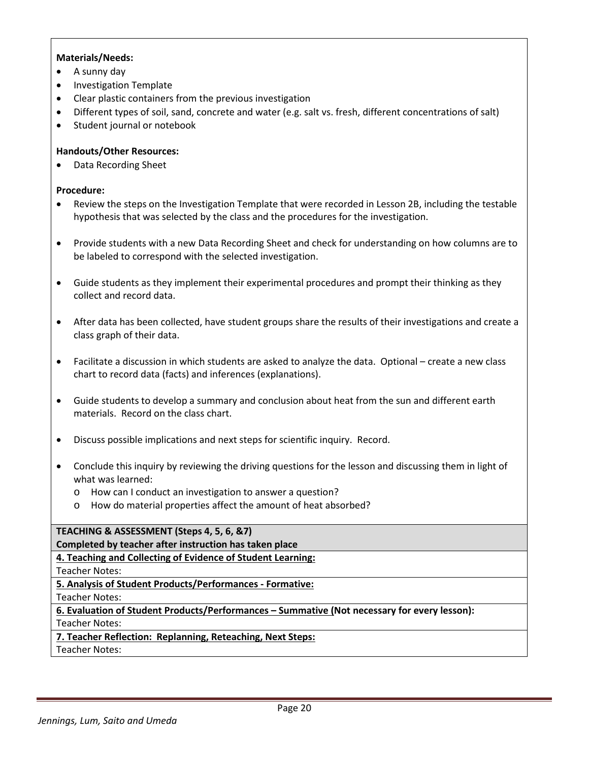**Materials/Needs:**

- A sunny day
- Investigation Template
- Clear plastic containers from the previous investigation
- Different types of soil, sand, concrete and water (e.g. salt vs. fresh, different concentrations of salt)
- Student journal or notebook

**Handouts/Other Resources:**

- Data Recording Sheet

**Procedure:**

- Review the steps on the Investigation Template that were recorded in Lesson 2B, including the testable hypothesis that was selected by the class and the procedures for the investigation.

- Provide students with a new Data Recording Sheet and check for understanding on how columns are to be labeled to correspond with the selected investigation.

- Guide students as they implement their experimental procedures and prompt their thinking as they collect and record data.

- After data has been collected, have student groups share the results of their investigations and create a class graph of their data.

- Facilitate a discussion in which students are asked to analyze the data. Optional – create a new class chart to record data (facts) and inferences (explanations).

- Guide students to develop a summary and conclusion about heat from the sun and different earth materials. Record on the class chart.

- Discuss possible implications and next steps for scientific inquiry. Record.

- Conclude this inquiry by reviewing the driving questions for the lesson and discussing them in light of what was learned:
  - How can I conduct an investigation to answer a question?
  - How do material properties affect the amount of heat absorbed?

**TEACHING & ASSESSMENT (Steps 4, 5, 6, &7)**
**Completed by teacher after instruction has taken place**

**4. Teaching and Collecting of Evidence of Student Learning:**
Teacher Notes:

**5. Analysis of Student Products/Performances - Formative:**
Teacher Notes:

**6. Evaluation of Student Products/Performances – Summative (Not necessary for every lesson):**
Teacher Notes:

**7. Teacher Reflection: Replanning, Reteaching, Next Steps:**
Teacher Notes: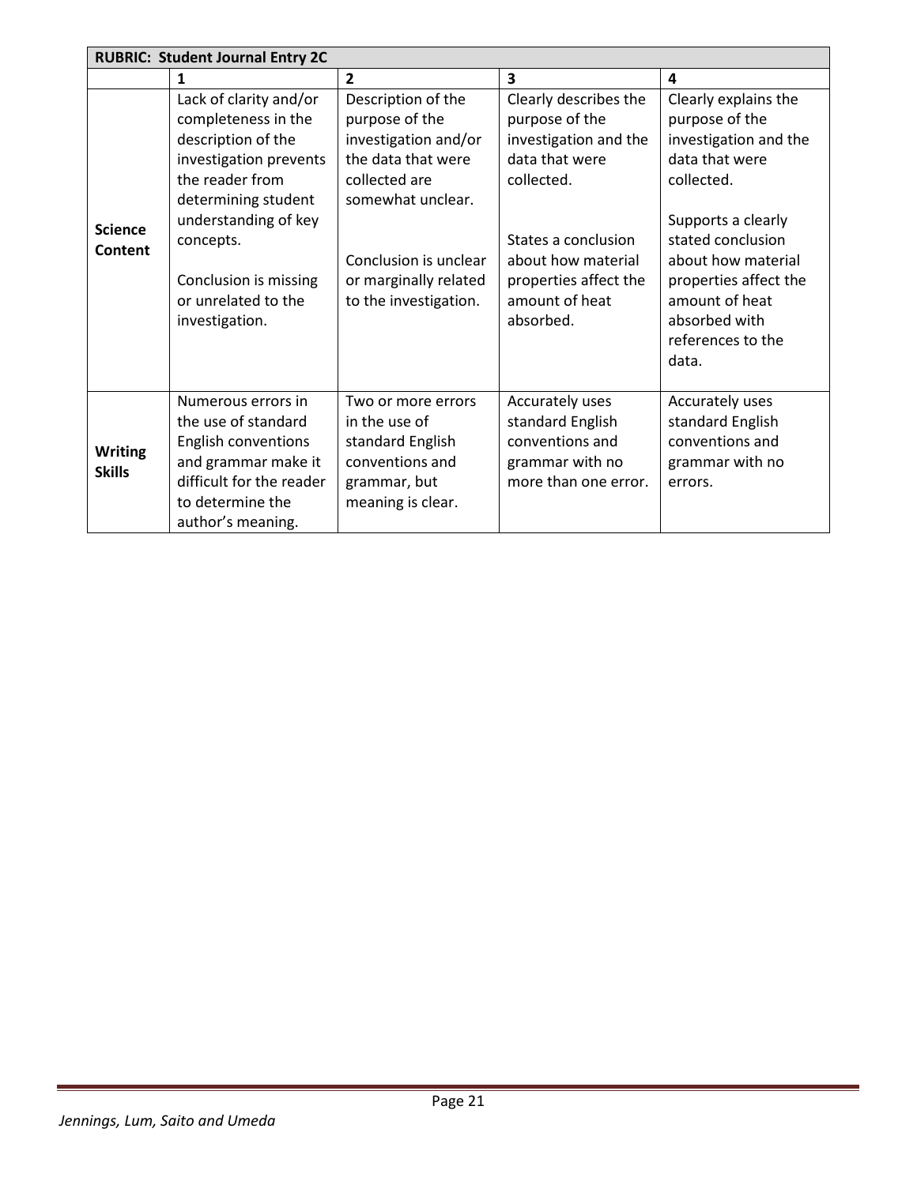| RUBRIC: Student Journal Entry 2C | | | | |
|---|---|---|---|---|
| | **1** | **2** | **3** | **4** |
| **Science Content** | Lack of clarity and/or completeness in the description of the investigation prevents the reader from determining student understanding of key concepts.<br><br>Conclusion is missing or unrelated to the investigation. | Description of the purpose of the investigation and/or the data that were collected are somewhat unclear.<br><br>Conclusion is unclear or marginally related to the investigation. | Clearly describes the purpose of the investigation and the data that were collected.<br><br>States a conclusion about how material properties affect the amount of heat absorbed. | Clearly explains the purpose of the investigation and the data that were collected.<br><br>Supports a clearly stated conclusion about how material properties affect the amount of heat absorbed with references to the data. |
| **Writing Skills** | Numerous errors in the use of standard English conventions and grammar make it difficult for the reader to determine the author's meaning. | Two or more errors in the use of standard English conventions and grammar, but meaning is clear. | Accurately uses standard English conventions and grammar with no more than one error. | Accurately uses standard English conventions and grammar with no errors. |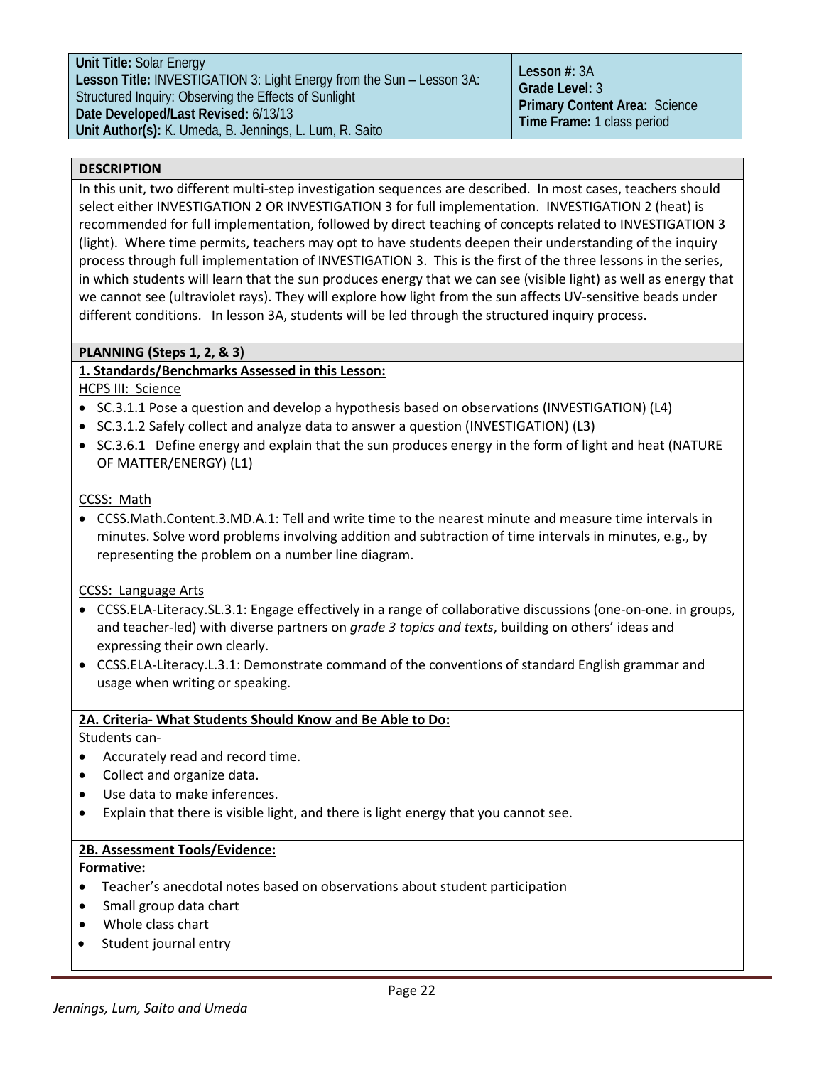| **Unit Title:** Solar Energy<br>**Lesson Title:** INVESTIGATION 3: Light Energy from the Sun – Lesson 3A: Structured Inquiry: Observing the Effects of Sunlight<br>**Date Developed/Last Revised:** 6/13/13<br>**Unit Author(s):** K. Umeda, B. Jennings, L. Lum, R. Saito | **Lesson #:** 3A<br>**Grade Level:** 3<br>**Primary Content Area:** Science<br>**Time Frame:** 1 class period |
|---|---|

## DESCRIPTION

In this unit, two different multi-step investigation sequences are described. In most cases, teachers should select either INVESTIGATION 2 OR INVESTIGATION 3 for full implementation. INVESTIGATION 2 (heat) is recommended for full implementation, followed by direct teaching of concepts related to INVESTIGATION 3 (light). Where time permits, teachers may opt to have students deepen their understanding of the inquiry process through full implementation of INVESTIGATION 3. This is the first of the three lessons in the series, in which students will learn that the sun produces energy that we can see (visible light) as well as energy that we cannot see (ultraviolet rays). They will explore how light from the sun affects UV-sensitive beads under different conditions. In lesson 3A, students will be led through the structured inquiry process.

## PLANNING (Steps 1, 2, & 3)

### 1. Standards/Benchmarks Assessed in this Lesson:

HCPS III: Science

- SC.3.1.1 Pose a question and develop a hypothesis based on observations (INVESTIGATION) (L4)
- SC.3.1.2 Safely collect and analyze data to answer a question (INVESTIGATION) (L3)
- SC.3.6.1 Define energy and explain that the sun produces energy in the form of light and heat (NATURE OF MATTER/ENERGY) (L1)

CCSS: Math

- CCSS.Math.Content.3.MD.A.1: Tell and write time to the nearest minute and measure time intervals in minutes. Solve word problems involving addition and subtraction of time intervals in minutes, e.g., by representing the problem on a number line diagram.

CCSS: Language Arts

- CCSS.ELA-Literacy.SL.3.1: Engage effectively in a range of collaborative discussions (one-on-one. in groups, and teacher-led) with diverse partners on *grade 3 topics and texts*, building on others' ideas and expressing their own clearly.
- CCSS.ELA-Literacy.L.3.1: Demonstrate command of the conventions of standard English grammar and usage when writing or speaking.

### 2A. Criteria- What Students Should Know and Be Able to Do:

Students can-

- Accurately read and record time.
- Collect and organize data.
- Use data to make inferences.
- Explain that there is visible light, and there is light energy that you cannot see.

### 2B. Assessment Tools/Evidence:

**Formative:**

- Teacher's anecdotal notes based on observations about student participation
- Small group data chart
- Whole class chart
- Student journal entry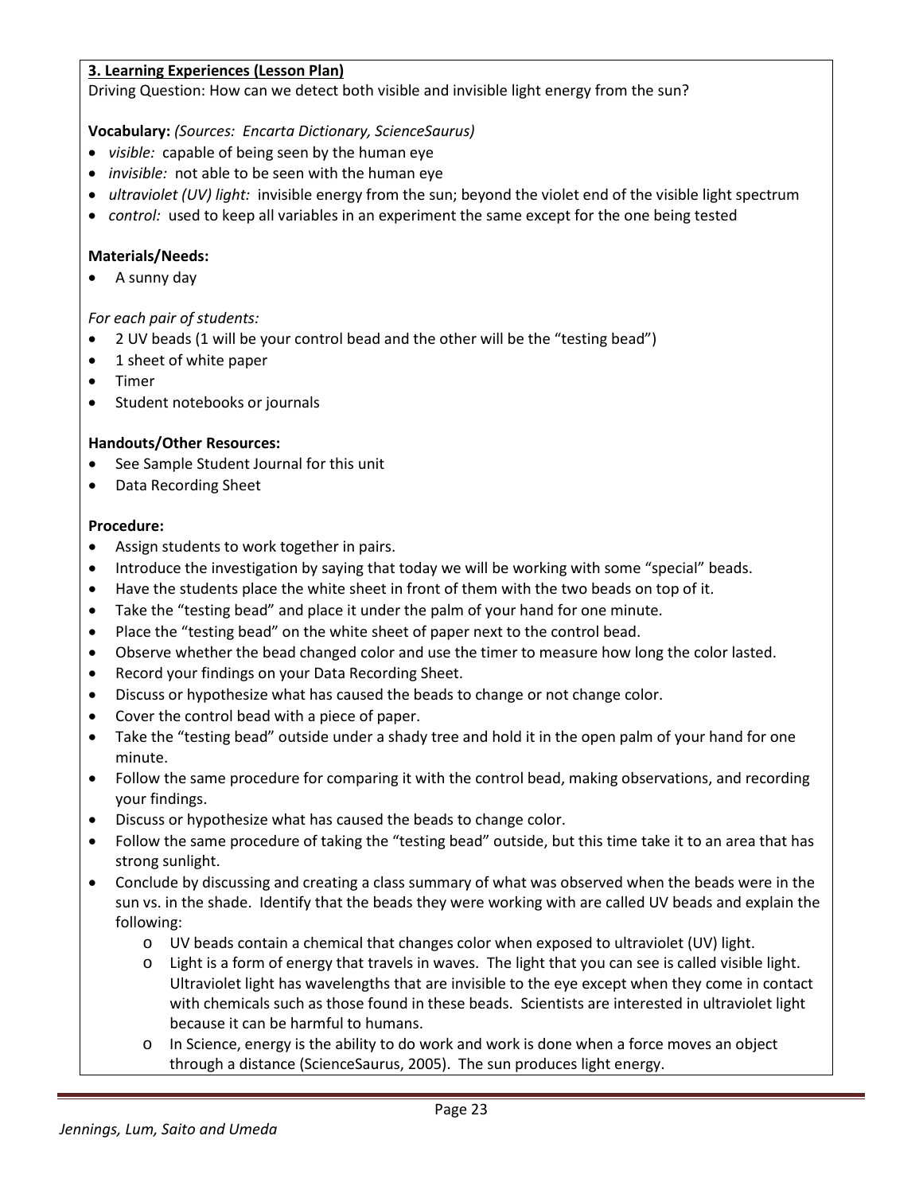**3. Learning Experiences (Lesson Plan)**

Driving Question: How can we detect both visible and invisible light energy from the sun?

**Vocabulary:** *(Sources: Encarta Dictionary, ScienceSaurus)*

- *visible:* capable of being seen by the human eye
- *invisible:* not able to be seen with the human eye
- *ultraviolet (UV) light:* invisible energy from the sun; beyond the violet end of the visible light spectrum
- *control:* used to keep all variables in an experiment the same except for the one being tested

**Materials/Needs:**

- A sunny day

*For each pair of students:*

- 2 UV beads (1 will be your control bead and the other will be the "testing bead")
- 1 sheet of white paper
- Timer
- Student notebooks or journals

**Handouts/Other Resources:**

- See Sample Student Journal for this unit
- Data Recording Sheet

**Procedure:**

- Assign students to work together in pairs.
- Introduce the investigation by saying that today we will be working with some "special" beads.
- Have the students place the white sheet in front of them with the two beads on top of it.
- Take the "testing bead" and place it under the palm of your hand for one minute.
- Place the "testing bead" on the white sheet of paper next to the control bead.
- Observe whether the bead changed color and use the timer to measure how long the color lasted.
- Record your findings on your Data Recording Sheet.
- Discuss or hypothesize what has caused the beads to change or not change color.
- Cover the control bead with a piece of paper.
- Take the "testing bead" outside under a shady tree and hold it in the open palm of your hand for one minute.
- Follow the same procedure for comparing it with the control bead, making observations, and recording your findings.
- Discuss or hypothesize what has caused the beads to change color.
- Follow the same procedure of taking the "testing bead" outside, but this time take it to an area that has strong sunlight.
- Conclude by discussing and creating a class summary of what was observed when the beads were in the sun vs. in the shade. Identify that the beads they were working with are called UV beads and explain the following:
    - UV beads contain a chemical that changes color when exposed to ultraviolet (UV) light.
    - Light is a form of energy that travels in waves. The light that you can see is called visible light. Ultraviolet light has wavelengths that are invisible to the eye except when they come in contact with chemicals such as those found in these beads. Scientists are interested in ultraviolet light because it can be harmful to humans.
    - In Science, energy is the ability to do work and work is done when a force moves an object through a distance (ScienceSaurus, 2005). The sun produces light energy.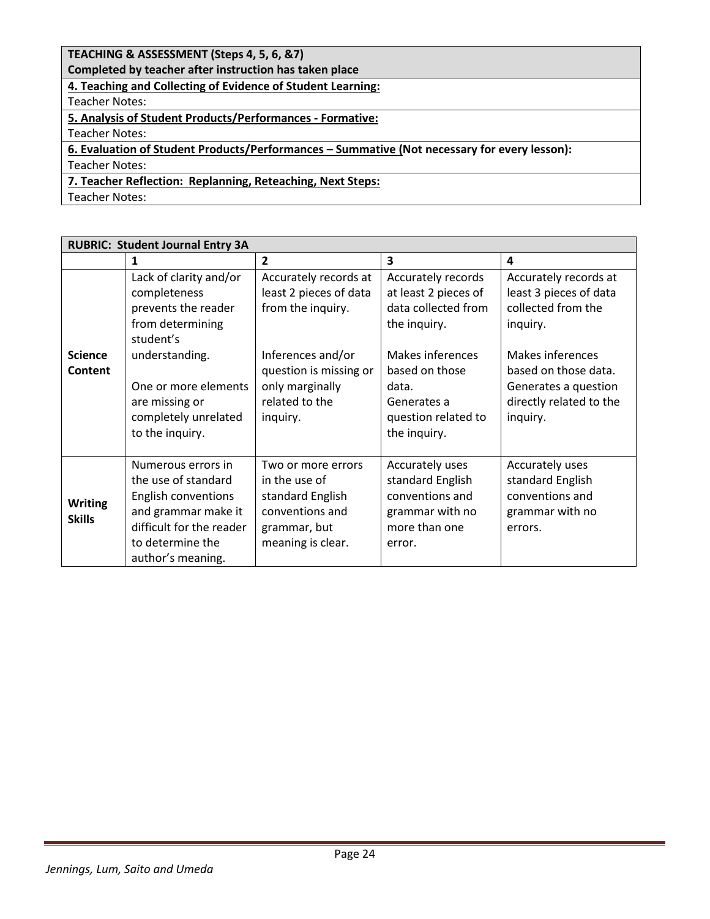| **TEACHING & ASSESSMENT (Steps 4, 5, 6, &7)**<br>**Completed by teacher after instruction has taken place** |
|---|
| **4. Teaching and Collecting of Evidence of Student Learning:** |
| Teacher Notes: |
| **5. Analysis of Student Products/Performances - Formative:** |
| Teacher Notes: |
| **6. Evaluation of Student Products/Performances – Summative (Not necessary for every lesson):** |
| Teacher Notes: |
| **7. Teacher Reflection: Replanning, Reteaching, Next Steps:** |
| Teacher Notes: |

| **RUBRIC: Student Journal Entry 3A** | | | | |
|---|---|---|---|---|
| | **1** | **2** | **3** | **4** |
| **Science Content** | Lack of clarity and/or completeness prevents the reader from determining student's understanding.<br><br>One or more elements are missing or completely unrelated to the inquiry. | Accurately records at least 2 pieces of data from the inquiry.<br><br>Inferences and/or question is missing or only marginally related to the inquiry. | Accurately records at least 2 pieces of data collected from the inquiry.<br><br>Makes inferences based on those data.<br>Generates a question related to the inquiry. | Accurately records at least 3 pieces of data collected from the inquiry.<br><br>Makes inferences based on those data.<br>Generates a question directly related to the inquiry. |
| **Writing Skills** | Numerous errors in the use of standard English conventions and grammar make it difficult for the reader to determine the author's meaning. | Two or more errors in the use of standard English conventions and grammar, but meaning is clear. | Accurately uses standard English conventions and grammar with no more than one error. | Accurately uses standard English conventions and grammar with no errors. |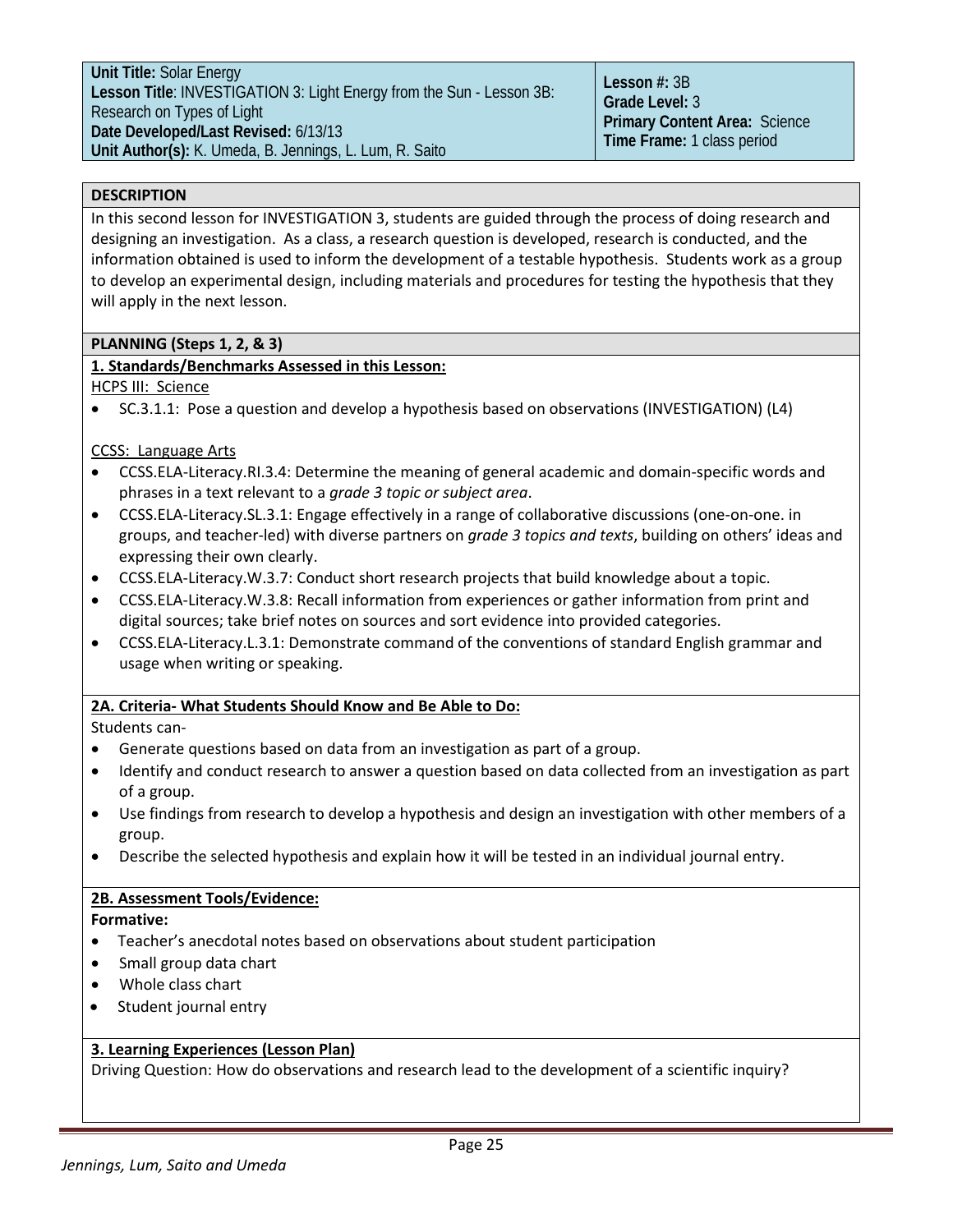| **Unit Title:** Solar Energy<br>**Lesson Title**: INVESTIGATION 3: Light Energy from the Sun - Lesson 3B: Research on Types of Light<br>**Date Developed/Last Revised:** 6/13/13<br>**Unit Author(s):** K. Umeda, B. Jennings, L. Lum, R. Saito | **Lesson #:** 3B<br>**Grade Level:** 3<br>**Primary Content Area:** Science<br>**Time Frame:** 1 class period |
|---|---|

## DESCRIPTION

In this second lesson for INVESTIGATION 3, students are guided through the process of doing research and designing an investigation. As a class, a research question is developed, research is conducted, and the information obtained is used to inform the development of a testable hypothesis. Students work as a group to develop an experimental design, including materials and procedures for testing the hypothesis that they will apply in the next lesson.

## PLANNING (Steps 1, 2, & 3)

### 1. Standards/Benchmarks Assessed in this Lesson:

HCPS III: Science

- SC.3.1.1: Pose a question and develop a hypothesis based on observations (INVESTIGATION) (L4)

CCSS: Language Arts

- CCSS.ELA-Literacy.RI.3.4: Determine the meaning of general academic and domain-specific words and phrases in a text relevant to a *grade 3 topic or subject area*.
- CCSS.ELA-Literacy.SL.3.1: Engage effectively in a range of collaborative discussions (one-on-one. in groups, and teacher-led) with diverse partners on *grade 3 topics and texts*, building on others' ideas and expressing their own clearly.
- CCSS.ELA-Literacy.W.3.7: Conduct short research projects that build knowledge about a topic.
- CCSS.ELA-Literacy.W.3.8: Recall information from experiences or gather information from print and digital sources; take brief notes on sources and sort evidence into provided categories.
- CCSS.ELA-Literacy.L.3.1: Demonstrate command of the conventions of standard English grammar and usage when writing or speaking.

### 2A. Criteria- What Students Should Know and Be Able to Do:

Students can-

- Generate questions based on data from an investigation as part of a group.
- Identify and conduct research to answer a question based on data collected from an investigation as part of a group.
- Use findings from research to develop a hypothesis and design an investigation with other members of a group.
- Describe the selected hypothesis and explain how it will be tested in an individual journal entry.

### 2B. Assessment Tools/Evidence:

**Formative:**

- Teacher's anecdotal notes based on observations about student participation
- Small group data chart
- Whole class chart
- Student journal entry

### 3. Learning Experiences (Lesson Plan)

Driving Question: How do observations and research lead to the development of a scientific inquiry?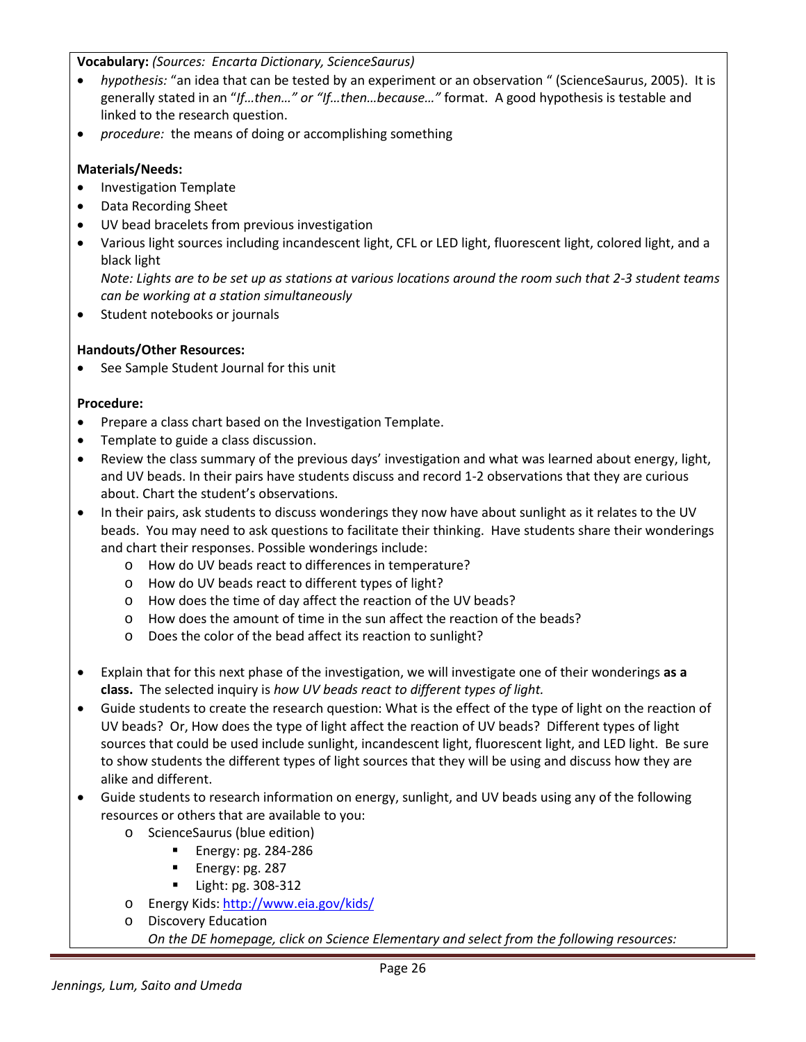**Vocabulary:** *(Sources: Encarta Dictionary, ScienceSaurus)*

- *hypothesis:* "an idea that can be tested by an experiment or an observation " (ScienceSaurus, 2005). It is generally stated in an "*If…then…" or "If…then…because…"* format. A good hypothesis is testable and linked to the research question.
- *procedure:* the means of doing or accomplishing something

**Materials/Needs:**

- Investigation Template
- Data Recording Sheet
- UV bead bracelets from previous investigation
- Various light sources including incandescent light, CFL or LED light, fluorescent light, colored light, and a black light
  *Note: Lights are to be set up as stations at various locations around the room such that 2-3 student teams can be working at a station simultaneously*
- Student notebooks or journals

**Handouts/Other Resources:**

- See Sample Student Journal for this unit

**Procedure:**

- Prepare a class chart based on the Investigation Template.
- Template to guide a class discussion.
- Review the class summary of the previous days' investigation and what was learned about energy, light, and UV beads. In their pairs have students discuss and record 1-2 observations that they are curious about. Chart the student's observations.
- In their pairs, ask students to discuss wonderings they now have about sunlight as it relates to the UV beads. You may need to ask questions to facilitate their thinking. Have students share their wonderings and chart their responses. Possible wonderings include:
  - How do UV beads react to differences in temperature?
  - How do UV beads react to different types of light?
  - How does the time of day affect the reaction of the UV beads?
  - How does the amount of time in the sun affect the reaction of the beads?
  - Does the color of the bead affect its reaction to sunlight?

- Explain that for this next phase of the investigation, we will investigate one of their wonderings **as a class.** The selected inquiry is *how UV beads react to different types of light.*
- Guide students to create the research question: What is the effect of the type of light on the reaction of UV beads? Or, How does the type of light affect the reaction of UV beads? Different types of light sources that could be used include sunlight, incandescent light, fluorescent light, and LED light. Be sure to show students the different types of light sources that they will be using and discuss how they are alike and different.
- Guide students to research information on energy, sunlight, and UV beads using any of the following resources or others that are available to you:
  - ScienceSaurus (blue edition)
    - Energy: pg. 284-286
    - Energy: pg. 287
    - Light: pg. 308-312
  - Energy Kids: http://www.eia.gov/kids/
  - Discovery Education
    *On the DE homepage, click on Science Elementary and select from the following resources:*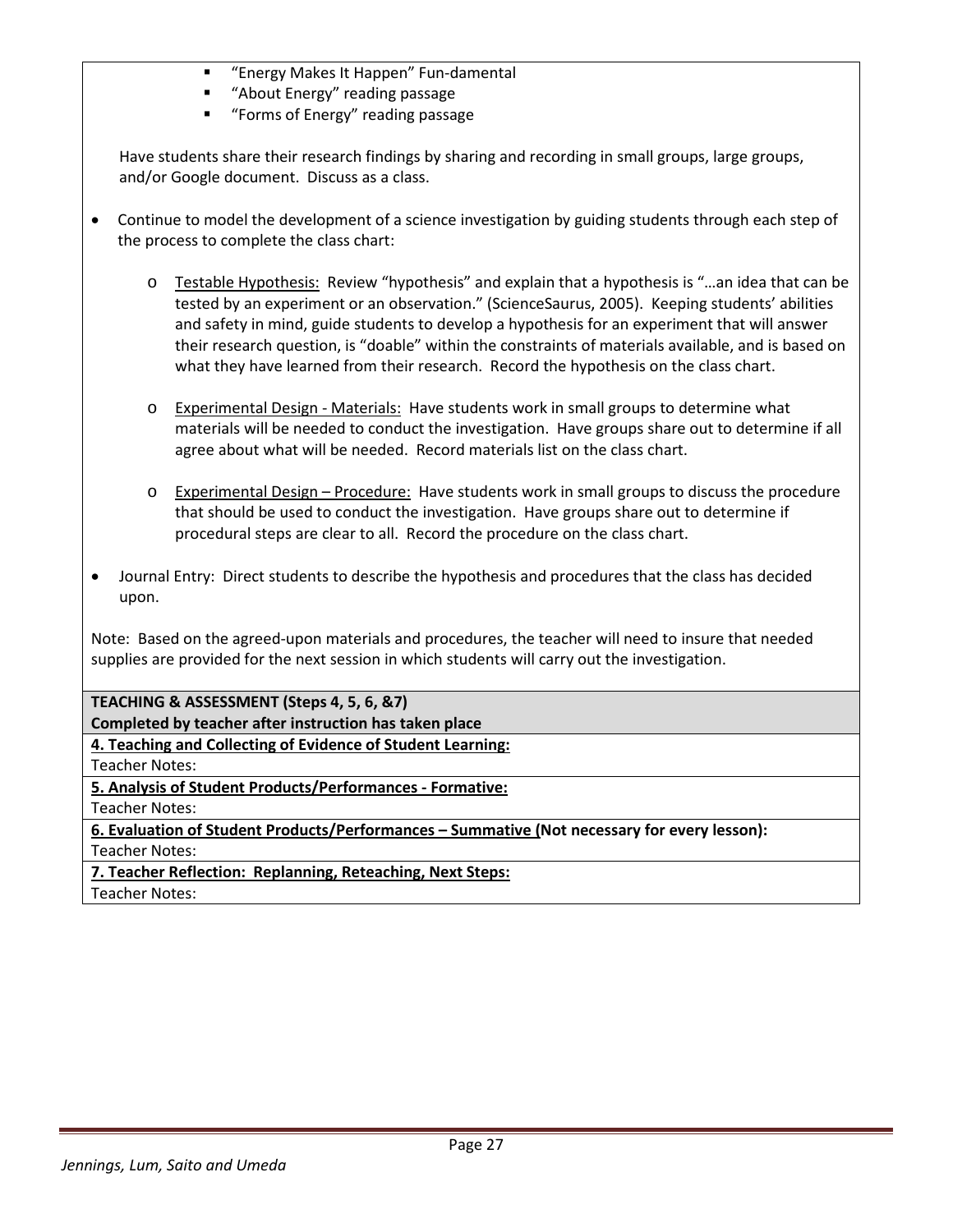- "Energy Makes It Happen" Fun-damental
- "About Energy" reading passage
- "Forms of Energy" reading passage

Have students share their research findings by sharing and recording in small groups, large groups, and/or Google document. Discuss as a class.

- Continue to model the development of a science investigation by guiding students through each step of the process to complete the class chart:
  - Testable Hypothesis: Review "hypothesis" and explain that a hypothesis is "…an idea that can be tested by an experiment or an observation." (ScienceSaurus, 2005). Keeping students' abilities and safety in mind, guide students to develop a hypothesis for an experiment that will answer their research question, is "doable" within the constraints of materials available, and is based on what they have learned from their research. Record the hypothesis on the class chart.
  - Experimental Design - Materials: Have students work in small groups to determine what materials will be needed to conduct the investigation. Have groups share out to determine if all agree about what will be needed. Record materials list on the class chart.
  - Experimental Design – Procedure: Have students work in small groups to discuss the procedure that should be used to conduct the investigation. Have groups share out to determine if procedural steps are clear to all. Record the procedure on the class chart.
- Journal Entry: Direct students to describe the hypothesis and procedures that the class has decided upon.

Note: Based on the agreed-upon materials and procedures, the teacher will need to insure that needed supplies are provided for the next session in which students will carry out the investigation.

**TEACHING & ASSESSMENT (Steps 4, 5, 6, &7)**
**Completed by teacher after instruction has taken place**

**4. Teaching and Collecting of Evidence of Student Learning:**
Teacher Notes:

**5. Analysis of Student Products/Performances - Formative:**
Teacher Notes:

**6. Evaluation of Student Products/Performances – Summative (Not necessary for every lesson):**
Teacher Notes:

**7. Teacher Reflection: Replanning, Reteaching, Next Steps:**
Teacher Notes: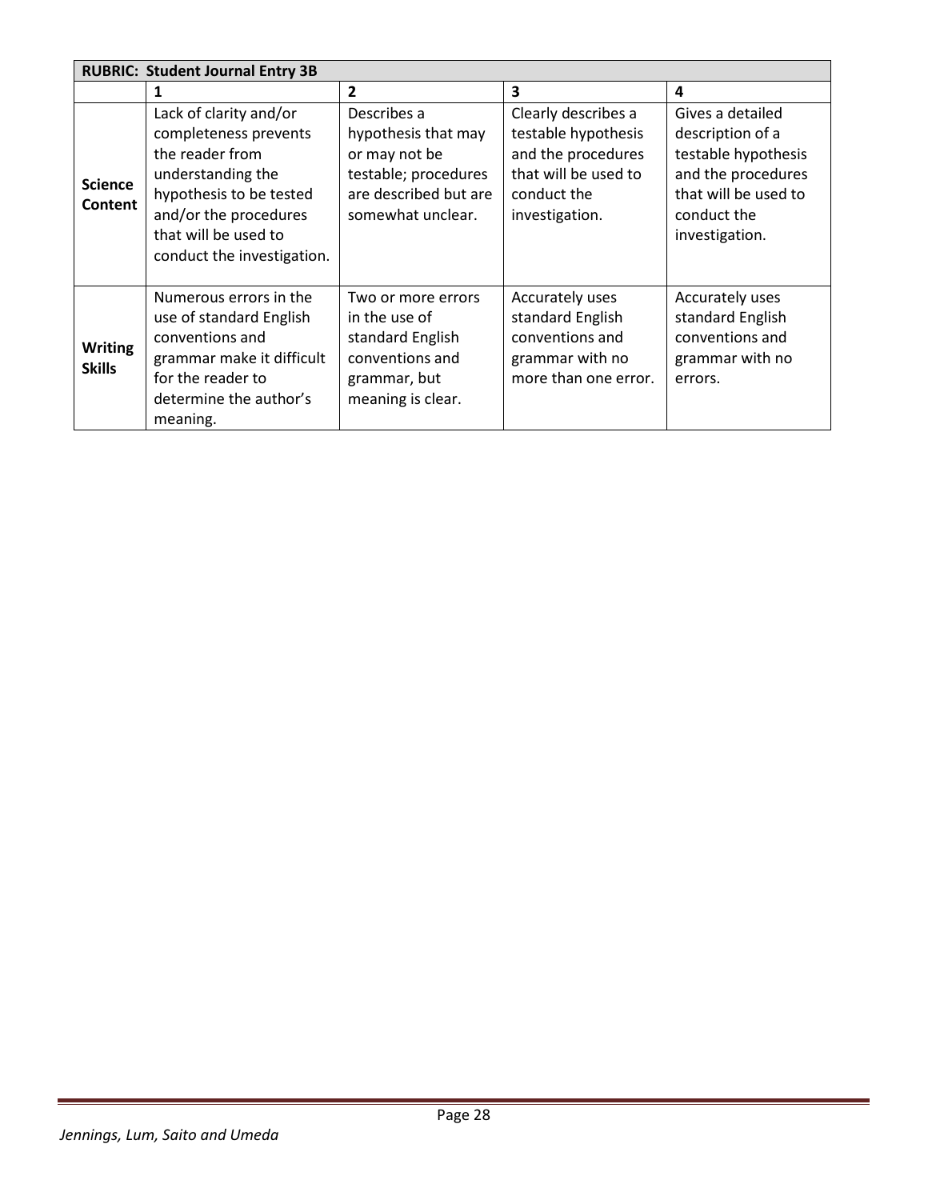| RUBRIC: Student Journal Entry 3B | | | | |
|---|---|---|---|---|
| | **1** | **2** | **3** | **4** |
| **Science Content** | Lack of clarity and/or completeness prevents the reader from understanding the hypothesis to be tested and/or the procedures that will be used to conduct the investigation. | Describes a hypothesis that may or may not be testable; procedures are described but are somewhat unclear. | Clearly describes a testable hypothesis and the procedures that will be used to conduct the investigation. | Gives a detailed description of a testable hypothesis and the procedures that will be used to conduct the investigation. |
| **Writing Skills** | Numerous errors in the use of standard English conventions and grammar make it difficult for the reader to determine the author's meaning. | Two or more errors in the use of standard English conventions and grammar, but meaning is clear. | Accurately uses standard English conventions and grammar with no more than one error. | Accurately uses standard English conventions and grammar with no errors. |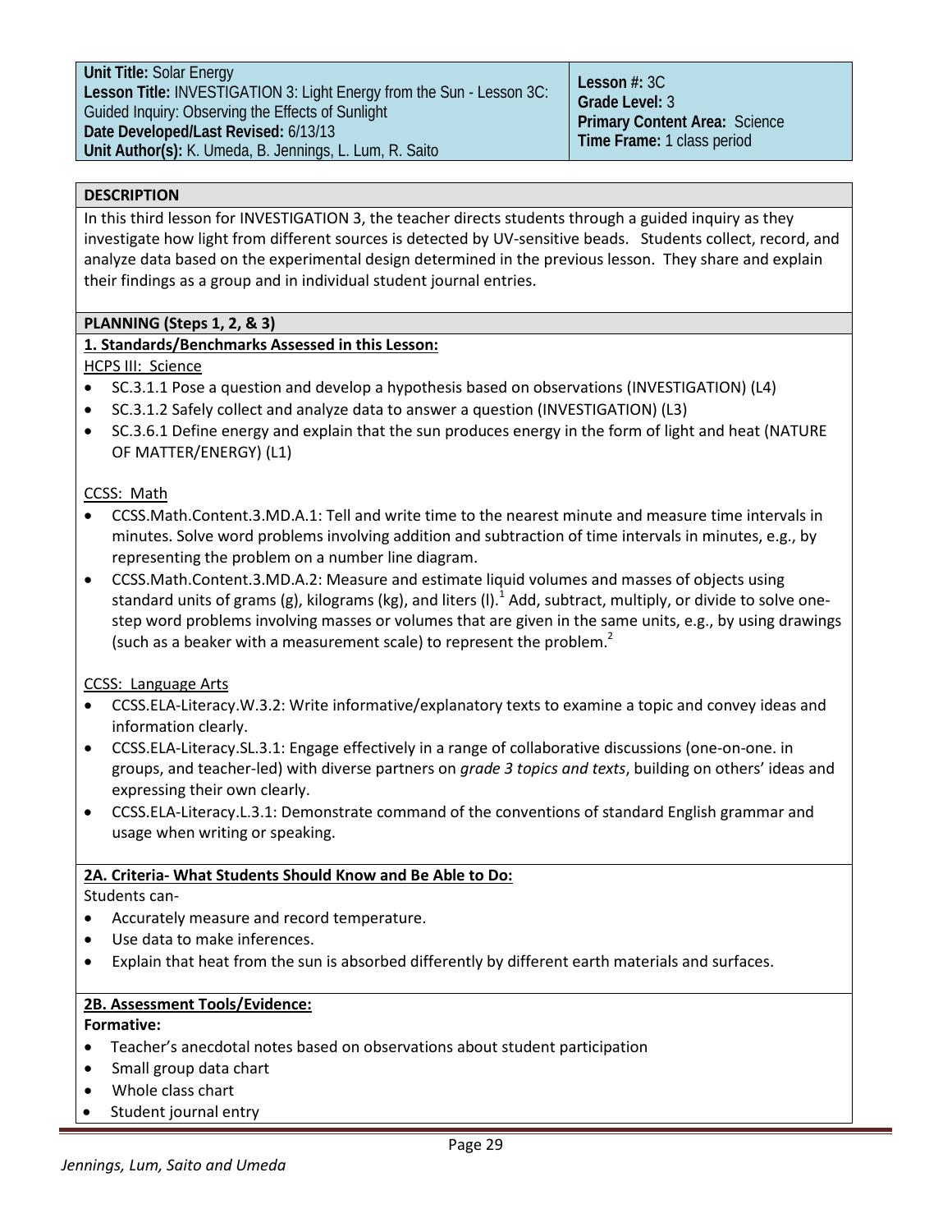| Unit Title: Solar Energy<br>Lesson Title: INVESTIGATION 3: Light Energy from the Sun - Lesson 3C: Guided Inquiry: Observing the Effects of Sunlight<br>Date Developed/Last Revised: 6/13/13<br>Unit Author(s): K. Umeda, B. Jennings, L. Lum, R. Saito | Lesson #: 3C<br>Grade Level: 3<br>Primary Content Area: Science<br>Time Frame: 1 class period |
|---|---|

## DESCRIPTION

In this third lesson for INVESTIGATION 3, the teacher directs students through a guided inquiry as they investigate how light from different sources is detected by UV-sensitive beads. Students collect, record, and analyze data based on the experimental design determined in the previous lesson. They share and explain their findings as a group and in individual student journal entries.

## PLANNING (Steps 1, 2, & 3)

**1. Standards/Benchmarks Assessed in this Lesson:**

HCPS III: Science

- SC.3.1.1 Pose a question and develop a hypothesis based on observations (INVESTIGATION) (L4)
- SC.3.1.2 Safely collect and analyze data to answer a question (INVESTIGATION) (L3)
- SC.3.6.1 Define energy and explain that the sun produces energy in the form of light and heat (NATURE OF MATTER/ENERGY) (L1)

CCSS: Math

- CCSS.Math.Content.3.MD.A.1: Tell and write time to the nearest minute and measure time intervals in minutes. Solve word problems involving addition and subtraction of time intervals in minutes, e.g., by representing the problem on a number line diagram.
- CCSS.Math.Content.3.MD.A.2: Measure and estimate liquid volumes and masses of objects using standard units of grams (g), kilograms (kg), and liters (l).[1] Add, subtract, multiply, or divide to solve one-step word problems involving masses or volumes that are given in the same units, e.g., by using drawings (such as a beaker with a measurement scale) to represent the problem.[2]

CCSS: Language Arts

- CCSS.ELA-Literacy.W.3.2: Write informative/explanatory texts to examine a topic and convey ideas and information clearly.
- CCSS.ELA-Literacy.SL.3.1: Engage effectively in a range of collaborative discussions (one-on-one. in groups, and teacher-led) with diverse partners on *grade 3 topics and texts*, building on others' ideas and expressing their own clearly.
- CCSS.ELA-Literacy.L.3.1: Demonstrate command of the conventions of standard English grammar and usage when writing or speaking.

**2A. Criteria- What Students Should Know and Be Able to Do:**

Students can-

- Accurately measure and record temperature.
- Use data to make inferences.
- Explain that heat from the sun is absorbed differently by different earth materials and surfaces.

**2B. Assessment Tools/Evidence:**

**Formative:**

- Teacher's anecdotal notes based on observations about student participation
- Small group data chart
- Whole class chart
- Student journal entry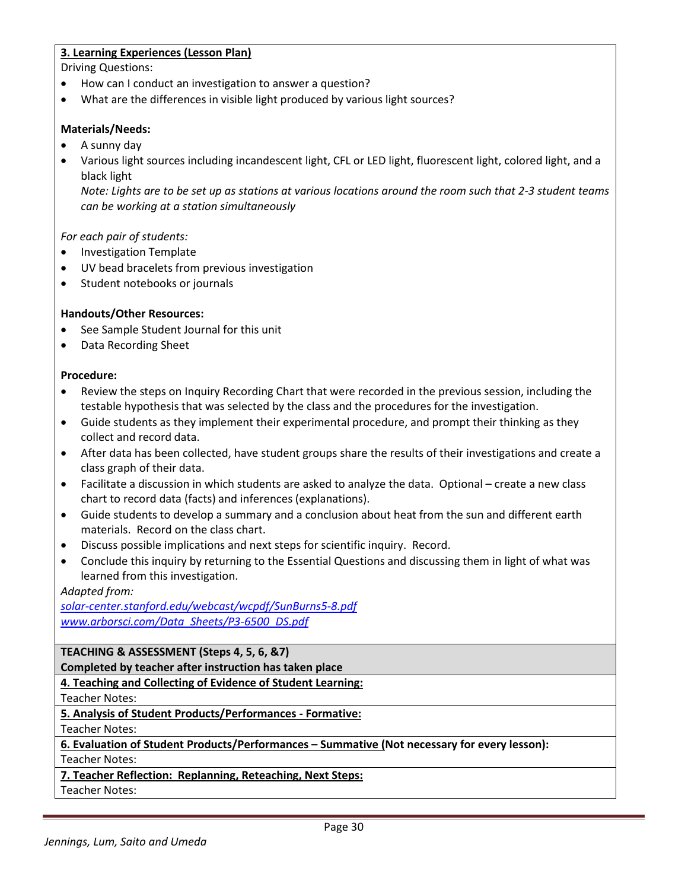**3. Learning Experiences (Lesson Plan)**

Driving Questions:

- How can I conduct an investigation to answer a question?
- What are the differences in visible light produced by various light sources?

**Materials/Needs:**

- A sunny day
- Various light sources including incandescent light, CFL or LED light, fluorescent light, colored light, and a black light
  *Note: Lights are to be set up as stations at various locations around the room such that 2-3 student teams can be working at a station simultaneously*

*For each pair of students:*

- Investigation Template
- UV bead bracelets from previous investigation
- Student notebooks or journals

**Handouts/Other Resources:**

- See Sample Student Journal for this unit
- Data Recording Sheet

**Procedure:**

- Review the steps on Inquiry Recording Chart that were recorded in the previous session, including the testable hypothesis that was selected by the class and the procedures for the investigation.
- Guide students as they implement their experimental procedure, and prompt their thinking as they collect and record data.
- After data has been collected, have student groups share the results of their investigations and create a class graph of their data.
- Facilitate a discussion in which students are asked to analyze the data. Optional – create a new class chart to record data (facts) and inferences (explanations).
- Guide students to develop a summary and a conclusion about heat from the sun and different earth materials. Record on the class chart.
- Discuss possible implications and next steps for scientific inquiry. Record.
- Conclude this inquiry by returning to the Essential Questions and discussing them in light of what was learned from this investigation.

*Adapted from:*
*solar-center.stanford.edu/webcast/wcpdf/SunBurns5-8.pdf*
*www.arborsci.com/Data_Sheets/P3-6500_DS.pdf*

**TEACHING & ASSESSMENT (Steps 4, 5, 6, &7)**
**Completed by teacher after instruction has taken place**

**4. Teaching and Collecting of Evidence of Student Learning:**
Teacher Notes:

**5. Analysis of Student Products/Performances - Formative:**
Teacher Notes:

**6. Evaluation of Student Products/Performances – Summative (Not necessary for every lesson):**
Teacher Notes:

**7. Teacher Reflection: Replanning, Reteaching, Next Steps:**
Teacher Notes: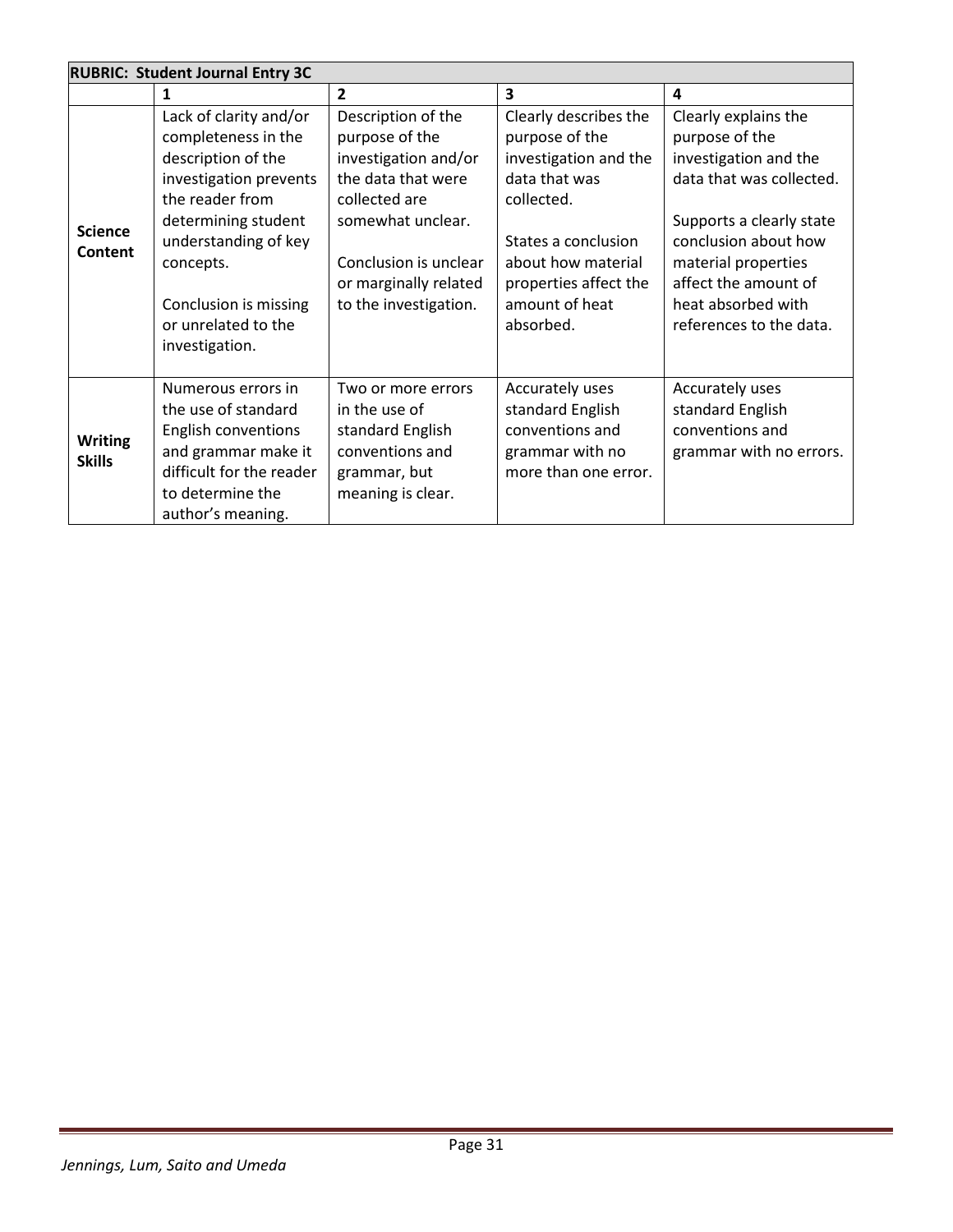| RUBRIC: Student Journal Entry 3C | | | | |
|---|---|---|---|---|
| | 1 | 2 | 3 | 4 |
| **Science Content** | Lack of clarity and/or completeness in the description of the investigation prevents the reader from determining student understanding of key concepts.<br><br>Conclusion is missing or unrelated to the investigation. | Description of the purpose of the investigation and/or the data that were collected are somewhat unclear.<br><br>Conclusion is unclear or marginally related to the investigation. | Clearly describes the purpose of the investigation and the data that was collected.<br><br>States a conclusion about how material properties affect the amount of heat absorbed. | Clearly explains the purpose of the investigation and the data that was collected.<br><br>Supports a clearly state conclusion about how material properties affect the amount of heat absorbed with references to the data. |
| **Writing Skills** | Numerous errors in the use of standard English conventions and grammar make it difficult for the reader to determine the author's meaning. | Two or more errors in the use of standard English conventions and grammar, but meaning is clear. | Accurately uses standard English conventions and grammar with no more than one error. | Accurately uses standard English conventions and grammar with no errors. |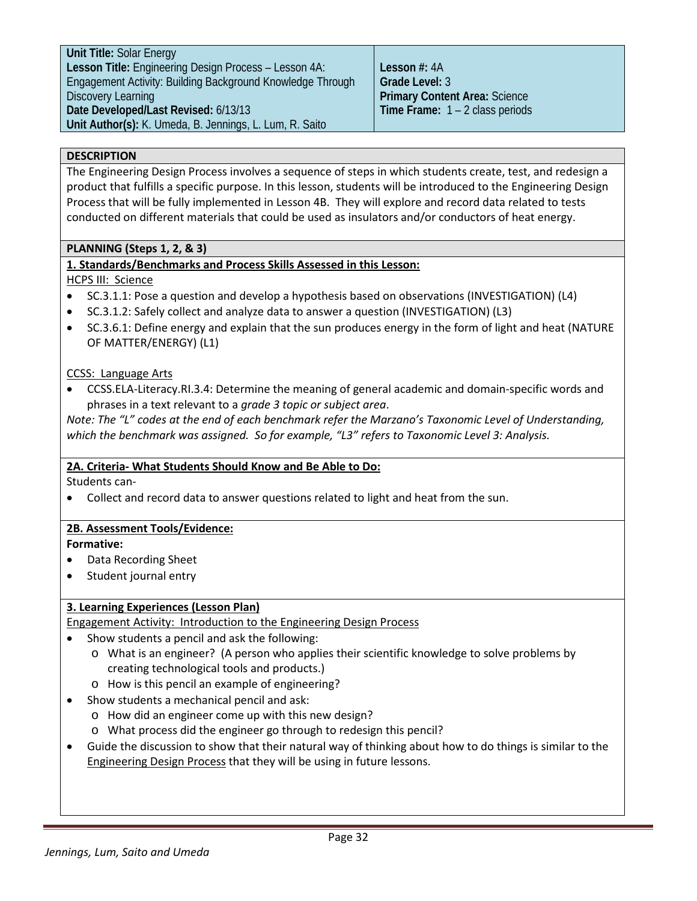| | |
|---|---|
| **Unit Title:** Solar Energy<br>**Lesson Title:** Engineering Design Process – Lesson 4A: Engagement Activity: Building Background Knowledge Through Discovery Learning<br>**Date Developed/Last Revised:** 6/13/13<br>**Unit Author(s):** K. Umeda, B. Jennings, L. Lum, R. Saito | **Lesson #:** 4A<br>**Grade Level:** 3<br>**Primary Content Area:** Science<br>**Time Frame:** 1 – 2 class periods |

## DESCRIPTION

The Engineering Design Process involves a sequence of steps in which students create, test, and redesign a product that fulfills a specific purpose. In this lesson, students will be introduced to the Engineering Design Process that will be fully implemented in Lesson 4B. They will explore and record data related to tests conducted on different materials that could be used as insulators and/or conductors of heat energy.

## PLANNING (Steps 1, 2, & 3)

### 1. Standards/Benchmarks and Process Skills Assessed in this Lesson:

HCPS III: Science

- SC.3.1.1: Pose a question and develop a hypothesis based on observations (INVESTIGATION) (L4)
- SC.3.1.2: Safely collect and analyze data to answer a question (INVESTIGATION) (L3)
- SC.3.6.1: Define energy and explain that the sun produces energy in the form of light and heat (NATURE OF MATTER/ENERGY) (L1)

CCSS: Language Arts

- CCSS.ELA-Literacy.RI.3.4: Determine the meaning of general academic and domain-specific words and phrases in a text relevant to a *grade 3 topic or subject area*.

*Note: The "L" codes at the end of each benchmark refer the Marzano's Taxonomic Level of Understanding, which the benchmark was assigned. So for example, "L3" refers to Taxonomic Level 3: Analysis.*

### 2A. Criteria- What Students Should Know and Be Able to Do:

Students can-

- Collect and record data to answer questions related to light and heat from the sun.

### 2B. Assessment Tools/Evidence:

**Formative:**

- Data Recording Sheet
- Student journal entry

### 3. Learning Experiences (Lesson Plan)

Engagement Activity: Introduction to the Engineering Design Process

- Show students a pencil and ask the following:
  - What is an engineer? (A person who applies their scientific knowledge to solve problems by creating technological tools and products.)
  - How is this pencil an example of engineering?
- Show students a mechanical pencil and ask:
  - How did an engineer come up with this new design?
  - What process did the engineer go through to redesign this pencil?
- Guide the discussion to show that their natural way of thinking about how to do things is similar to the Engineering Design Process that they will be using in future lessons.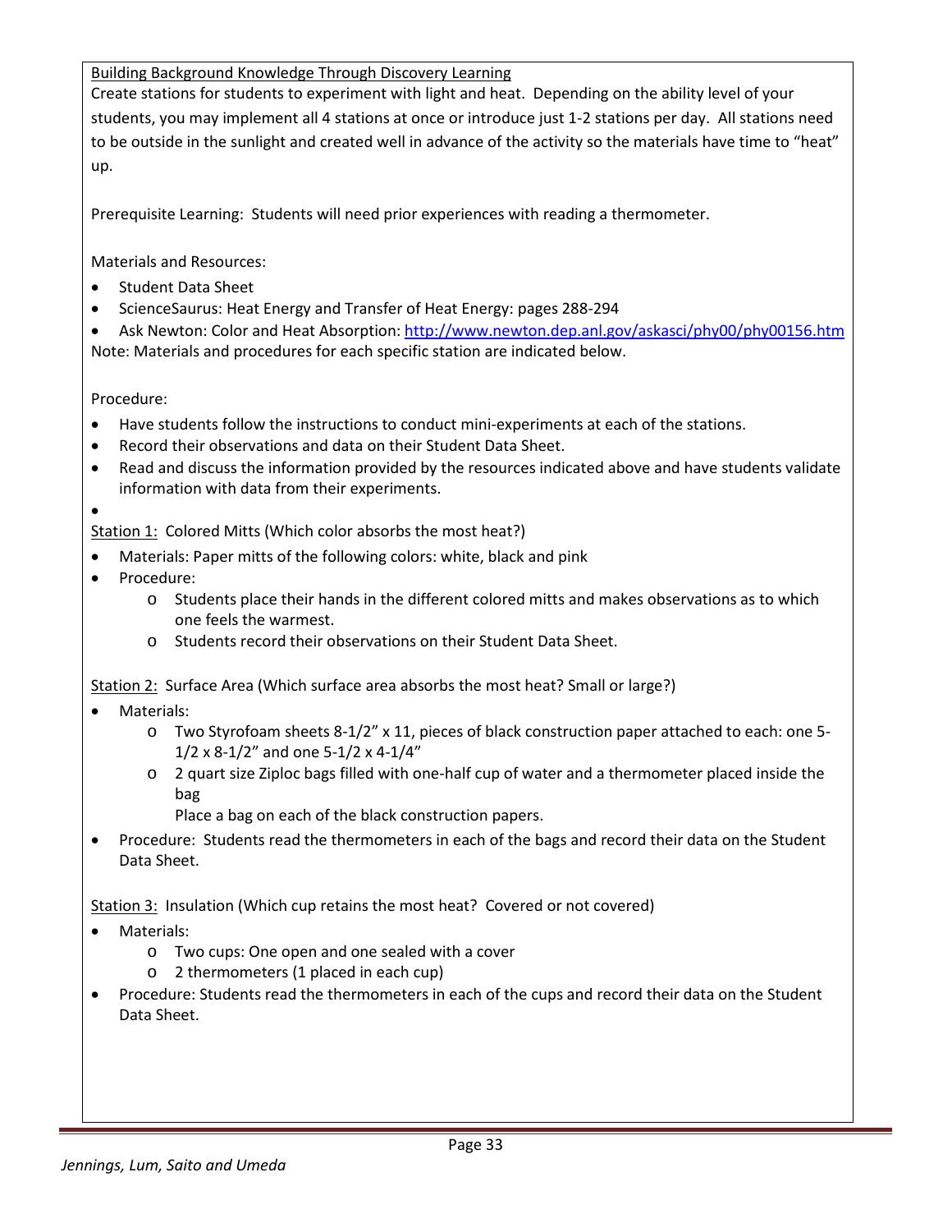Building Background Knowledge Through Discovery Learning

Create stations for students to experiment with light and heat. Depending on the ability level of your students, you may implement all 4 stations at once or introduce just 1-2 stations per day. All stations need to be outside in the sunlight and created well in advance of the activity so the materials have time to "heat" up.

Prerequisite Learning: Students will need prior experiences with reading a thermometer.

Materials and Resources:

- Student Data Sheet
- ScienceSaurus: Heat Energy and Transfer of Heat Energy: pages 288-294
- Ask Newton: Color and Heat Absorption: http://www.newton.dep.anl.gov/askasci/phy00/phy00156.htm

Note: Materials and procedures for each specific station are indicated below.

Procedure:

- Have students follow the instructions to conduct mini-experiments at each of the stations.
- Record their observations and data on their Student Data Sheet.
- Read and discuss the information provided by the resources indicated above and have students validate information with data from their experiments.

Station 1: Colored Mitts (Which color absorbs the most heat?)

- Materials: Paper mitts of the following colors: white, black and pink
- Procedure:
  - Students place their hands in the different colored mitts and makes observations as to which one feels the warmest.
  - Students record their observations on their Student Data Sheet.

Station 2: Surface Area (Which surface area absorbs the most heat? Small or large?)

- Materials:
  - Two Styrofoam sheets 8-1/2" x 11, pieces of black construction paper attached to each: one 5-1/2 x 8-1/2" and one 5-1/2 x 4-1/4"
  - 2 quart size Ziploc bags filled with one-half cup of water and a thermometer placed inside the bag
    
    Place a bag on each of the black construction papers.
- Procedure: Students read the thermometers in each of the bags and record their data on the Student Data Sheet.

Station 3: Insulation (Which cup retains the most heat? Covered or not covered)

- Materials:
  - Two cups: One open and one sealed with a cover
  - 2 thermometers (1 placed in each cup)
- Procedure: Students read the thermometers in each of the cups and record their data on the Student Data Sheet.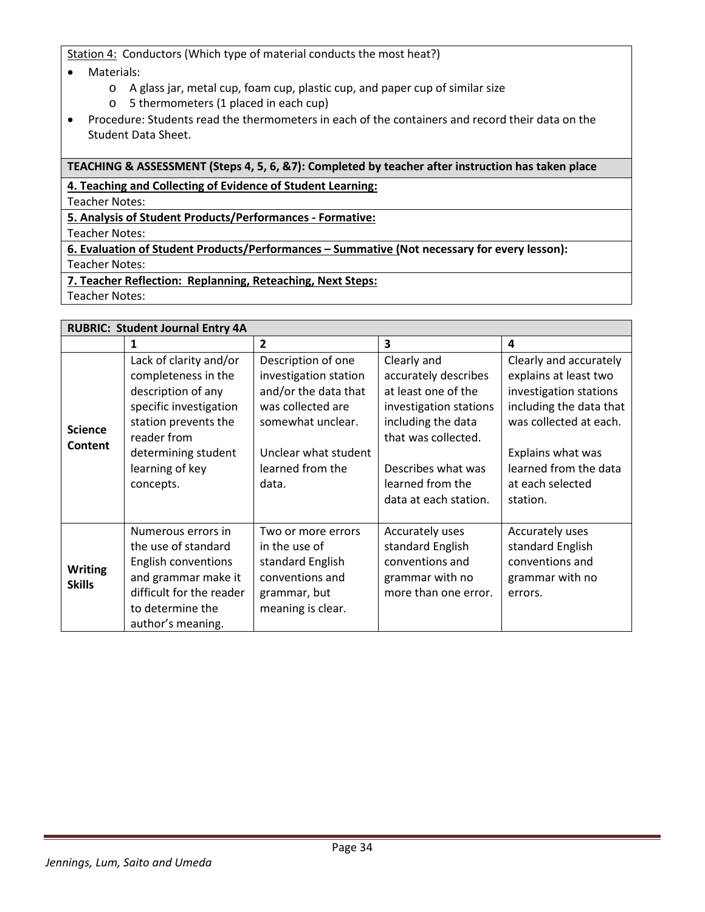Station 4: Conductors (Which type of material conducts the most heat?)

- Materials:
  - A glass jar, metal cup, foam cup, plastic cup, and paper cup of similar size
  - 5 thermometers (1 placed in each cup)
- Procedure: Students read the thermometers in each of the containers and record their data on the Student Data Sheet.

**TEACHING & ASSESSMENT (Steps 4, 5, 6, &7): Completed by teacher after instruction has taken place**

**4. Teaching and Collecting of Evidence of Student Learning:**

Teacher Notes:

**5. Analysis of Student Products/Performances - Formative:**

Teacher Notes:

**6. Evaluation of Student Products/Performances – Summative (Not necessary for every lesson):**

Teacher Notes:

**7. Teacher Reflection: Replanning, Reteaching, Next Steps:**

Teacher Notes:

**RUBRIC: Student Journal Entry 4A**

| | 1 | 2 | 3 | 4 |
|---|---|---|---|---|
| **Science Content** | Lack of clarity and/or completeness in the description of any specific investigation station prevents the reader from determining student learning of key concepts. | Description of one investigation station and/or the data that was collected are somewhat unclear.<br><br>Unclear what student learned from the data. | Clearly and accurately describes at least one of the investigation stations including the data that was collected.<br><br>Describes what was learned from the data at each station. | Clearly and accurately explains at least two investigation stations including the data that was collected at each.<br><br>Explains what was learned from the data at each selected station. |
| **Writing Skills** | Numerous errors in the use of standard English conventions and grammar make it difficult for the reader to determine the author's meaning. | Two or more errors in the use of standard English conventions and grammar, but meaning is clear. | Accurately uses standard English conventions and grammar with no more than one error. | Accurately uses standard English conventions and grammar with no errors. |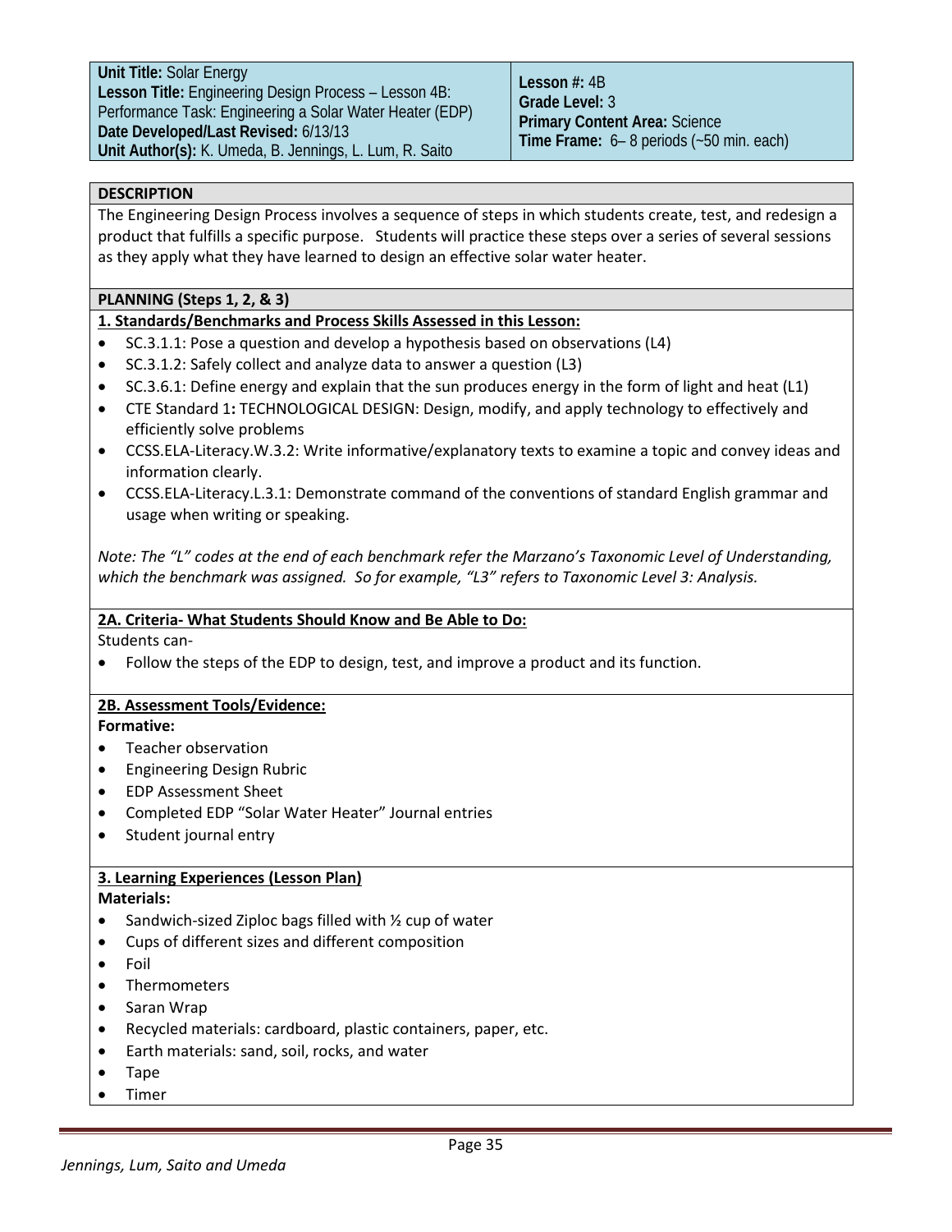| | |
|---|---|
| **Unit Title:** Solar Energy<br>**Lesson Title:** Engineering Design Process – Lesson 4B: Performance Task: Engineering a Solar Water Heater (EDP)<br>**Date Developed/Last Revised:** 6/13/13<br>**Unit Author(s):** K. Umeda, B. Jennings, L. Lum, R. Saito | **Lesson #:** 4B<br>**Grade Level:** 3<br>**Primary Content Area:** Science<br>**Time Frame:** 6– 8 periods (~50 min. each) |

## DESCRIPTION

The Engineering Design Process involves a sequence of steps in which students create, test, and redesign a product that fulfills a specific purpose. Students will practice these steps over a series of several sessions as they apply what they have learned to design an effective solar water heater.

## PLANNING (Steps 1, 2, & 3)

### 1. Standards/Benchmarks and Process Skills Assessed in this Lesson:

- SC.3.1.1: Pose a question and develop a hypothesis based on observations (L4)
- SC.3.1.2: Safely collect and analyze data to answer a question (L3)
- SC.3.6.1: Define energy and explain that the sun produces energy in the form of light and heat (L1)
- CTE Standard 1**:** TECHNOLOGICAL DESIGN: Design, modify, and apply technology to effectively and efficiently solve problems
- CCSS.ELA-Literacy.W.3.2: Write informative/explanatory texts to examine a topic and convey ideas and information clearly.
- CCSS.ELA-Literacy.L.3.1: Demonstrate command of the conventions of standard English grammar and usage when writing or speaking.

*Note: The "L" codes at the end of each benchmark refer the Marzano's Taxonomic Level of Understanding, which the benchmark was assigned. So for example, "L3" refers to Taxonomic Level 3: Analysis.*

### 2A. Criteria- What Students Should Know and Be Able to Do:

Students can-

- Follow the steps of the EDP to design, test, and improve a product and its function.

### 2B. Assessment Tools/Evidence:

**Formative:**

- Teacher observation
- Engineering Design Rubric
- EDP Assessment Sheet
- Completed EDP "Solar Water Heater" Journal entries
- Student journal entry

### 3. Learning Experiences (Lesson Plan)

**Materials:**

- Sandwich-sized Ziploc bags filled with ½ cup of water
- Cups of different sizes and different composition
- Foil
- Thermometers
- Saran Wrap
- Recycled materials: cardboard, plastic containers, paper, etc.
- Earth materials: sand, soil, rocks, and water
- Tape
- Timer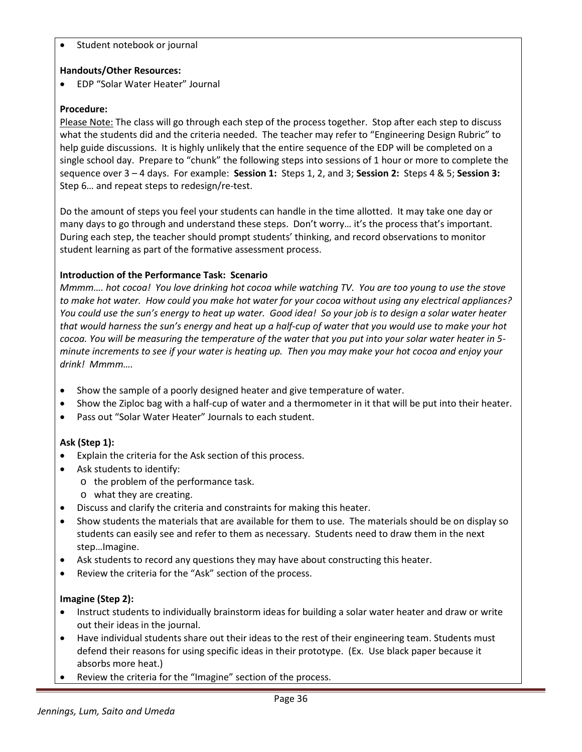- Student notebook or journal

**Handouts/Other Resources:**

- EDP "Solar Water Heater" Journal

**Procedure:**

Please Note: The class will go through each step of the process together. Stop after each step to discuss what the students did and the criteria needed. The teacher may refer to "Engineering Design Rubric" to help guide discussions. It is highly unlikely that the entire sequence of the EDP will be completed on a single school day. Prepare to "chunk" the following steps into sessions of 1 hour or more to complete the sequence over 3 – 4 days. For example: **Session 1:** Steps 1, 2, and 3; **Session 2:** Steps 4 & 5; **Session 3:** Step 6… and repeat steps to redesign/re-test.

Do the amount of steps you feel your students can handle in the time allotted. It may take one day or many days to go through and understand these steps. Don't worry… it's the process that's important. During each step, the teacher should prompt students' thinking, and record observations to monitor student learning as part of the formative assessment process.

**Introduction of the Performance Task: Scenario**

*Mmmm…. hot cocoa! You love drinking hot cocoa while watching TV. You are too young to use the stove to make hot water. How could you make hot water for your cocoa without using any electrical appliances? You could use the sun's energy to heat up water. Good idea! So your job is to design a solar water heater that would harness the sun's energy and heat up a half-cup of water that you would use to make your hot cocoa. You will be measuring the temperature of the water that you put into your solar water heater in 5-minute increments to see if your water is heating up. Then you may make your hot cocoa and enjoy your drink! Mmmm….*

- Show the sample of a poorly designed heater and give temperature of water.
- Show the Ziploc bag with a half-cup of water and a thermometer in it that will be put into their heater.
- Pass out "Solar Water Heater" Journals to each student.

**Ask (Step 1):**

- Explain the criteria for the Ask section of this process.
- Ask students to identify:
  - the problem of the performance task.
  - what they are creating.
- Discuss and clarify the criteria and constraints for making this heater.
- Show students the materials that are available for them to use. The materials should be on display so students can easily see and refer to them as necessary. Students need to draw them in the next step…Imagine.
- Ask students to record any questions they may have about constructing this heater.
- Review the criteria for the "Ask" section of the process.

**Imagine (Step 2):**

- Instruct students to individually brainstorm ideas for building a solar water heater and draw or write out their ideas in the journal.
- Have individual students share out their ideas to the rest of their engineering team. Students must defend their reasons for using specific ideas in their prototype. (Ex. Use black paper because it absorbs more heat.)
- Review the criteria for the "Imagine" section of the process.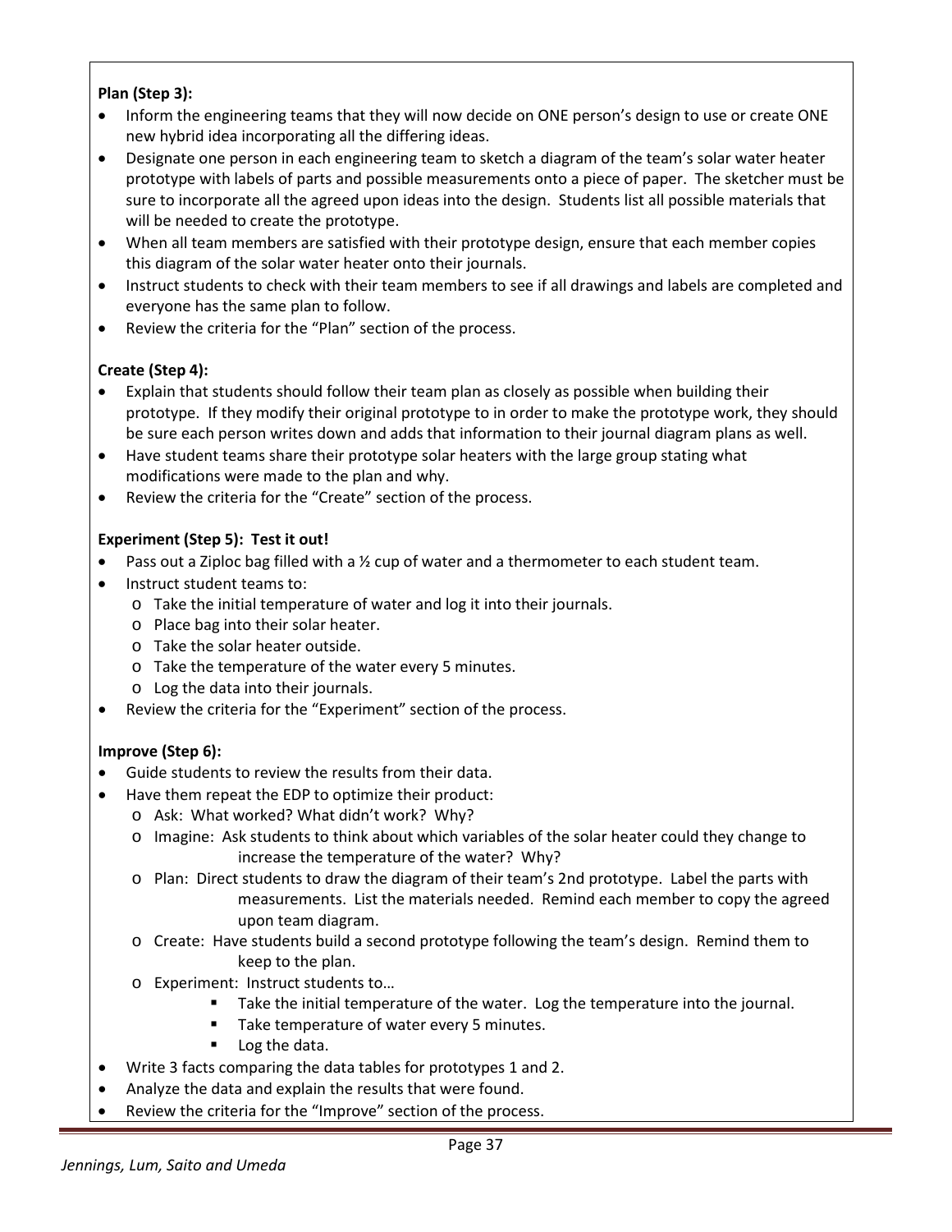**Plan (Step 3):**

- Inform the engineering teams that they will now decide on ONE person's design to use or create ONE new hybrid idea incorporating all the differing ideas.
- Designate one person in each engineering team to sketch a diagram of the team's solar water heater prototype with labels of parts and possible measurements onto a piece of paper. The sketcher must be sure to incorporate all the agreed upon ideas into the design. Students list all possible materials that will be needed to create the prototype.
- When all team members are satisfied with their prototype design, ensure that each member copies this diagram of the solar water heater onto their journals.
- Instruct students to check with their team members to see if all drawings and labels are completed and everyone has the same plan to follow.
- Review the criteria for the "Plan" section of the process.

**Create (Step 4):**

- Explain that students should follow their team plan as closely as possible when building their prototype. If they modify their original prototype to in order to make the prototype work, they should be sure each person writes down and adds that information to their journal diagram plans as well.
- Have student teams share their prototype solar heaters with the large group stating what modifications were made to the plan and why.
- Review the criteria for the "Create" section of the process.

**Experiment (Step 5): Test it out!**

- Pass out a Ziploc bag filled with a ½ cup of water and a thermometer to each student team.
- Instruct student teams to:
  - Take the initial temperature of water and log it into their journals.
  - Place bag into their solar heater.
  - Take the solar heater outside.
  - Take the temperature of the water every 5 minutes.
  - Log the data into their journals.
- Review the criteria for the "Experiment" section of the process.

**Improve (Step 6):**

- Guide students to review the results from their data.
- Have them repeat the EDP to optimize their product:
  - Ask: What worked? What didn't work? Why?
  - Imagine: Ask students to think about which variables of the solar heater could they change to increase the temperature of the water? Why?
  - Plan: Direct students to draw the diagram of their team's 2nd prototype. Label the parts with measurements. List the materials needed. Remind each member to copy the agreed upon team diagram.
  - Create: Have students build a second prototype following the team's design. Remind them to keep to the plan.
  - Experiment: Instruct students to…
    - Take the initial temperature of the water. Log the temperature into the journal.
    - Take temperature of water every 5 minutes.
    - Log the data.
- Write 3 facts comparing the data tables for prototypes 1 and 2.
- Analyze the data and explain the results that were found.
- Review the criteria for the "Improve" section of the process.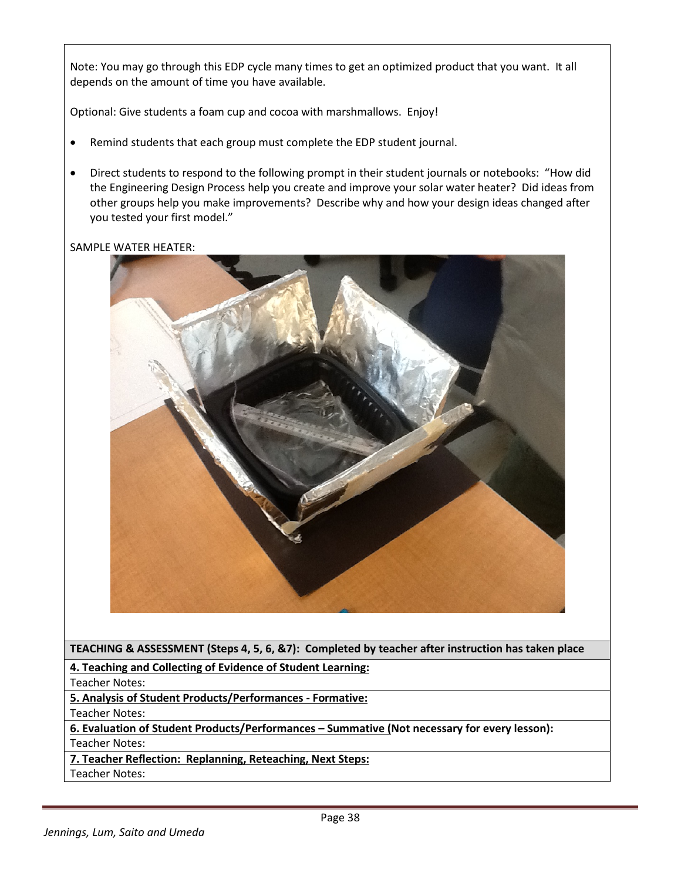Note: You may go through this EDP cycle many times to get an optimized product that you want. It all depends on the amount of time you have available.

Optional: Give students a foam cup and cocoa with marshmallows. Enjoy!

- Remind students that each group must complete the EDP student journal.
- Direct students to respond to the following prompt in their student journals or notebooks: "How did the Engineering Design Process help you create and improve your solar water heater? Did ideas from other groups help you make improvements? Describe why and how your design ideas changed after you tested your first model."

SAMPLE WATER HEATER:

| **TEACHING & ASSESSMENT (Steps 4, 5, 6, &7): Completed by teacher after instruction has taken place** |
|---|
| **4. Teaching and Collecting of Evidence of Student Learning:**<br>Teacher Notes: |
| **5. Analysis of Student Products/Performances - Formative:**<br>Teacher Notes: |
| **6. Evaluation of Student Products/Performances – Summative (Not necessary for every lesson):**<br>Teacher Notes: |
| **7. Teacher Reflection: Replanning, Reteaching, Next Steps:**<br>Teacher Notes: |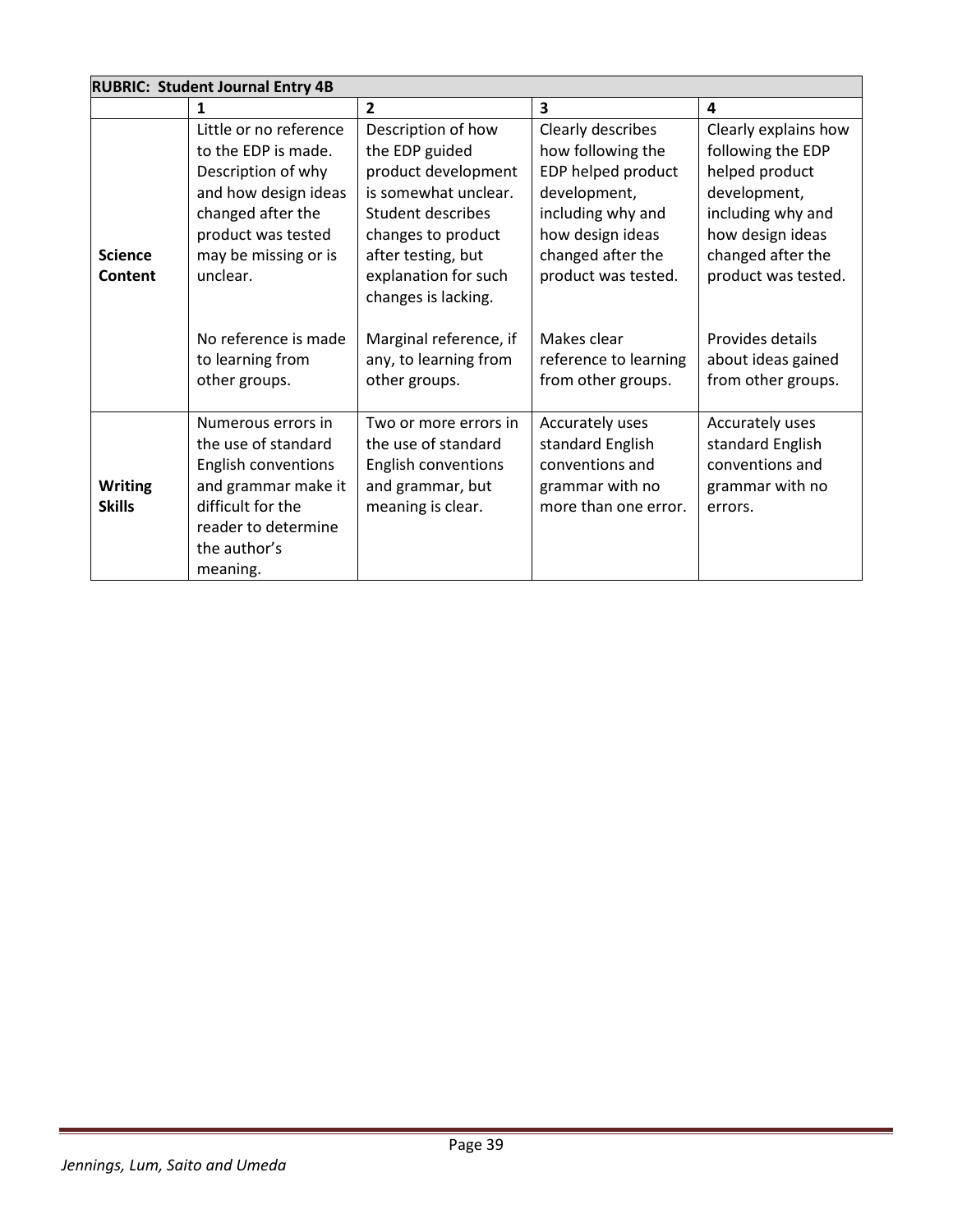| RUBRIC: Student Journal Entry 4B | | | | |
|---|---|---|---|---|
| | **1** | **2** | **3** | **4** |
| **Science Content** | Little or no reference to the EDP is made. Description of why and how design ideas changed after the product was tested may be missing or is unclear.<br><br>No reference is made to learning from other groups. | Description of how the EDP guided product development is somewhat unclear. Student describes changes to product after testing, but explanation for such changes is lacking.<br><br>Marginal reference, if any, to learning from other groups. | Clearly describes how following the EDP helped product development, including why and how design ideas changed after the product was tested.<br><br>Makes clear reference to learning from other groups. | Clearly explains how following the EDP helped product development, including why and how design ideas changed after the product was tested.<br><br>Provides details about ideas gained from other groups. |
| **Writing Skills** | Numerous errors in the use of standard English conventions and grammar make it difficult for the reader to determine the author's meaning. | Two or more errors in the use of standard English conventions and grammar, but meaning is clear. | Accurately uses standard English conventions and grammar with no more than one error. | Accurately uses standard English conventions and grammar with no errors. |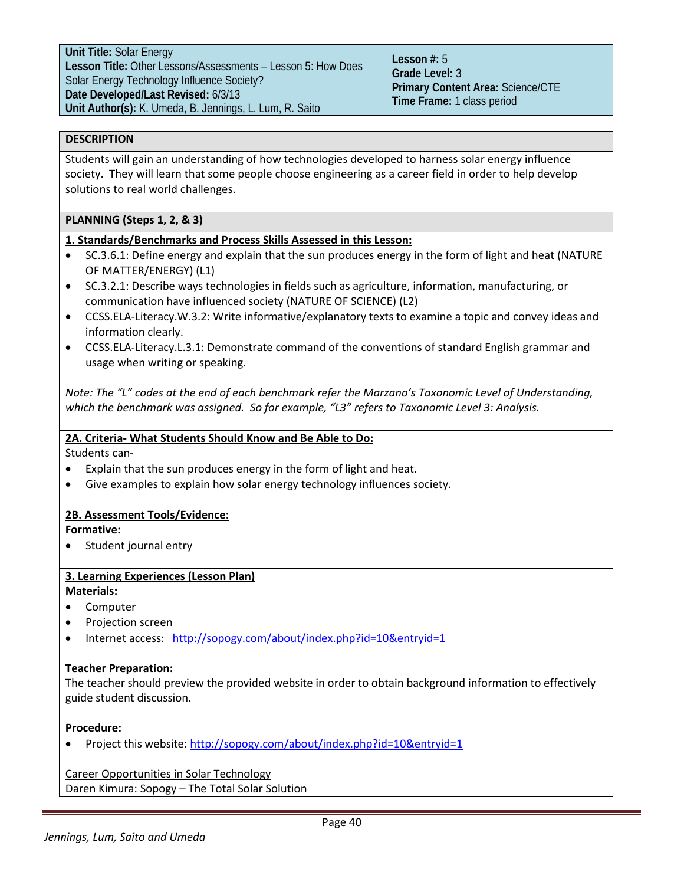| **Unit Title:** Solar Energy<br>**Lesson Title:** Other Lessons/Assessments – Lesson 5: How Does Solar Energy Technology Influence Society?<br>**Date Developed/Last Revised:** 6/3/13<br>**Unit Author(s):** K. Umeda, B. Jennings, L. Lum, R. Saito | **Lesson #:** 5<br>**Grade Level:** 3<br>**Primary Content Area:** Science/CTE<br>**Time Frame:** 1 class period |
|---|---|

## DESCRIPTION

Students will gain an understanding of how technologies developed to harness solar energy influence society. They will learn that some people choose engineering as a career field in order to help develop solutions to real world challenges.

## PLANNING (Steps 1, 2, & 3)

**1. Standards/Benchmarks and Process Skills Assessed in this Lesson:**

- SC.3.6.1: Define energy and explain that the sun produces energy in the form of light and heat (NATURE OF MATTER/ENERGY) (L1)
- SC.3.2.1: Describe ways technologies in fields such as agriculture, information, manufacturing, or communication have influenced society (NATURE OF SCIENCE) (L2)
- CCSS.ELA-Literacy.W.3.2: Write informative/explanatory texts to examine a topic and convey ideas and information clearly.
- CCSS.ELA-Literacy.L.3.1: Demonstrate command of the conventions of standard English grammar and usage when writing or speaking.

*Note: The "L" codes at the end of each benchmark refer the Marzano's Taxonomic Level of Understanding, which the benchmark was assigned. So for example, "L3" refers to Taxonomic Level 3: Analysis.*

**2A. Criteria- What Students Should Know and Be Able to Do:**

Students can-

- Explain that the sun produces energy in the form of light and heat.
- Give examples to explain how solar energy technology influences society.

**2B. Assessment Tools/Evidence:**

**Formative:**

- Student journal entry

**3. Learning Experiences (Lesson Plan)**

**Materials:**

- Computer
- Projection screen
- Internet access: http://sopogy.com/about/index.php?id=10&entryid=1

**Teacher Preparation:**

The teacher should preview the provided website in order to obtain background information to effectively guide student discussion.

**Procedure:**

- Project this website: http://sopogy.com/about/index.php?id=10&entryid=1

Career Opportunities in Solar Technology
Daren Kimura: Sopogy – The Total Solar Solution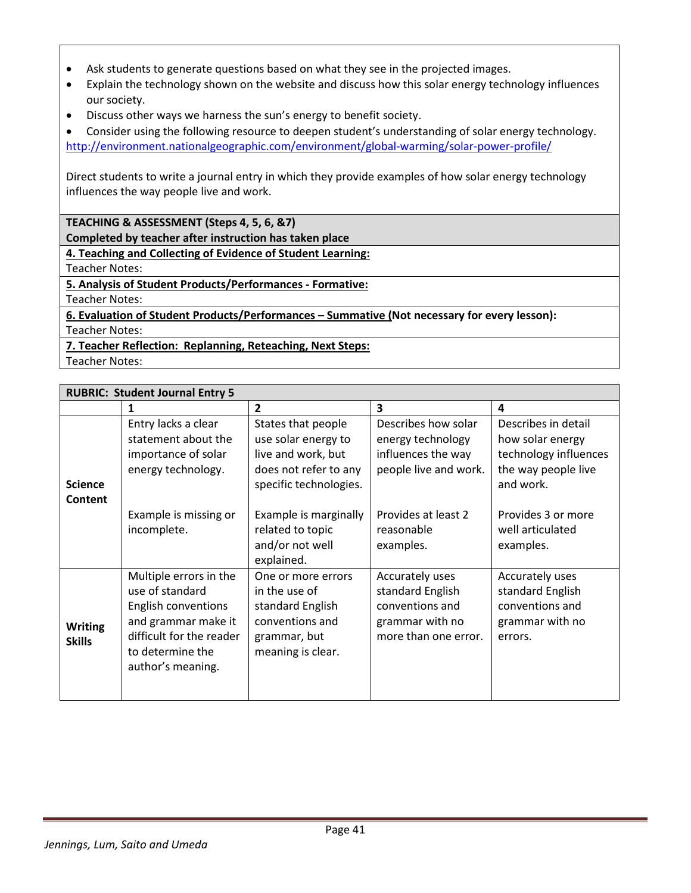- Ask students to generate questions based on what they see in the projected images.
- Explain the technology shown on the website and discuss how this solar energy technology influences our society.
- Discuss other ways we harness the sun's energy to benefit society.
- Consider using the following resource to deepen student's understanding of solar energy technology.

http://environment.nationalgeographic.com/environment/global-warming/solar-power-profile/

Direct students to write a journal entry in which they provide examples of how solar energy technology influences the way people live and work.

**TEACHING & ASSESSMENT (Steps 4, 5, 6, &7)**
**Completed by teacher after instruction has taken place**

**4. Teaching and Collecting of Evidence of Student Learning:**
Teacher Notes:

**5. Analysis of Student Products/Performances - Formative:**
Teacher Notes:

**6. Evaluation of Student Products/Performances – Summative (Not necessary for every lesson):**
Teacher Notes:

**7. Teacher Reflection: Replanning, Reteaching, Next Steps:**
Teacher Notes:

**RUBRIC: Student Journal Entry 5**

| | 1 | 2 | 3 | 4 |
|---|---|---|---|---|
| **Science Content** | Entry lacks a clear statement about the importance of solar energy technology.<br><br>Example is missing or incomplete. | States that people use solar energy to live and work, but does not refer to any specific technologies.<br><br>Example is marginally related to topic and/or not well explained. | Describes how solar energy technology influences the way people live and work.<br><br>Provides at least 2 reasonable examples. | Describes in detail how solar energy technology influences the way people live and work.<br><br>Provides 3 or more well articulated examples. |
| **Writing Skills** | Multiple errors in the use of standard English conventions and grammar make it difficult for the reader to determine the author's meaning. | One or more errors in the use of standard English conventions and grammar, but meaning is clear. | Accurately uses standard English conventions and grammar with no more than one error. | Accurately uses standard English conventions and grammar with no errors. |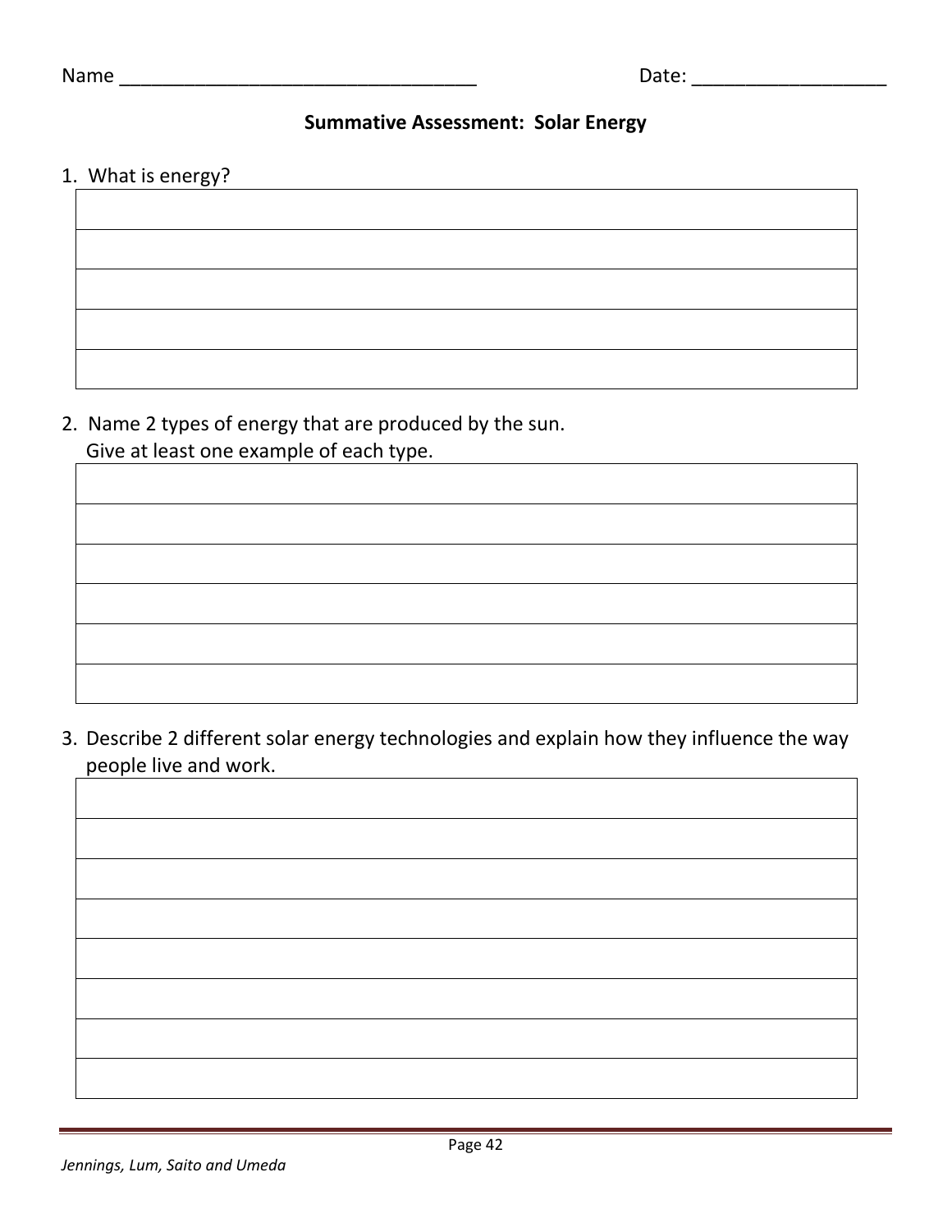Name ___________________________________ Date: ___________________

## Summative Assessment: Solar Energy

1. What is energy?

2. Name 2 types of energy that are produced by the sun.
   Give at least one example of each type.

3. Describe 2 different solar energy technologies and explain how they influence the way people live and work.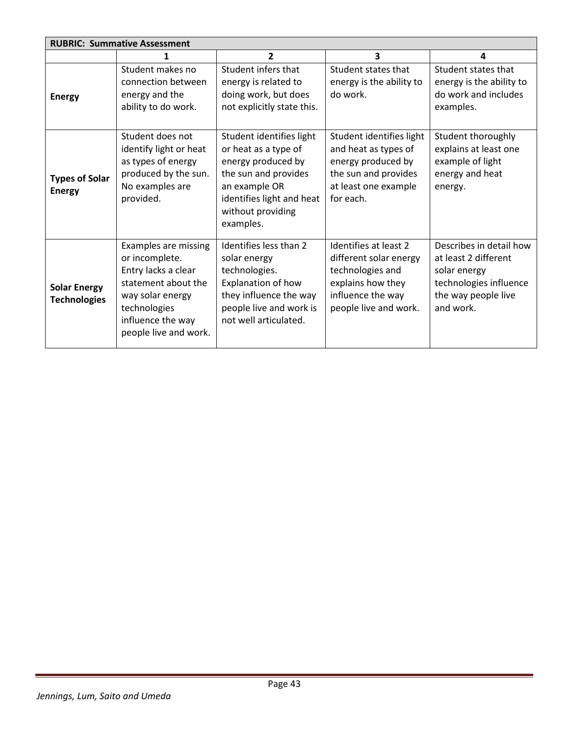| RUBRIC: Summative Assessment | | | | |
|---|---|---|---|---|
| | **1** | **2** | **3** | **4** |
| **Energy** | Student makes no connection between energy and the ability to do work. | Student infers that energy is related to doing work, but does not explicitly state this. | Student states that energy is the ability to do work. | Student states that energy is the ability to do work and includes examples. |
| **Types of Solar Energy** | Student does not identify light or heat as types of energy produced by the sun. No examples are provided. | Student identifies light or heat as a type of energy produced by the sun and provides an example OR identifies light and heat without providing examples. | Student identifies light and heat as types of energy produced by the sun and provides at least one example for each. | Student thoroughly explains at least one example of light energy and heat energy. |
| **Solar Energy Technologies** | Examples are missing or incomplete. Entry lacks a clear statement about the way solar energy technologies influence the way people live and work. | Identifies less than 2 solar energy technologies. Explanation of how they influence the way people live and work is not well articulated. | Identifies at least 2 different solar energy technologies and explains how they influence the way people live and work. | Describes in detail how at least 2 different solar energy technologies influence the way people live and work. |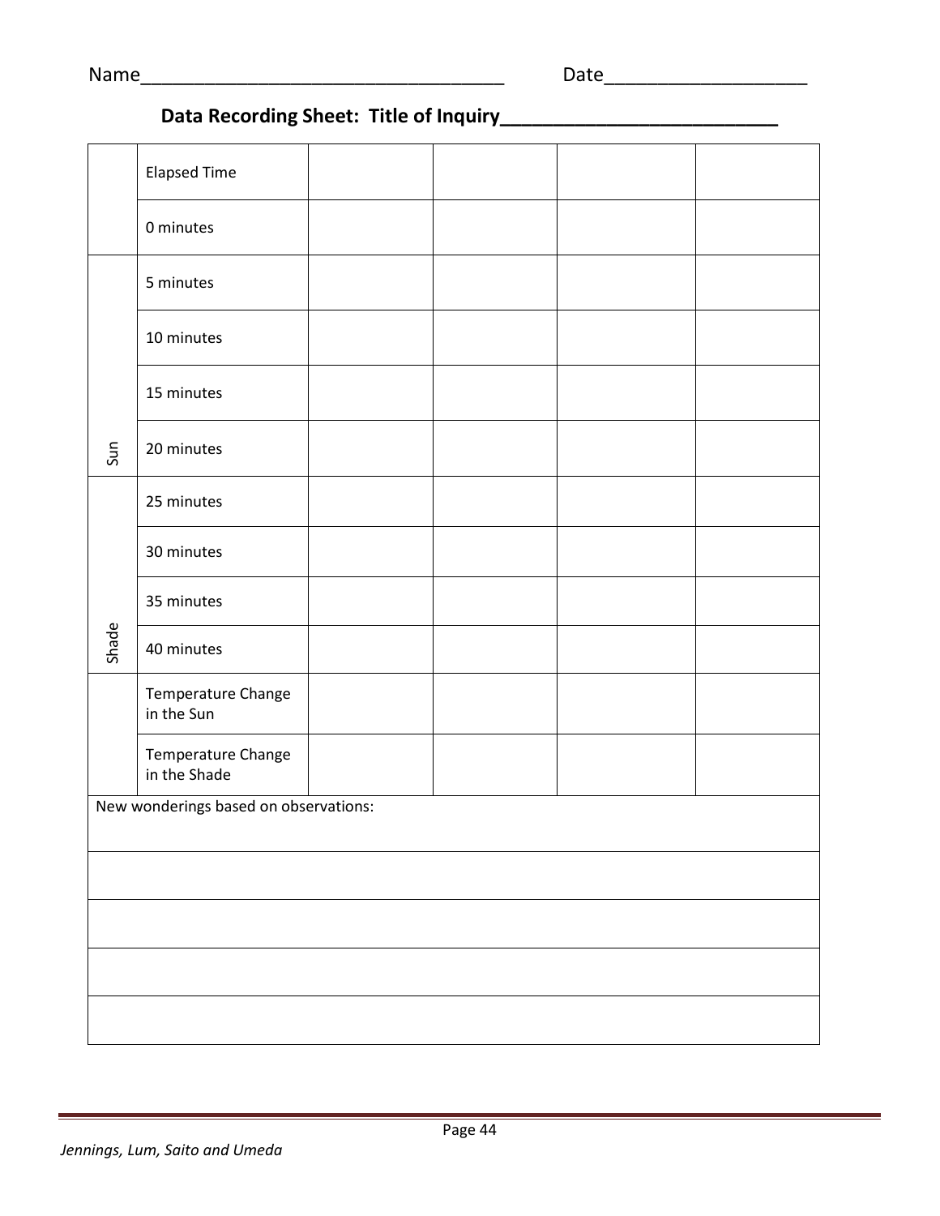Name__________________________________ Date___________________

**Data Recording Sheet: Title of Inquiry_________________________**

| | | | | | |
|---|---|---|---|---|---|
| | Elapsed Time | | | | |
| | 0 minutes | | | | |
| Sun | 5 minutes | | | | |
| Sun | 10 minutes | | | | |
| Sun | 15 minutes | | | | |
| Sun | 20 minutes | | | | |
| Shade | 25 minutes | | | | |
| Shade | 30 minutes | | | | |
| Shade | 35 minutes | | | | |
| Shade | 40 minutes | | | | |
| | Temperature Change in the Sun | | | | |
| | Temperature Change in the Shade | | | | |

| New wonderings based on observations: |
|---|
| |
| |
| |
| |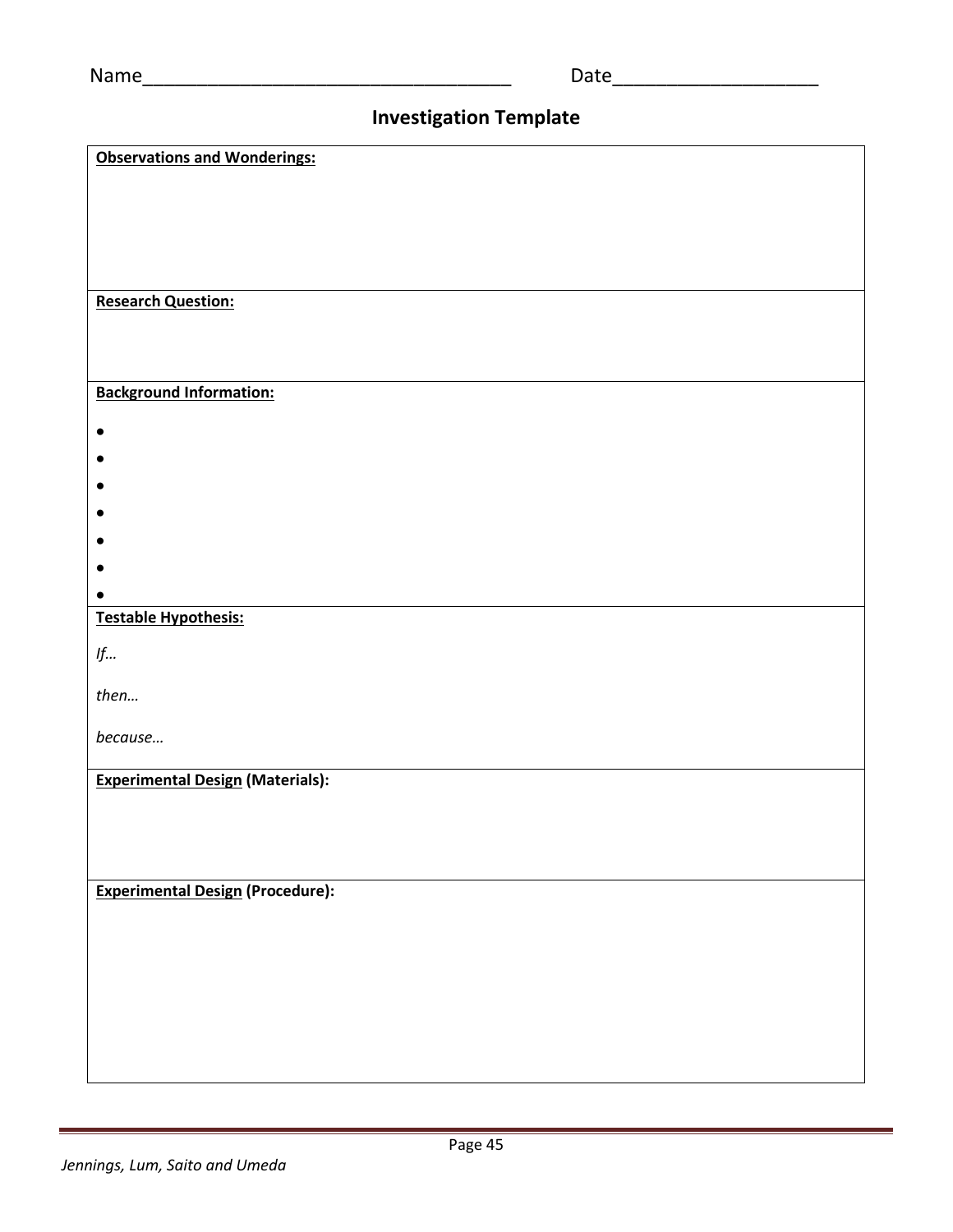Name___________________________________ Date____________________

## Investigation Template

**Observations and Wonderings:**

**Research Question:**

**Background Information:**

- 
- 
- 
- 
- 
- 
- 

**Testable Hypothesis:**

*If…*

*then…*

*because…*

**Experimental Design (Materials):**

**Experimental Design (Procedure):**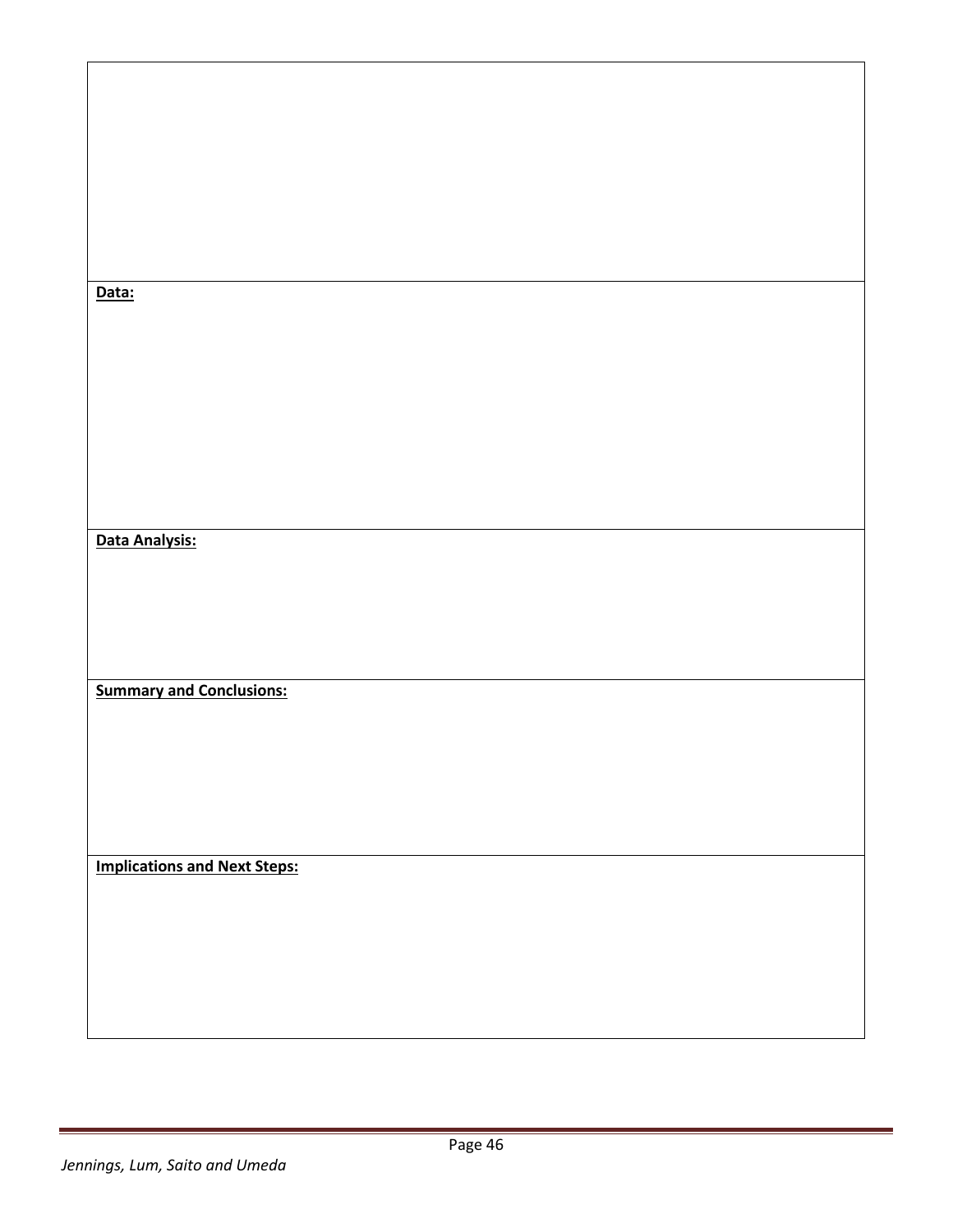**Data:**

**Data Analysis:**

**Summary and Conclusions:**

**Implications and Next Steps:**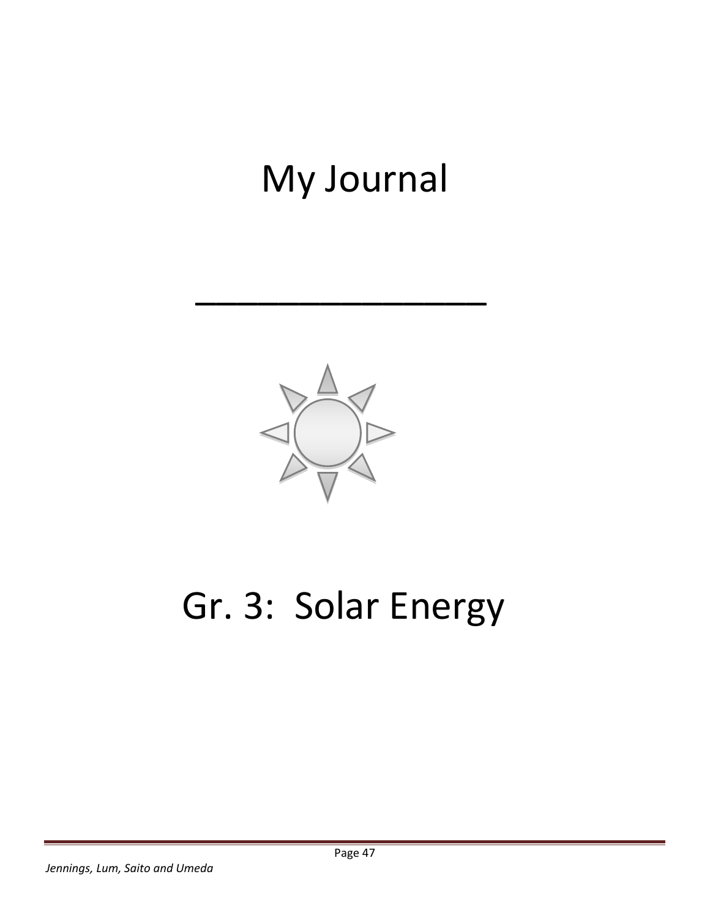# My Journal

\_\_\_\_\_\_\_\_\_\_\_\_\_\_\_\_\_\_

# Gr. 3: Solar Energy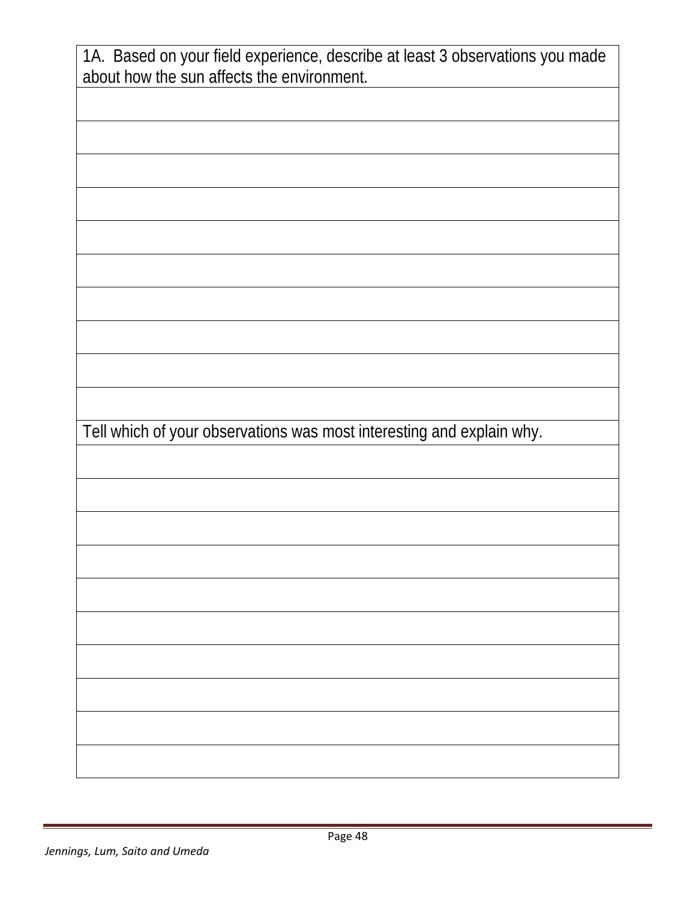| 1A. Based on your field experience, describe at least 3 observations you made about how the sun affects the environment. |
| --- |
| |
| |
| |
| |
| |
| |
| |
| |
| |
| |
| Tell which of your observations was most interesting and explain why. |
| |
| |
| |
| |
| |
| |
| |
| |
| |
| |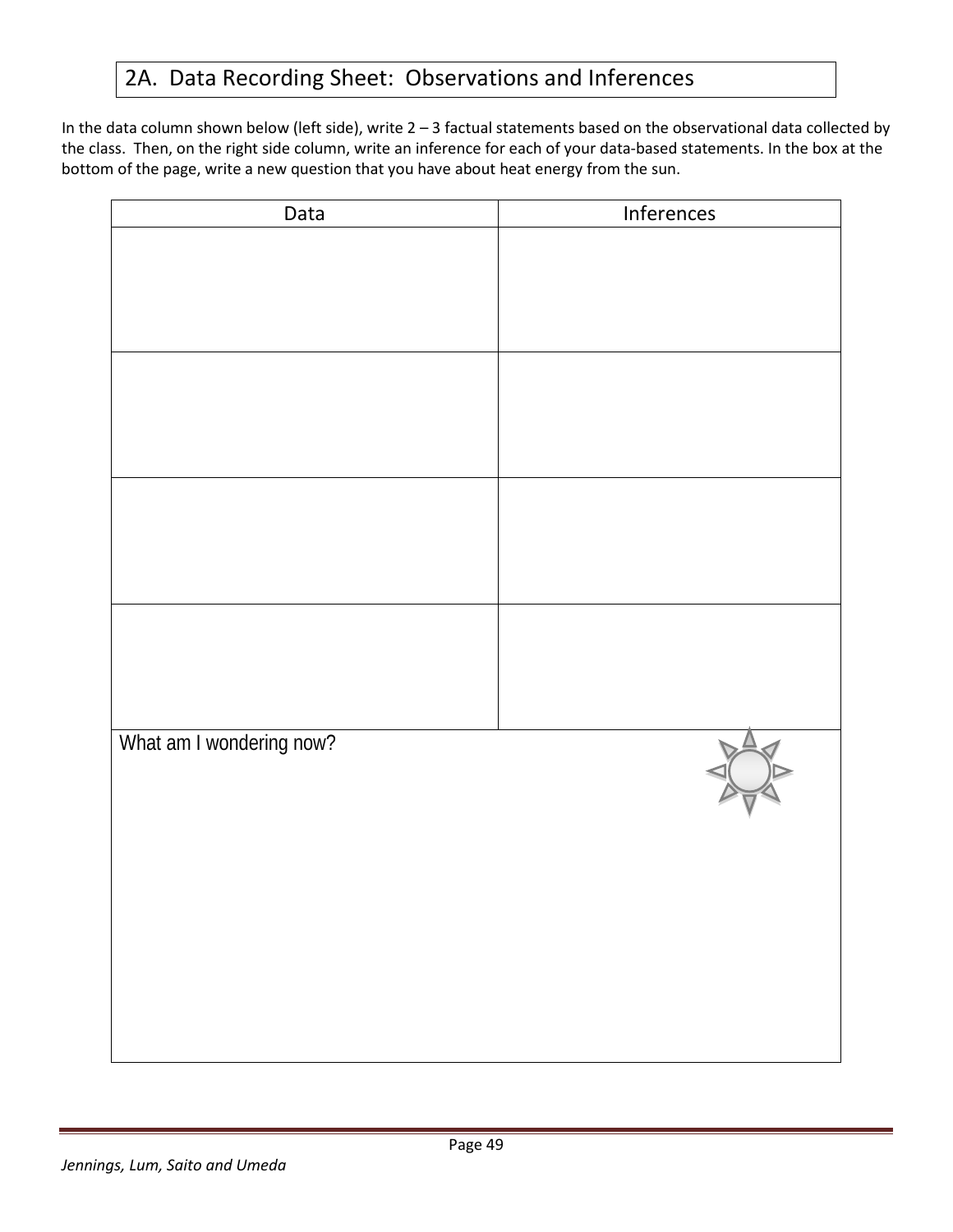## 2A. Data Recording Sheet: Observations and Inferences

In the data column shown below (left side), write 2 – 3 factual statements based on the observational data collected by the class. Then, on the right side column, write an inference for each of your data-based statements. In the box at the bottom of the page, write a new question that you have about heat energy from the sun.

| Data | Inferences |
|---|---|
| | |
| | |
| | |
| | |
| What am I wondering now? | |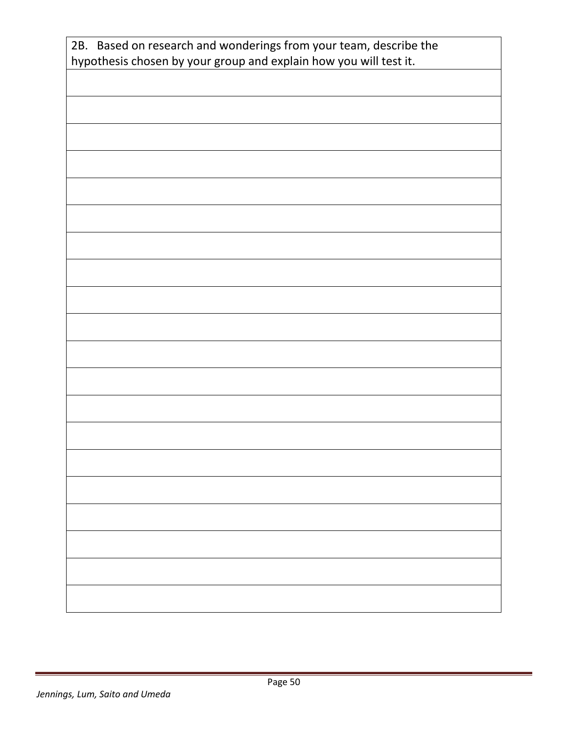| 2B. Based on research and wonderings from your team, describe the hypothesis chosen by your group and explain how you will test it. |
| --- |
| |
| |
| |
| |
| |
| |
| |
| |
| |
| |
| |
| |
| |
| |
| |
| |
| |
| |
| |
| |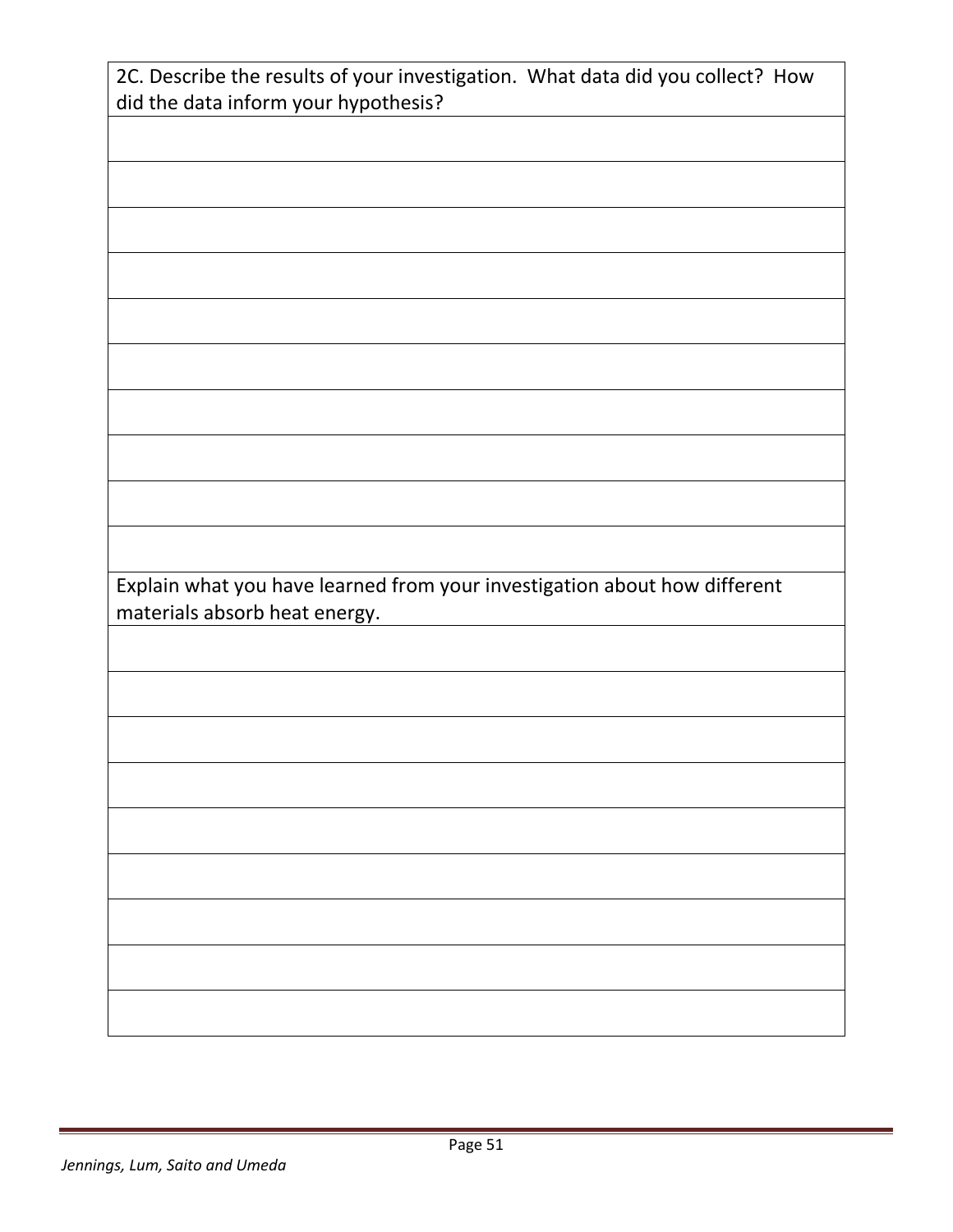| 2C. Describe the results of your investigation. What data did you collect? How did the data inform your hypothesis? |
| --- |
| |
| |
| |
| |
| |
| |
| |
| |
| |
| |
| Explain what you have learned from your investigation about how different materials absorb heat energy. |
| |
| |
| |
| |
| |
| |
| |
| |
| |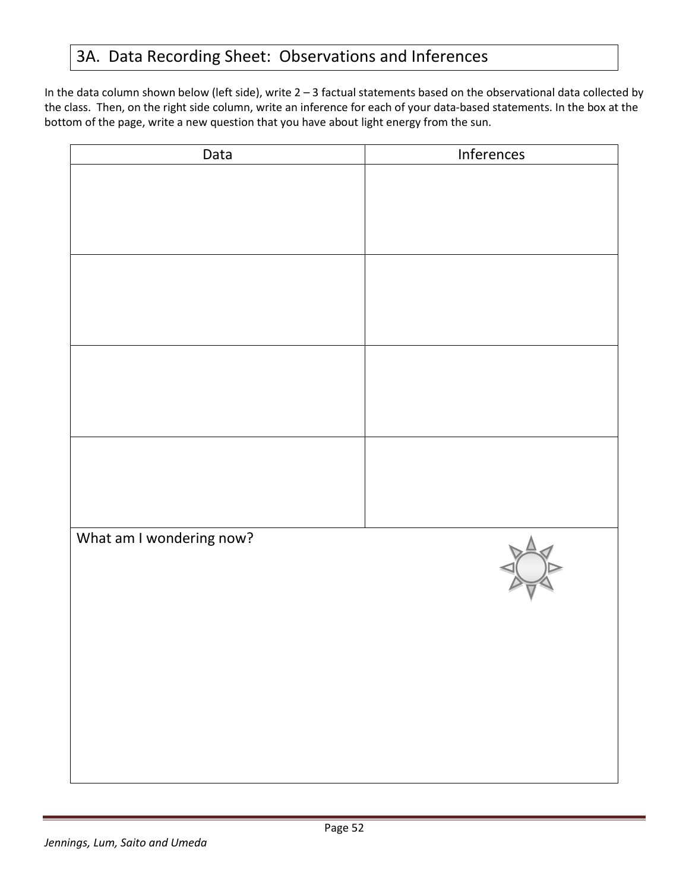# 3A. Data Recording Sheet: Observations and Inferences

In the data column shown below (left side), write 2 – 3 factual statements based on the observational data collected by the class. Then, on the right side column, write an inference for each of your data-based statements. In the box at the bottom of the page, write a new question that you have about light energy from the sun.

| Data | Inferences |
|---|---|
| | |
| | |
| | |
| | |

What am I wondering now?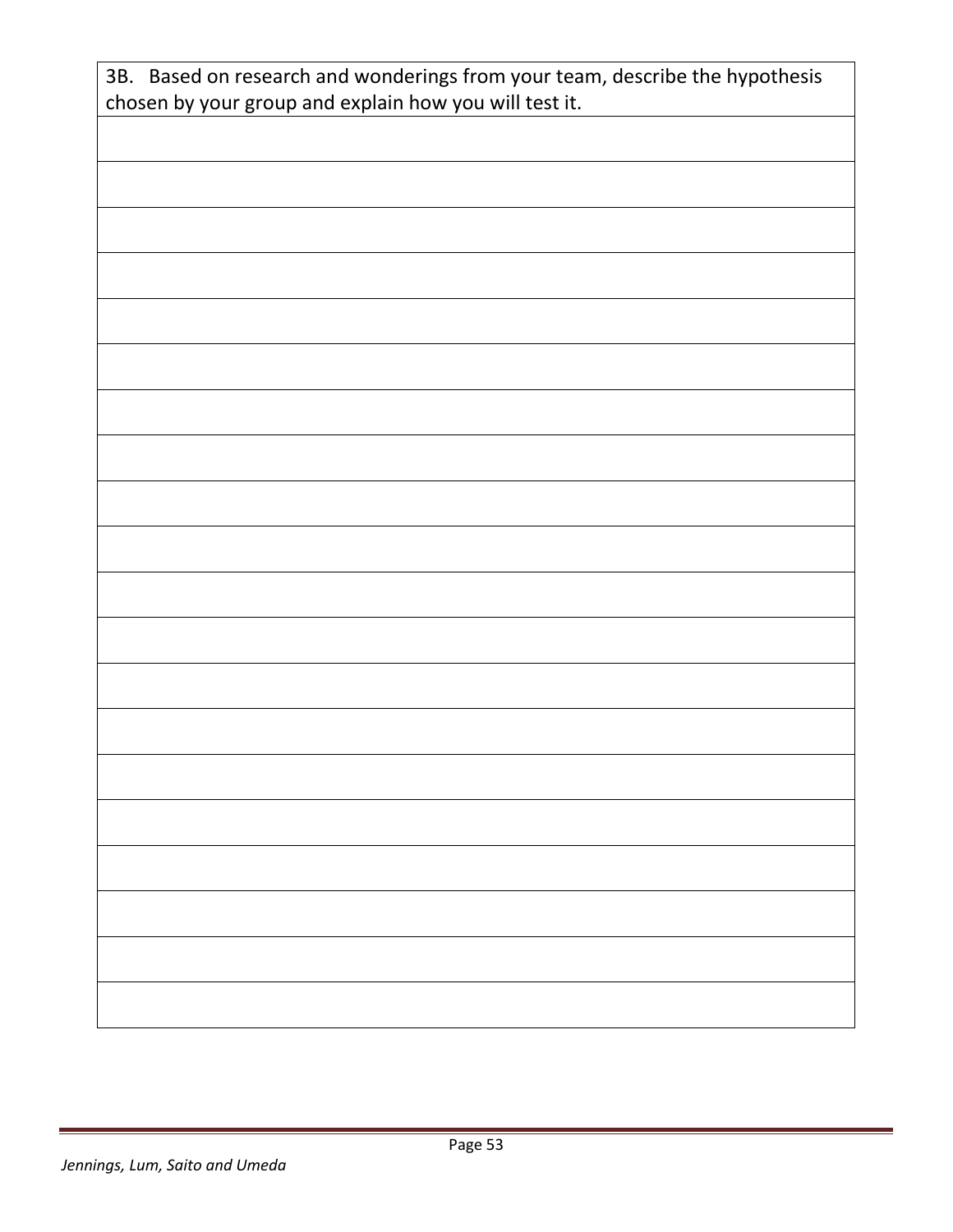| 3B. Based on research and wonderings from your team, describe the hypothesis chosen by your group and explain how you will test it. |
| --- |
| |
| |
| |
| |
| |
| |
| |
| |
| |
| |
| |
| |
| |
| |
| |
| |
| |
| |
| |
| |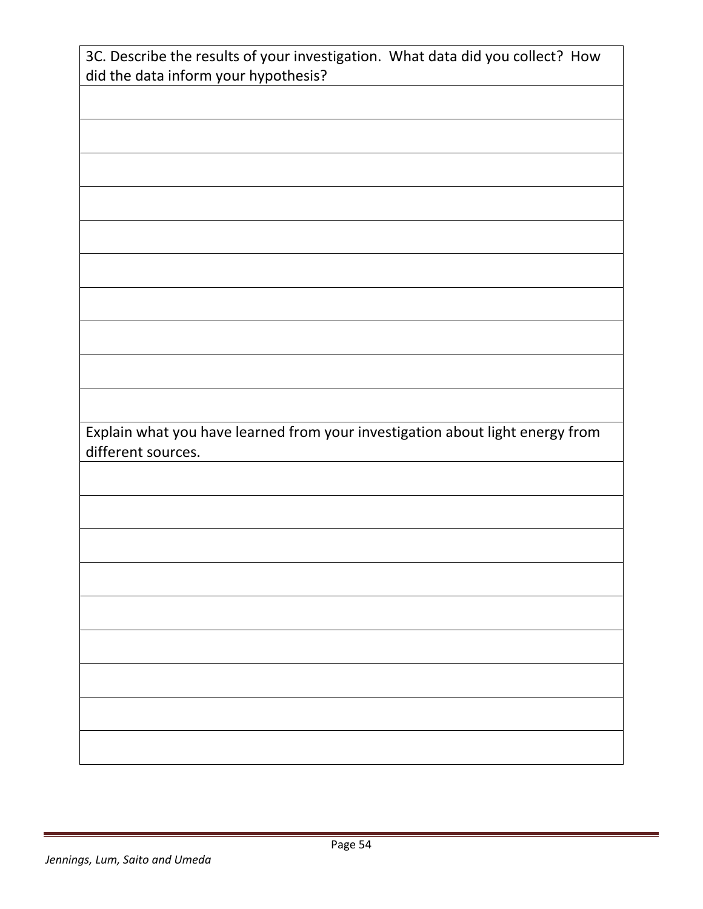| 3C. Describe the results of your investigation. What data did you collect? How did the data inform your hypothesis? |
| --- |
| |
| |
| |
| |
| |
| |
| |
| |
| |
| |
| Explain what you have learned from your investigation about light energy from different sources. |
| |
| |
| |
| |
| |
| |
| |
| |
| |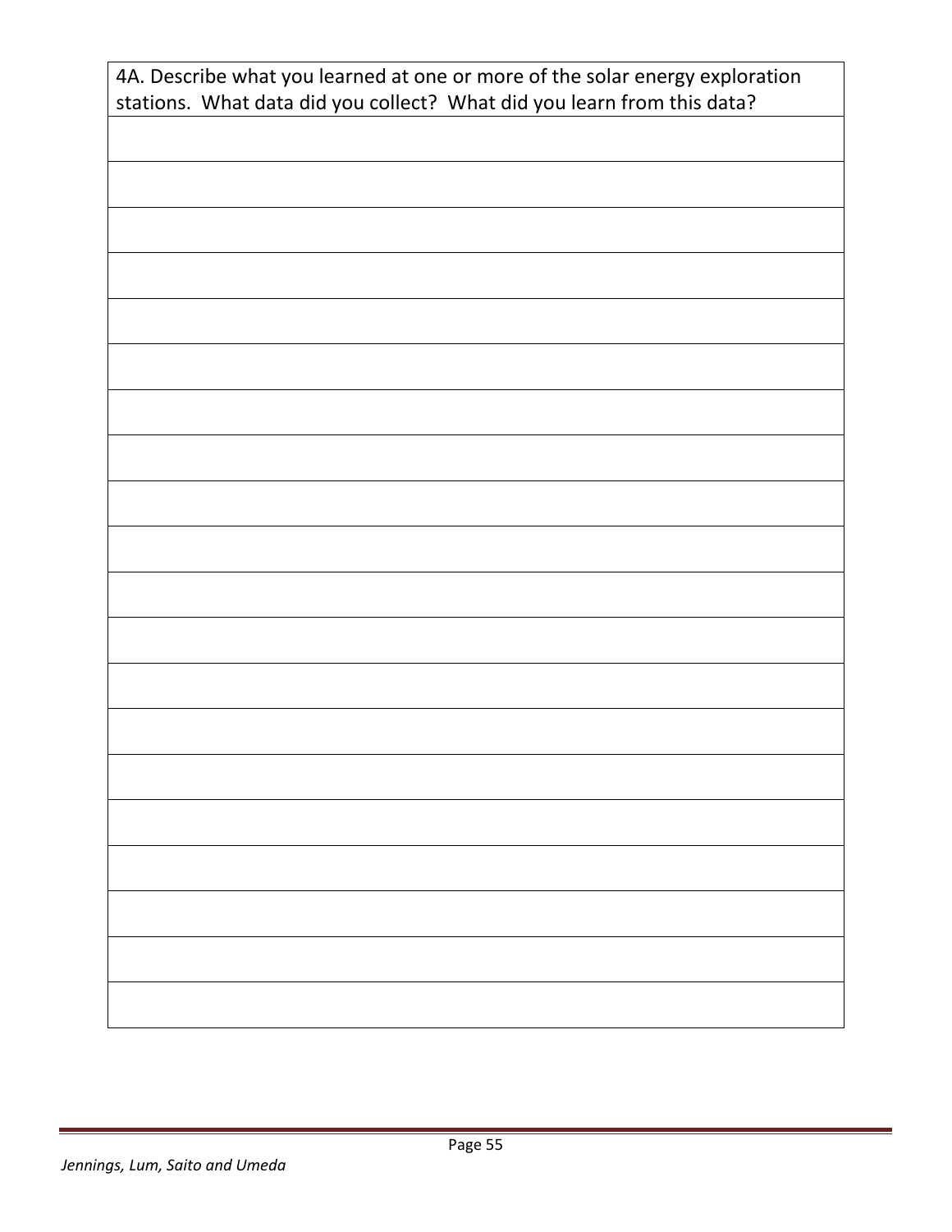| 4A. Describe what you learned at one or more of the solar energy exploration stations. What data did you collect? What did you learn from this data? |
|---|
| |
| |
| |
| |
| |
| |
| |
| |
| |
| |
| |
| |
| |
| |
| |
| |
| |
| |
| |
| |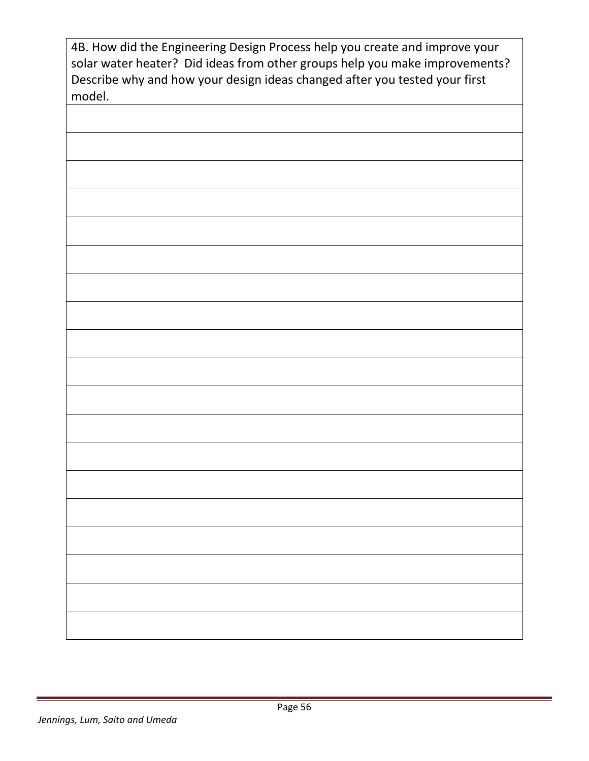| 4B. How did the Engineering Design Process help you create and improve your solar water heater? Did ideas from other groups help you make improvements? Describe why and how your design ideas changed after you tested your first model. |
|---|
| |
| |
| |
| |
| |
| |
| |
| |
| |
| |
| |
| |
| |
| |
| |
| |
| |
| |
| |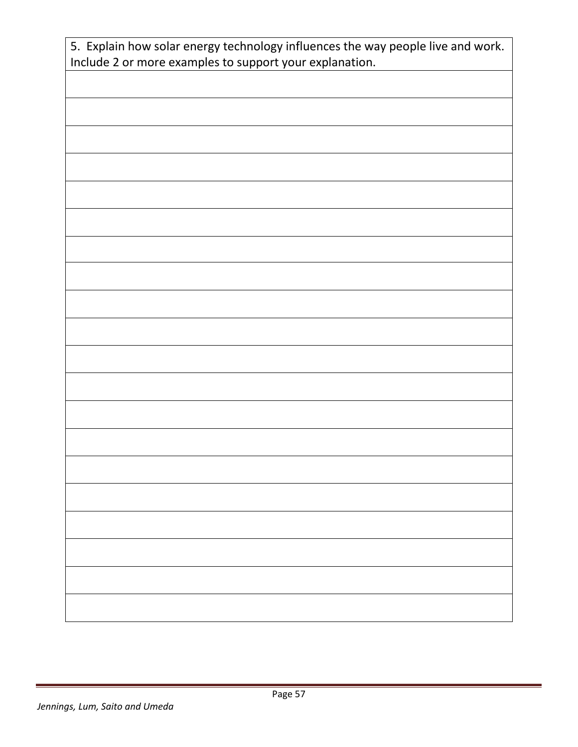| 5. Explain how solar energy technology influences the way people live and work. Include 2 or more examples to support your explanation. |
|---|
| |
| |
| |
| |
| |
| |
| |
| |
| |
| |
| |
| |
| |
| |
| |
| |
| |
| |
| |
| |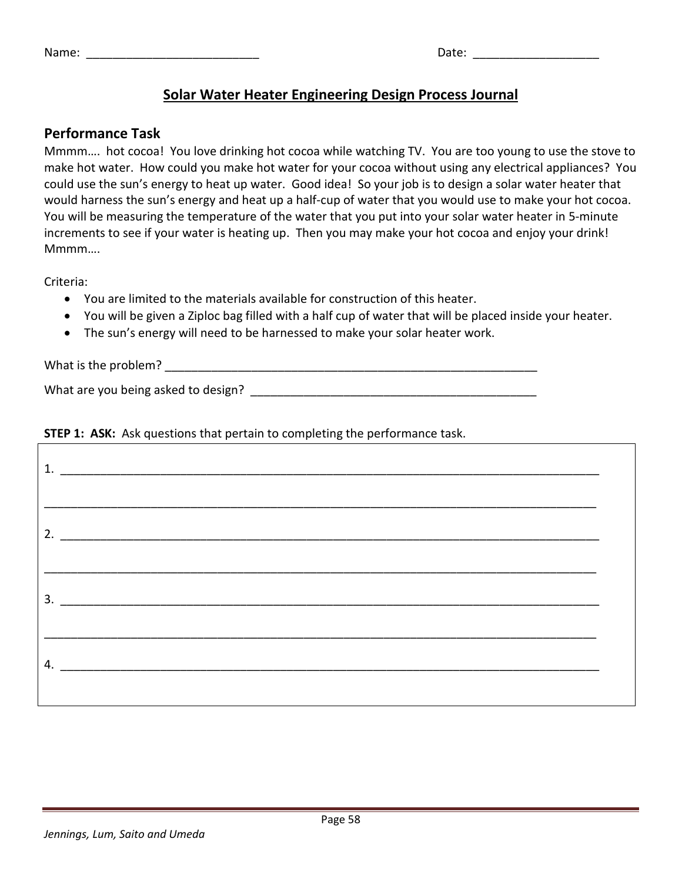Name: __________________________ Date: ___________________

## Solar Water Heater Engineering Design Process Journal

### Performance Task

Mmmm…. hot cocoa! You love drinking hot cocoa while watching TV. You are too young to use the stove to make hot water. How could you make hot water for your cocoa without using any electrical appliances? You could use the sun's energy to heat up water. Good idea! So your job is to design a solar water heater that would harness the sun's energy and heat up a half-cup of water that you would use to make your hot cocoa. You will be measuring the temperature of the water that you put into your solar water heater in 5-minute increments to see if your water is heating up. Then you may make your hot cocoa and enjoy your drink! Mmmm….

Criteria:

- You are limited to the materials available for construction of this heater.
- You will be given a Ziploc bag filled with a half cup of water that will be placed inside your heater.
- The sun's energy will need to be harnessed to make your solar heater work.

What is the problem? ___________________________________________________________

What are you being asked to design? ____________________________________________

**STEP 1: ASK:** Ask questions that pertain to completing the performance task.

1. ________________________________________________________________________________

________________________________________________________________________________

2. ________________________________________________________________________________

________________________________________________________________________________

3. ________________________________________________________________________________

________________________________________________________________________________

4. ________________________________________________________________________________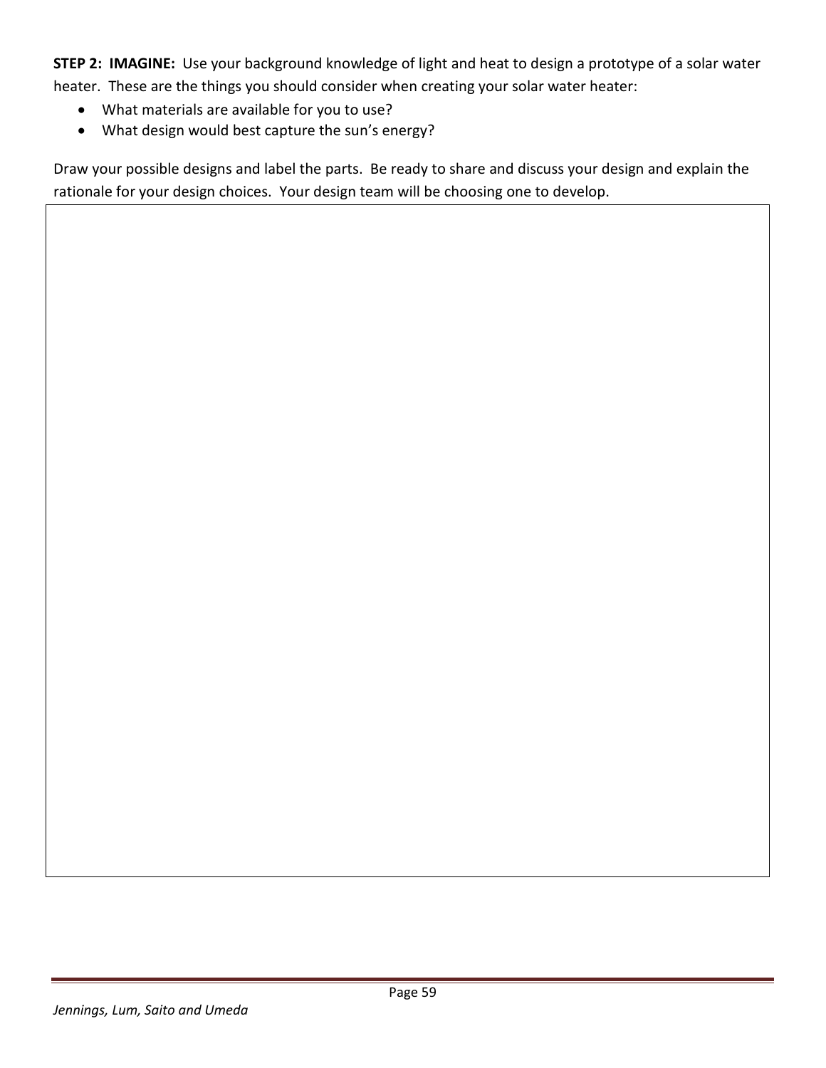**STEP 2: IMAGINE:** Use your background knowledge of light and heat to design a prototype of a solar water heater. These are the things you should consider when creating your solar water heater:

- What materials are available for you to use?
- What design would best capture the sun's energy?

Draw your possible designs and label the parts. Be ready to share and discuss your design and explain the rationale for your design choices. Your design team will be choosing one to develop.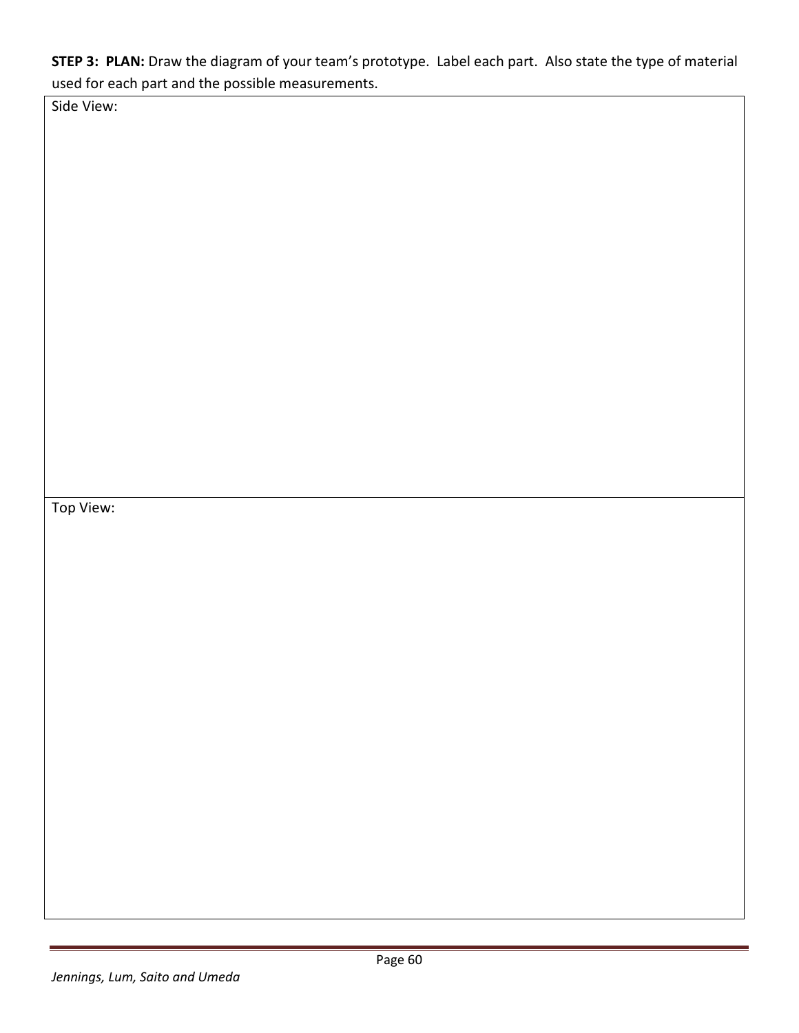**STEP 3: PLAN:** Draw the diagram of your team's prototype. Label each part. Also state the type of material used for each part and the possible measurements.

| Side View: |
|---|
| Top View: |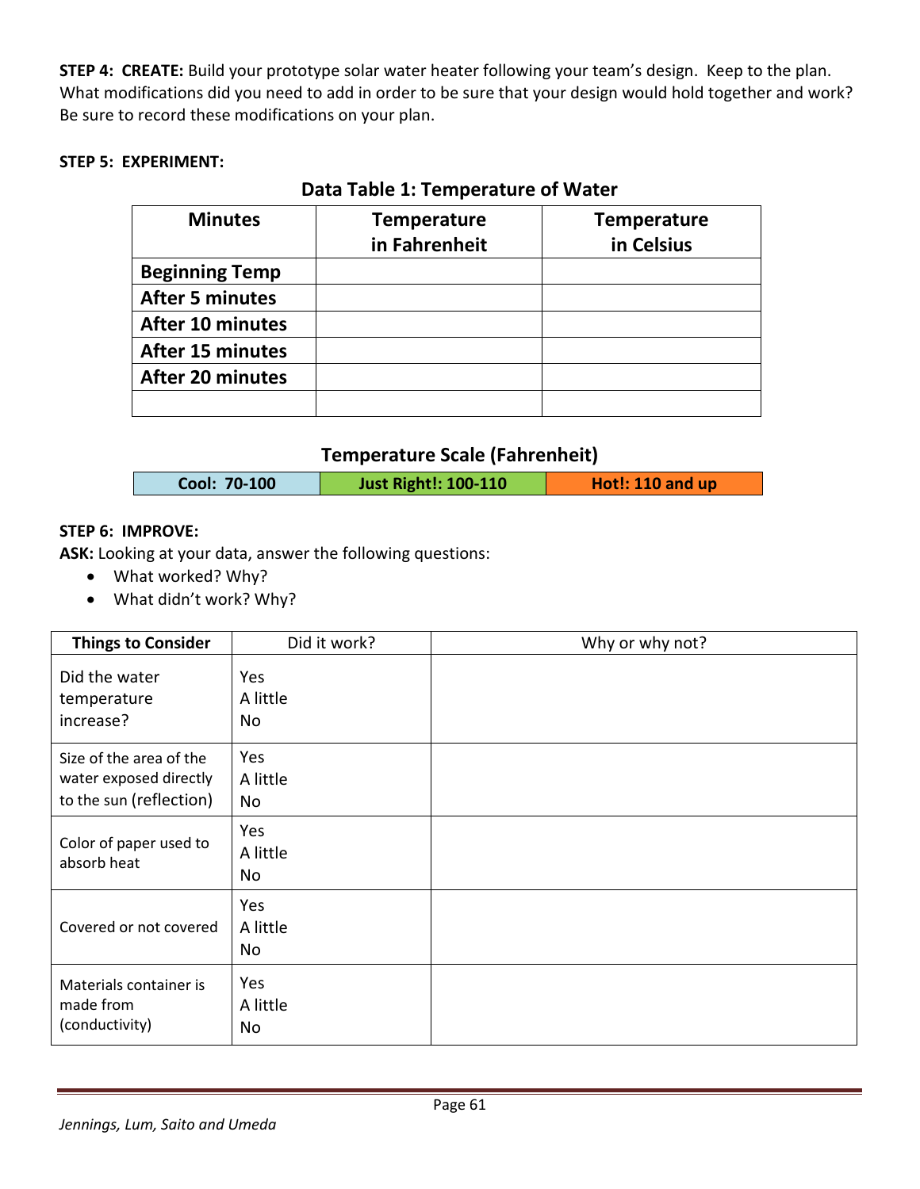**STEP 4: CREATE:** Build your prototype solar water heater following your team's design. Keep to the plan. What modifications did you need to add in order to be sure that your design would hold together and work? Be sure to record these modifications on your plan.

**STEP 5: EXPERIMENT:**

**Data Table 1: Temperature of Water**

| Minutes | Temperature in Fahrenheit | Temperature in Celsius |
|---|---|---|
| **Beginning Temp** | | |
| **After 5 minutes** | | |
| **After 10 minutes** | | |
| **After 15 minutes** | | |
| **After 20 minutes** | | |
| | | |

**Temperature Scale (Fahrenheit)**

| Cool: 70-100 | Just Right!: 100-110 | Hot!: 110 and up |
|---|---|---|

**STEP 6: IMPROVE:**

**ASK:** Looking at your data, answer the following questions:

- What worked? Why?
- What didn't work? Why?

| Things to Consider | Did it work? | Why or why not? |
|---|---|---|
| Did the water temperature increase? | Yes<br>A little<br>No | |
| Size of the area of the water exposed directly to the sun (reflection) | Yes<br>A little<br>No | |
| Color of paper used to absorb heat | Yes<br>A little<br>No | |
| Covered or not covered | Yes<br>A little<br>No | |
| Materials container is made from (conductivity) | Yes<br>A little<br>No | |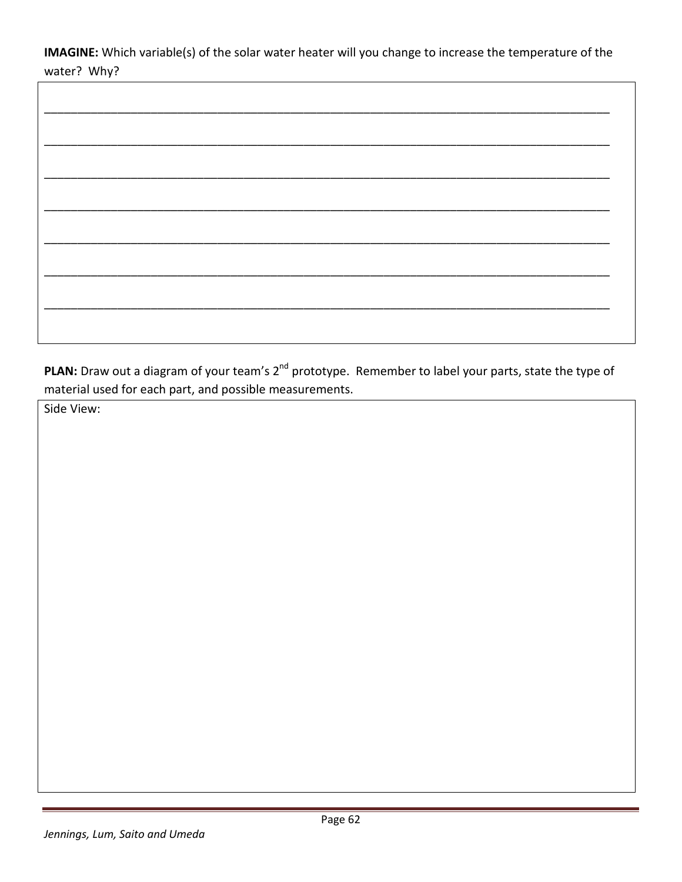**IMAGINE:** Which variable(s) of the solar water heater will you change to increase the temperature of the water? Why?

________________________________________________________________________________________

________________________________________________________________________________________

________________________________________________________________________________________

________________________________________________________________________________________

________________________________________________________________________________________

________________________________________________________________________________________

________________________________________________________________________________________

**PLAN:** Draw out a diagram of your team's 2nd prototype. Remember to label your parts, state the type of material used for each part, and possible measurements.

Side View: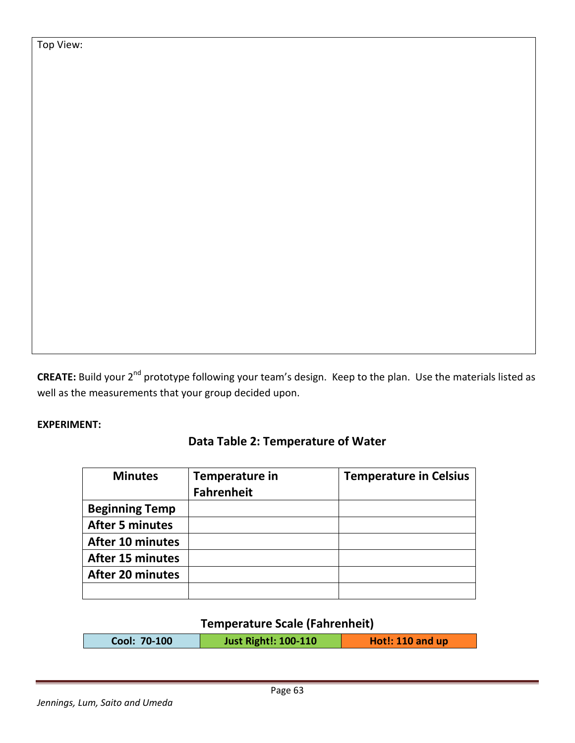Top View:

**CREATE:** Build your 2[nd] prototype following your team's design. Keep to the plan. Use the materials listed as well as the measurements that your group decided upon.

**EXPERIMENT:**

### Data Table 2: Temperature of Water

| Minutes | Temperature in Fahrenheit | Temperature in Celsius |
|---|---|---|
| **Beginning Temp** | | |
| **After 5 minutes** | | |
| **After 10 minutes** | | |
| **After 15 minutes** | | |
| **After 20 minutes** | | |
| | | |

### Temperature Scale (Fahrenheit)

| Cool: 70-100 | Just Right!: 100-110 | Hot!: 110 and up |
|---|---|---|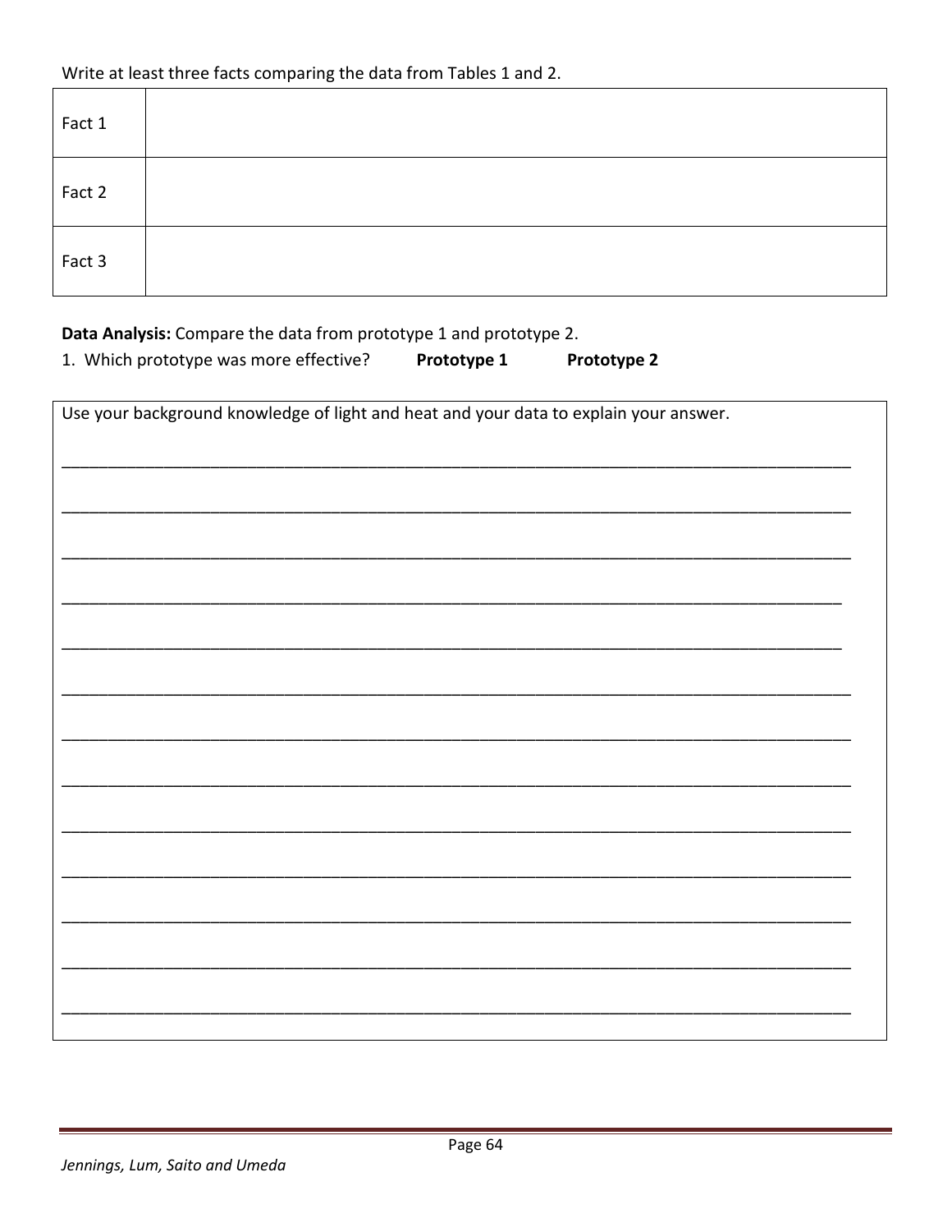Write at least three facts comparing the data from Tables 1 and 2.

| Fact 1 | |
|---|---|
| Fact 2 | |
| Fact 3 | |

**Data Analysis:** Compare the data from prototype 1 and prototype 2.

1. Which prototype was more effective? **Prototype 1** **Prototype 2**

Use your background knowledge of light and heat and your data to explain your answer.

___________________________________________________________________________

___________________________________________________________________________

___________________________________________________________________________

___________________________________________________________________________

___________________________________________________________________________

___________________________________________________________________________

___________________________________________________________________________

___________________________________________________________________________

___________________________________________________________________________

___________________________________________________________________________

___________________________________________________________________________

___________________________________________________________________________

___________________________________________________________________________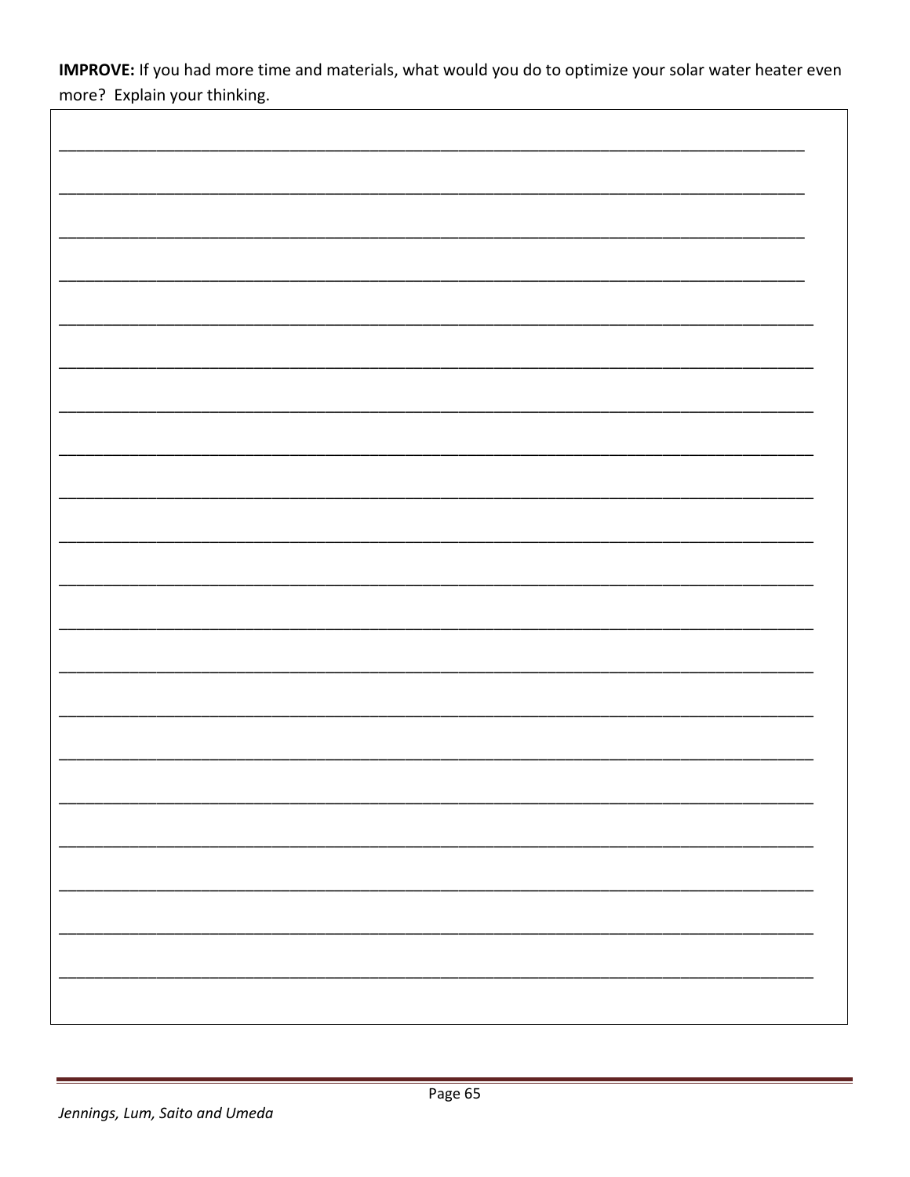**IMPROVE:** If you had more time and materials, what would you do to optimize your solar water heater even more? Explain your thinking.

______________________________________________________________________________

______________________________________________________________________________

______________________________________________________________________________

______________________________________________________________________________

______________________________________________________________________________

______________________________________________________________________________

______________________________________________________________________________

______________________________________________________________________________

______________________________________________________________________________

______________________________________________________________________________

______________________________________________________________________________

______________________________________________________________________________

______________________________________________________________________________

______________________________________________________________________________

______________________________________________________________________________

______________________________________________________________________________

______________________________________________________________________________

______________________________________________________________________________

______________________________________________________________________________

______________________________________________________________________________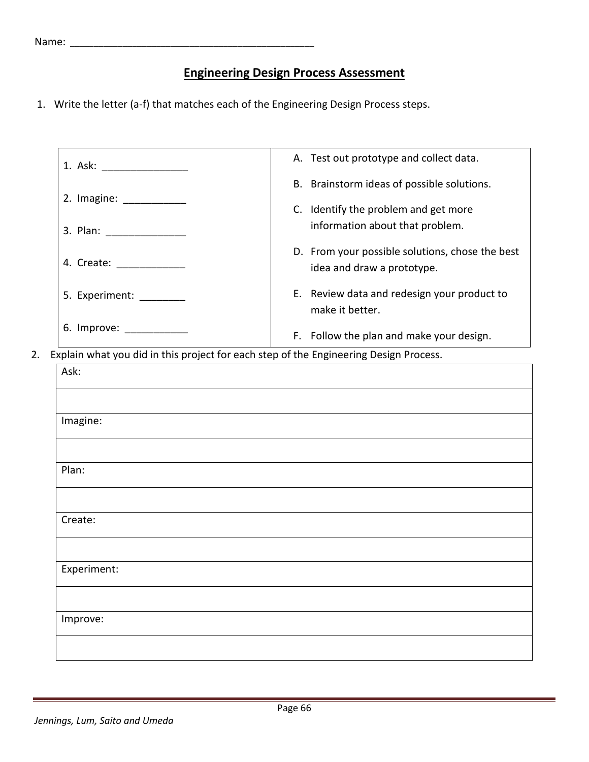Name: ____________________________________________

## Engineering Design Process Assessment

1. Write the letter (a-f) that matches each of the Engineering Design Process steps.

| | |
|---|---|
| 1. Ask: _______________ | A. Test out prototype and collect data. |
| 2. Imagine: ___________ | B. Brainstorm ideas of possible solutions. |
| 3. Plan: ______________ | C. Identify the problem and get more information about that problem. |
| 4. Create: ____________ | D. From your possible solutions, chose the best idea and draw a prototype. |
| 5. Experiment: ________ | E. Review data and redesign your product to make it better. |
| 6. Improve: ___________ | F. Follow the plan and make your design. |

2. Explain what you did in this project for each step of the Engineering Design Process.

| |
|---|
| Ask: |
| |
| Imagine: |
| |
| Plan: |
| |
| Create: |
| |
| Experiment: |
| |
| Improve: |
| |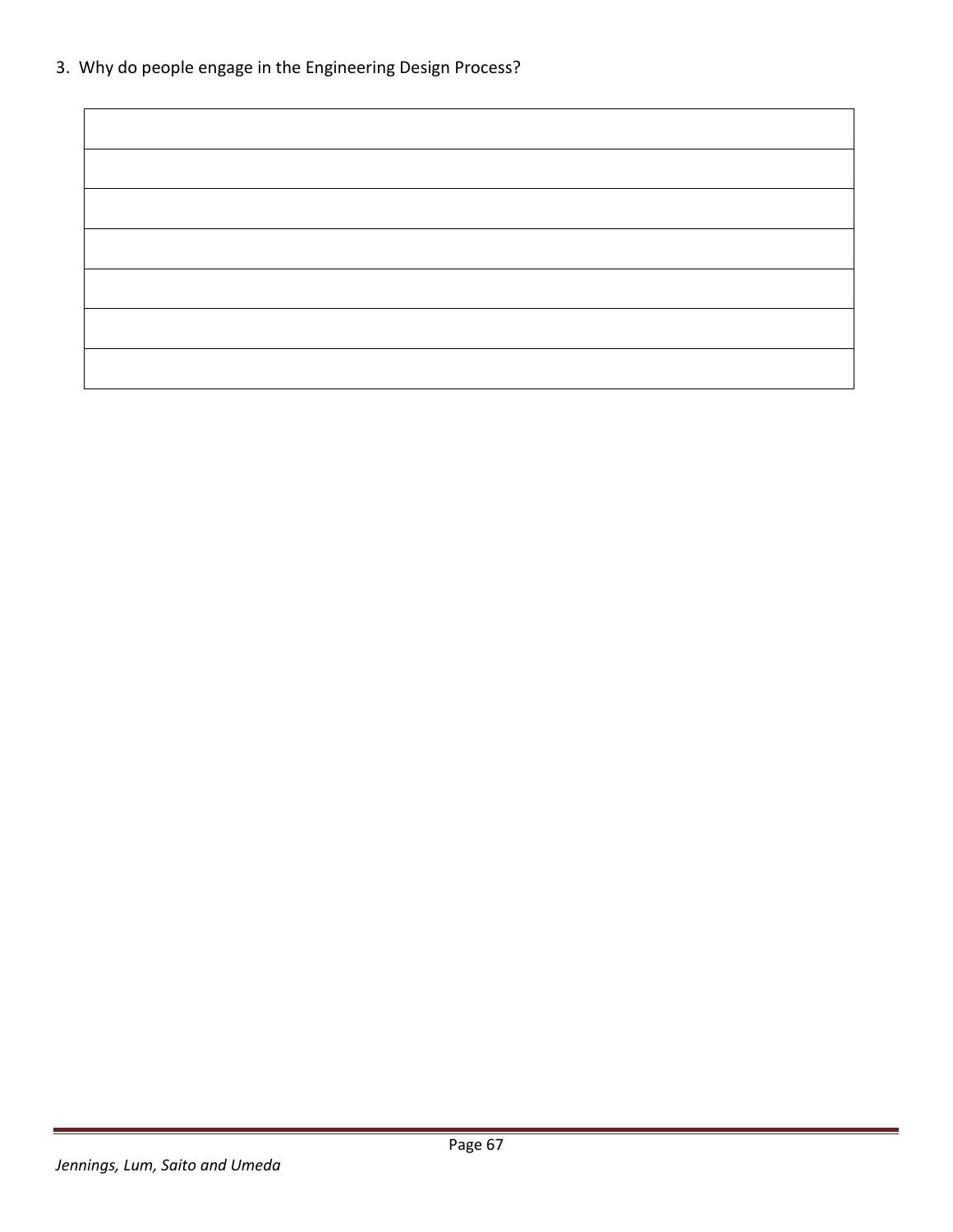3. Why do people engage in the Engineering Design Process?

| |
|---|
| |
| |
| |
| |
| |
| |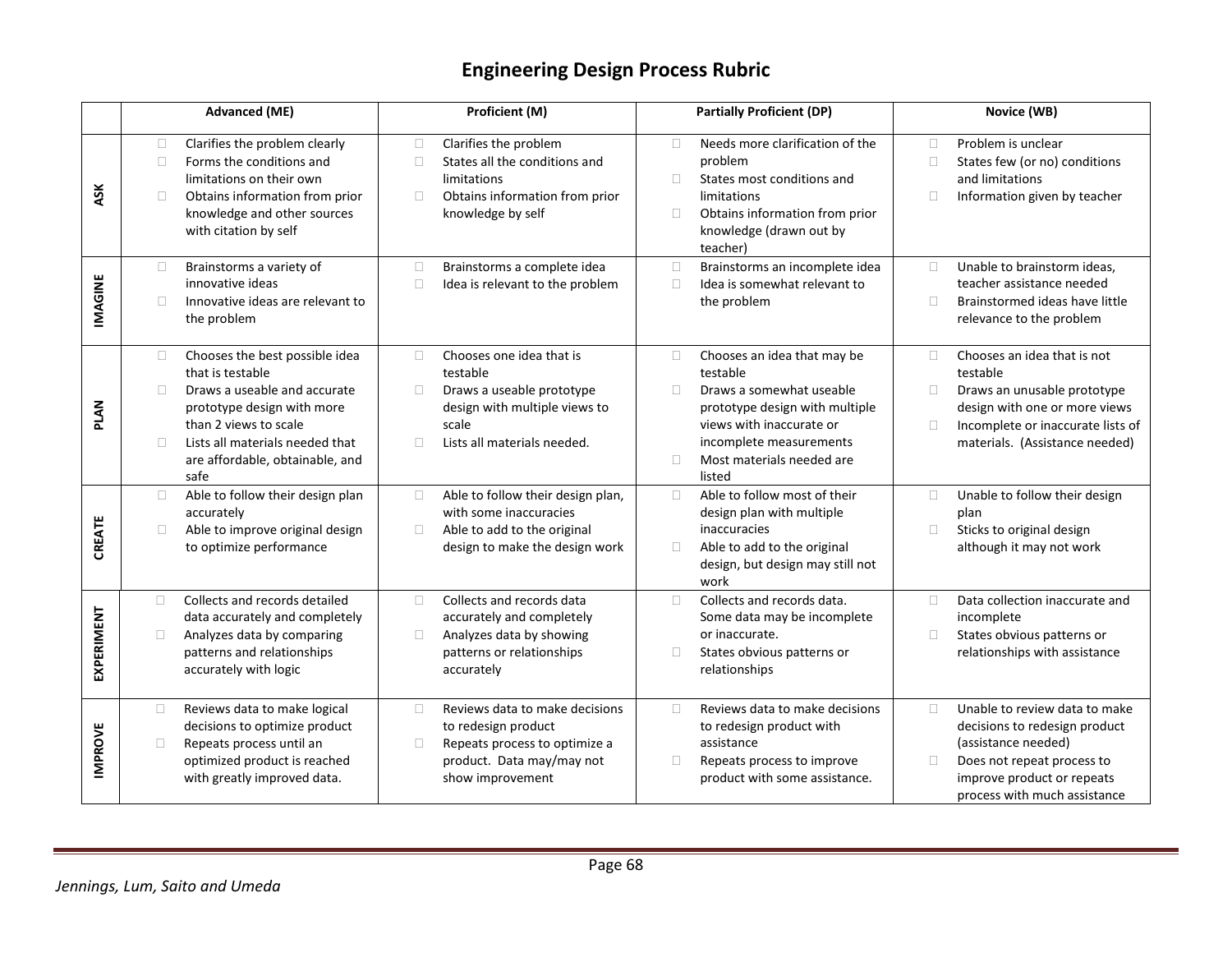# Engineering Design Process Rubric

| | Advanced (ME) | Proficient (M) | Partially Proficient (DP) | Novice (WB) |
|---|---|---|---|---|
| **ASK** | □ Clarifies the problem clearly<br>□ Forms the conditions and limitations on their own<br>□ Obtains information from prior knowledge and other sources with citation by self | □ Clarifies the problem<br>□ States all the conditions and limitations<br>□ Obtains information from prior knowledge by self | □ Needs more clarification of the problem<br>□ States most conditions and limitations<br>□ Obtains information from prior knowledge (drawn out by teacher) | □ Problem is unclear<br>□ States few (or no) conditions and limitations<br>□ Information given by teacher |
| **IMAGINE** | □ Brainstorms a variety of innovative ideas<br>□ Innovative ideas are relevant to the problem | □ Brainstorms a complete idea<br>□ Idea is relevant to the problem | □ Brainstorms an incomplete idea<br>□ Idea is somewhat relevant to the problem | □ Unable to brainstorm ideas, teacher assistance needed<br>□ Brainstormed ideas have little relevance to the problem |
| **PLAN** | □ Chooses the best possible idea that is testable<br>□ Draws a useable and accurate prototype design with more than 2 views to scale<br>□ Lists all materials needed that are affordable, obtainable, and safe | □ Chooses one idea that is testable<br>□ Draws a useable prototype design with multiple views to scale<br>□ Lists all materials needed. | □ Chooses an idea that may be testable<br>□ Draws a somewhat useable prototype design with multiple views with inaccurate or incomplete measurements<br>□ Most materials needed are listed | □ Chooses an idea that is not testable<br>□ Draws an unusable prototype design with one or more views<br>□ Incomplete or inaccurate lists of materials. (Assistance needed) |
| **CREATE** | □ Able to follow their design plan accurately<br>□ Able to improve original design to optimize performance | □ Able to follow their design plan, with some inaccuracies<br>□ Able to add to the original design to make the design work | □ Able to follow most of their design plan with multiple inaccuracies<br>□ Able to add to the original design, but design may still not work | □ Unable to follow their design plan<br>□ Sticks to original design although it may not work |
| **EXPERIMENT** | □ Collects and records detailed data accurately and completely<br>□ Analyzes data by comparing patterns and relationships accurately with logic | □ Collects and records data accurately and completely<br>□ Analyzes data by showing patterns or relationships accurately | □ Collects and records data. Some data may be incomplete or inaccurate.<br>□ States obvious patterns or relationships | □ Data collection inaccurate and incomplete<br>□ States obvious patterns or relationships with assistance |
| **IMPROVE** | □ Reviews data to make logical decisions to optimize product<br>□ Repeats process until an optimized product is reached with greatly improved data. | □ Reviews data to make decisions to redesign product<br>□ Repeats process to optimize a product. Data may/may not show improvement | □ Reviews data to make decisions to redesign product with assistance<br>□ Repeats process to improve product with some assistance. | □ Unable to review data to make decisions to redesign product (assistance needed)<br>□ Does not repeat process to improve product or repeats process with much assistance |